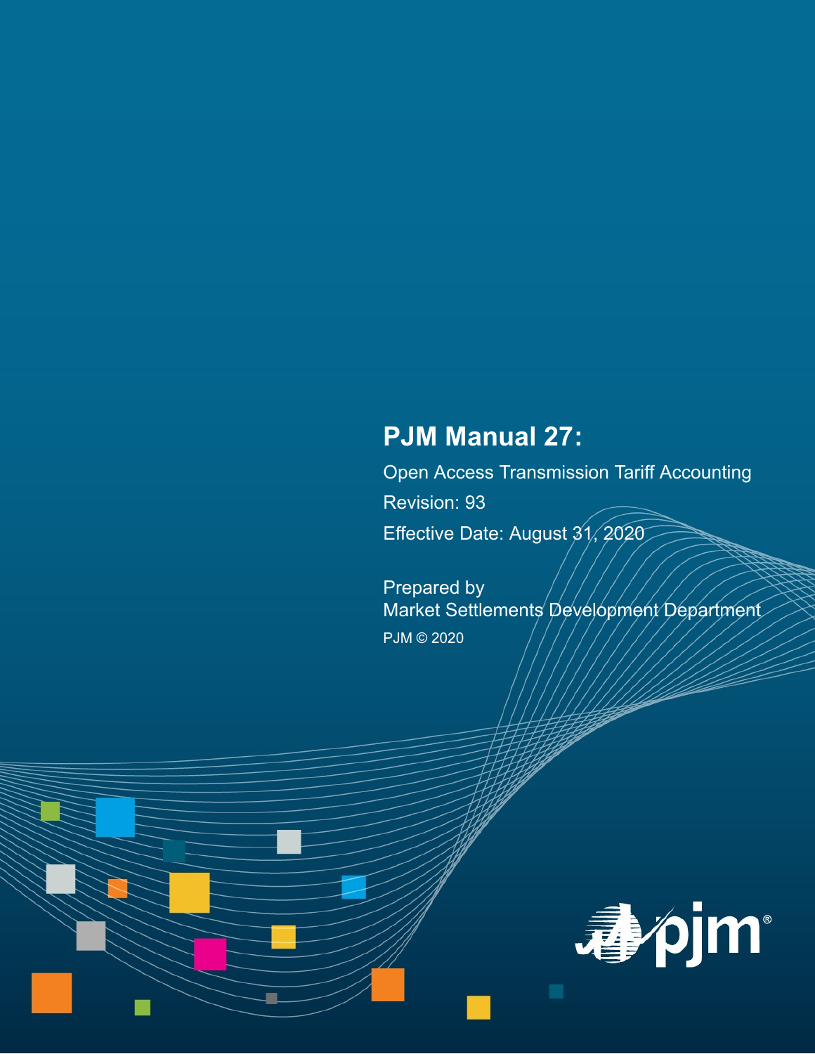# PJM Manual 27:

Open Access Transmission Tariff Accounting

Revision: 93

Effective Date: August 31, 2020

Prepared by

Market Settlements Development Department

PJM © 2020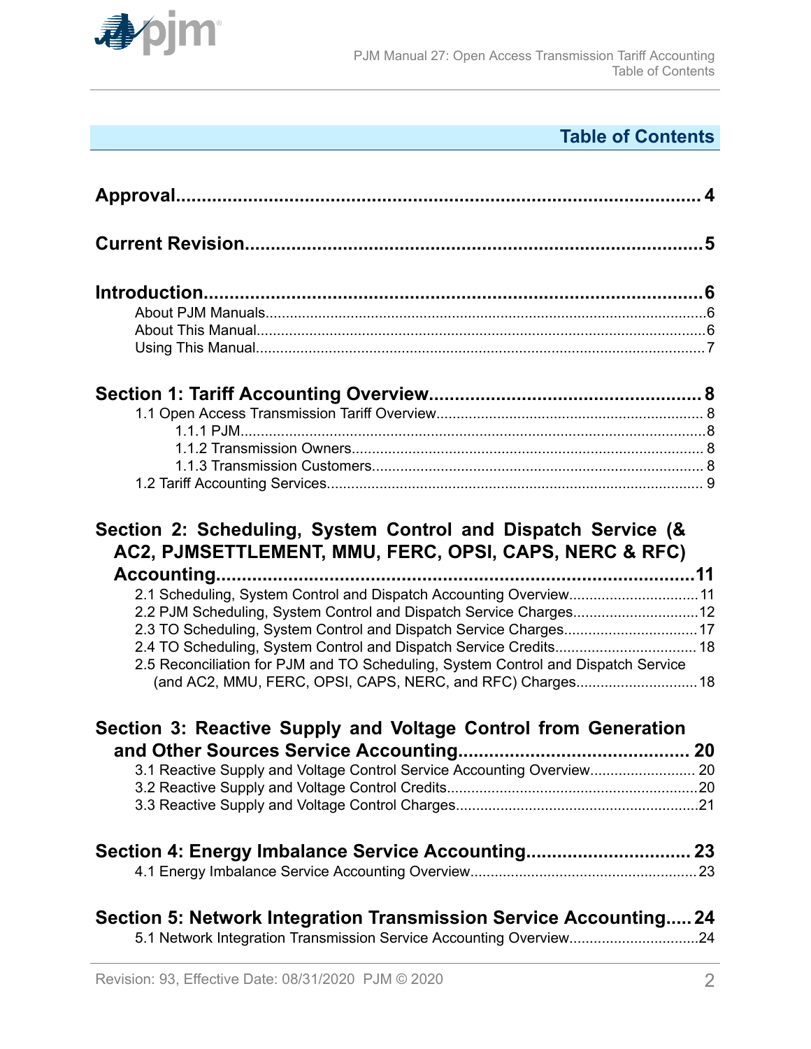## Table of Contents

**Approval** ........................................................................................ 4

**Current Revision** ........................................................................................ 5

**Introduction** ........................................................................................ 6

- About PJM Manuals ........................................................................................ 6
- About This Manual ........................................................................................ 6
- Using This Manual ........................................................................................ 7

**Section 1: Tariff Accounting Overview** ........................................................................................ 8

- 1.1 Open Access Transmission Tariff Overview ........................................................................................ 8
  - 1.1.1 PJM ........................................................................................ 8
  - 1.1.2 Transmission Owners ........................................................................................ 8
  - 1.1.3 Transmission Customers ........................................................................................ 8
- 1.2 Tariff Accounting Services ........................................................................................ 9

**Section 2: Scheduling, System Control and Dispatch Service (& AC2, PJMSETTLEMENT, MMU, FERC, OPSI, CAPS, NERC & RFC) Accounting** ........................................................................................ 11

- 2.1 Scheduling, System Control and Dispatch Accounting Overview ........................................................................................ 11
- 2.2 PJM Scheduling, System Control and Dispatch Service Charges ........................................................................................ 12
- 2.3 TO Scheduling, System Control and Dispatch Service Charges ........................................................................................ 17
- 2.4 TO Scheduling, System Control and Dispatch Service Credits ........................................................................................ 18
- 2.5 Reconciliation for PJM and TO Scheduling, System Control and Dispatch Service (and AC2, MMU, FERC, OPSI, CAPS, NERC, and RFC) Charges ........................................................................................ 18

**Section 3: Reactive Supply and Voltage Control from Generation and Other Sources Service Accounting** ........................................................................................ 20

- 3.1 Reactive Supply and Voltage Control Service Accounting Overview ........................................................................................ 20
- 3.2 Reactive Supply and Voltage Control Credits ........................................................................................ 20
- 3.3 Reactive Supply and Voltage Control Charges ........................................................................................ 21

**Section 4: Energy Imbalance Service Accounting** ........................................................................................ 23

- 4.1 Energy Imbalance Service Accounting Overview ........................................................................................ 23

**Section 5: Network Integration Transmission Service Accounting** ........................................................................................ 24

- 5.1 Network Integration Transmission Service Accounting Overview ........................................................................................ 24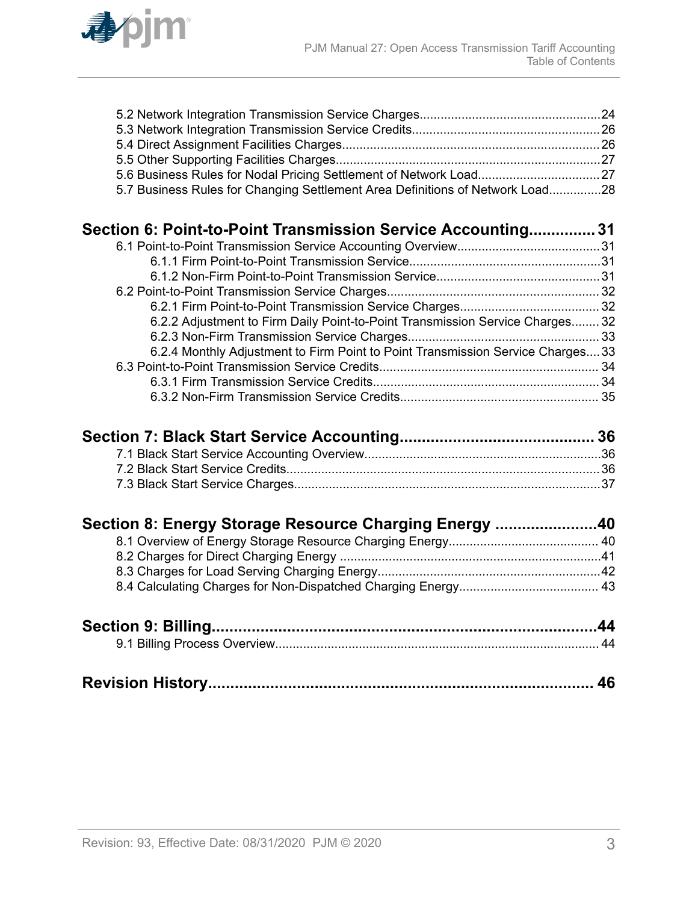5.2 Network Integration Transmission Service Charges....................................................24
5.3 Network Integration Transmission Service Credits......................................................26
5.4 Direct Assignment Facilities Charges..........................................................................26
5.5 Other Supporting Facilities Charges............................................................................27
5.6 Business Rules for Nodal Pricing Settlement of Network Load...................................27
5.7 Business Rules for Changing Settlement Area Definitions of Network Load...............28

**Section 6: Point-to-Point Transmission Service Accounting............... 31**

6.1 Point-to-Point Transmission Service Accounting Overview.........................................31
- 6.1.1 Firm Point-to-Point Transmission Service.......................................................31
- 6.1.2 Non-Firm Point-to-Point Transmission Service...............................................31

6.2 Point-to-Point Transmission Service Charges.............................................................32
- 6.2.1 Firm Point-to-Point Transmission Service Charges........................................32
- 6.2.2 Adjustment to Firm Daily Point-to-Point Transmission Service Charges........32
- 6.2.3 Non-Firm Transmission Service Charges.......................................................33
- 6.2.4 Monthly Adjustment to Firm Point to Point Transmission Service Charges....33

6.3 Point-to-Point Transmission Service Credits...............................................................34
- 6.3.1 Firm Transmission Service Credits.................................................................34
- 6.3.2 Non-Firm Transmission Service Credits.........................................................35

**Section 7: Black Start Service Accounting............................................ 36**

7.1 Black Start Service Accounting Overview....................................................................36
7.2 Black Start Service Credits..........................................................................................36
7.3 Black Start Service Charges........................................................................................37

**Section 8: Energy Storage Resource Charging Energy .......................40**

8.1 Overview of Energy Storage Resource Charging Energy........................................... 40
8.2 Charges for Direct Charging Energy ...........................................................................41
8.3 Charges for Load Serving Charging Energy................................................................42
8.4 Calculating Charges for Non-Dispatched Charging Energy........................................ 43

**Section 9: Billing.......................................................................................44**

9.1 Billing Process Overview............................................................................................. 44

**Revision History....................................................................................... 46**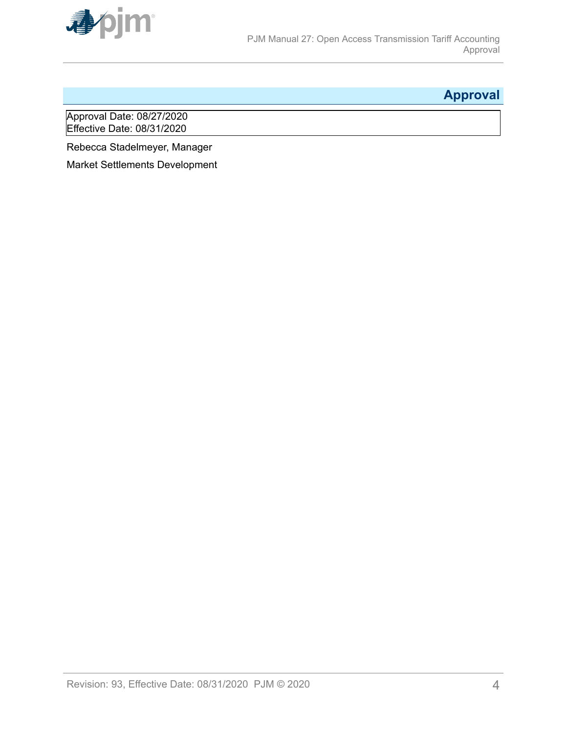# Approval

Approval Date: 08/27/2020
Effective Date: 08/31/2020

Rebecca Stadelmeyer, Manager

Market Settlements Development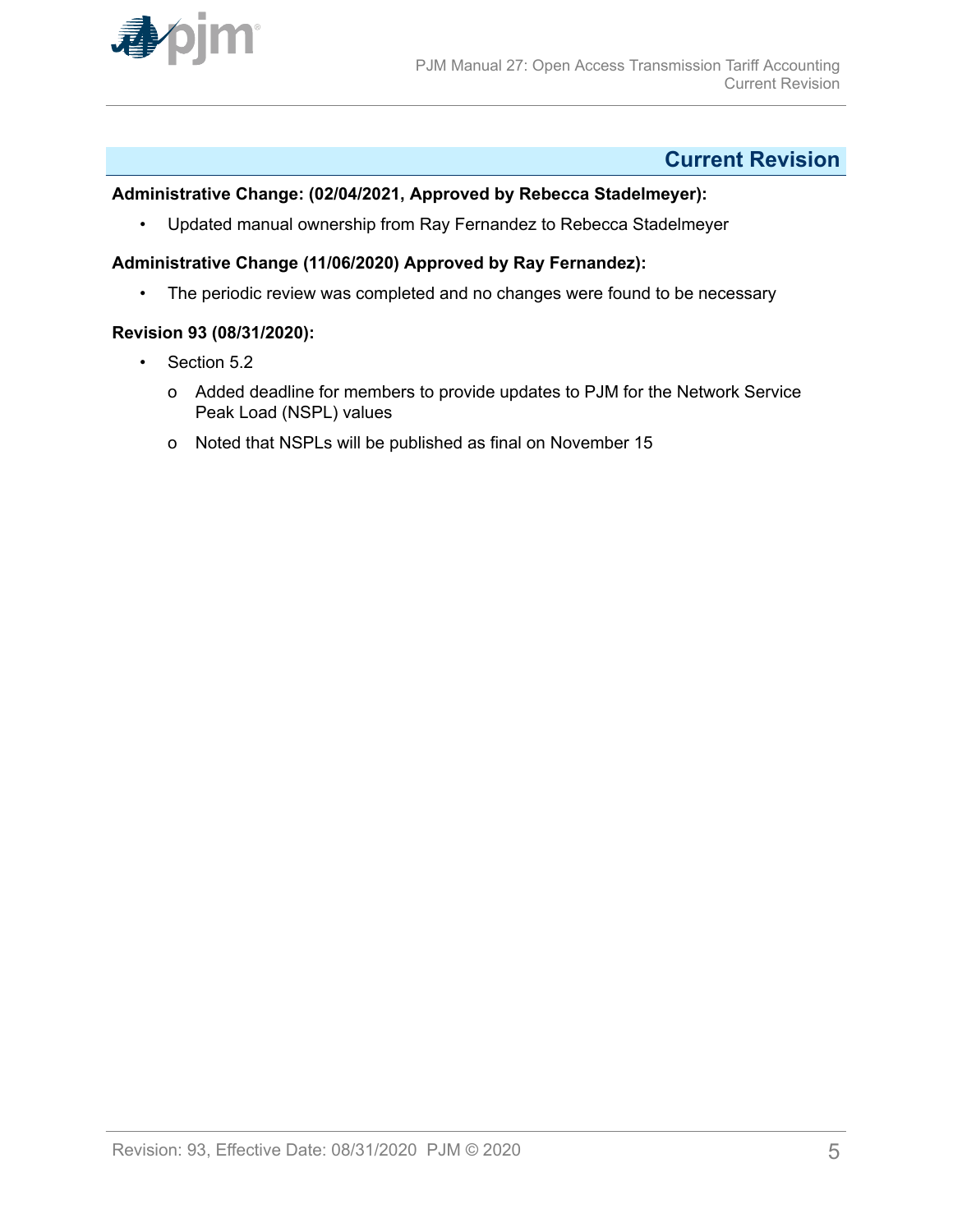# Current Revision

**Administrative Change: (02/04/2021, Approved by Rebecca Stadelmeyer):**

- Updated manual ownership from Ray Fernandez to Rebecca Stadelmeyer

**Administrative Change (11/06/2020) Approved by Ray Fernandez):**

- The periodic review was completed and no changes were found to be necessary

**Revision 93 (08/31/2020):**

- Section 5.2
  - Added deadline for members to provide updates to PJM for the Network Service Peak Load (NSPL) values
  - Noted that NSPLs will be published as final on November 15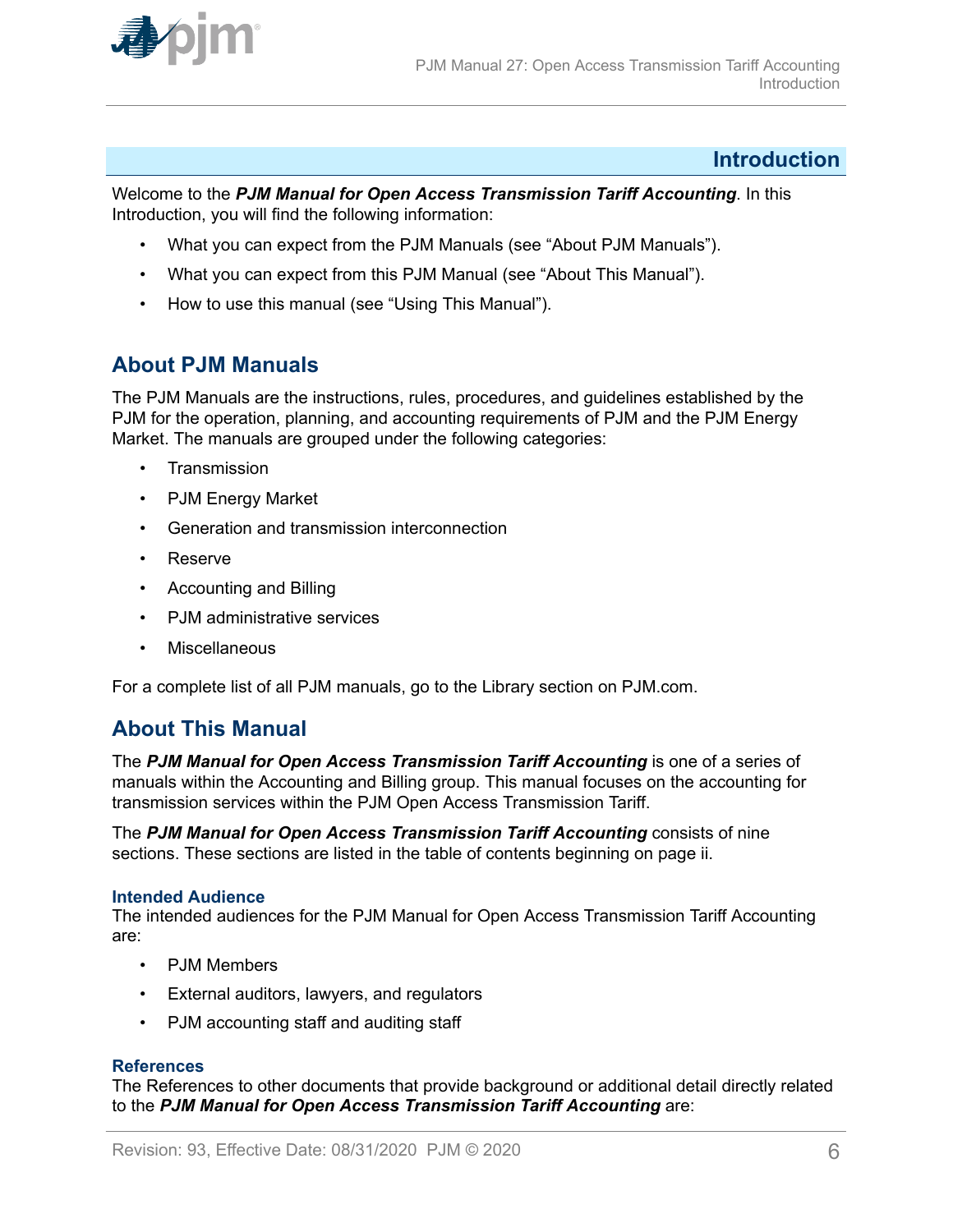# Introduction

Welcome to the ***PJM Manual for Open Access Transmission Tariff Accounting***. In this Introduction, you will find the following information:

- What you can expect from the PJM Manuals (see "About PJM Manuals").
- What you can expect from this PJM Manual (see "About This Manual").
- How to use this manual (see "Using This Manual").

## About PJM Manuals

The PJM Manuals are the instructions, rules, procedures, and guidelines established by the PJM for the operation, planning, and accounting requirements of PJM and the PJM Energy Market. The manuals are grouped under the following categories:

- Transmission
- PJM Energy Market
- Generation and transmission interconnection
- Reserve
- Accounting and Billing
- PJM administrative services
- Miscellaneous

For a complete list of all PJM manuals, go to the Library section on PJM.com.

## About This Manual

The ***PJM Manual for Open Access Transmission Tariff Accounting*** is one of a series of manuals within the Accounting and Billing group. This manual focuses on the accounting for transmission services within the PJM Open Access Transmission Tariff.

The ***PJM Manual for Open Access Transmission Tariff Accounting*** consists of nine sections. These sections are listed in the table of contents beginning on page ii.

### Intended Audience

The intended audiences for the PJM Manual for Open Access Transmission Tariff Accounting are:

- PJM Members
- External auditors, lawyers, and regulators
- PJM accounting staff and auditing staff

### References

The References to other documents that provide background or additional detail directly related to the ***PJM Manual for Open Access Transmission Tariff Accounting*** are: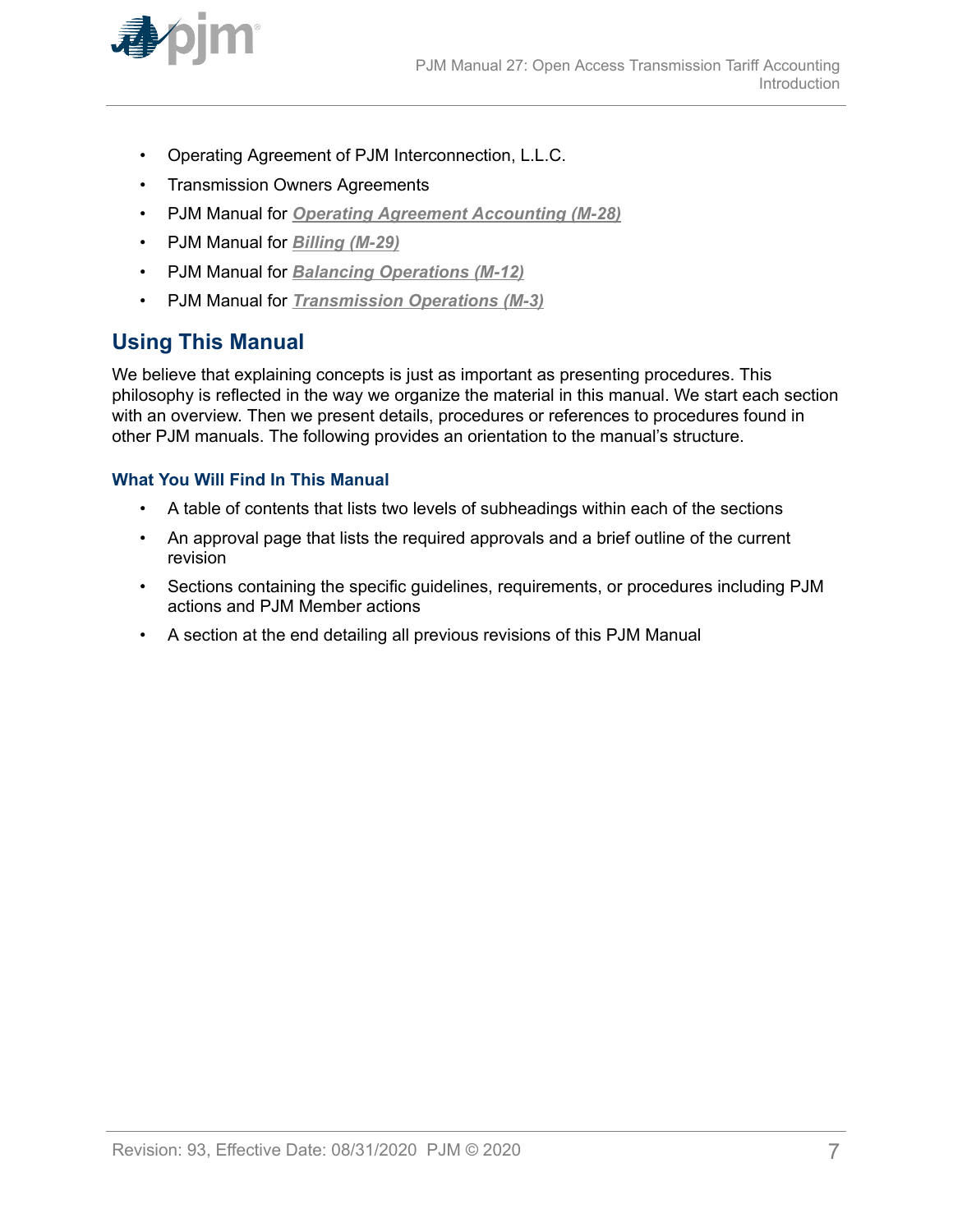- Operating Agreement of PJM Interconnection, L.L.C.
- Transmission Owners Agreements
- PJM Manual for ***Operating Agreement Accounting (M-28)***
- PJM Manual for ***Billing (M-29)***
- PJM Manual for ***Balancing Operations (M-12)***
- PJM Manual for ***Transmission Operations (M-3)***

## Using This Manual

We believe that explaining concepts is just as important as presenting procedures. This philosophy is reflected in the way we organize the material in this manual. We start each section with an overview. Then we present details, procedures or references to procedures found in other PJM manuals. The following provides an orientation to the manual's structure.

### What You Will Find In This Manual

- A table of contents that lists two levels of subheadings within each of the sections
- An approval page that lists the required approvals and a brief outline of the current revision
- Sections containing the specific guidelines, requirements, or procedures including PJM actions and PJM Member actions
- A section at the end detailing all previous revisions of this PJM Manual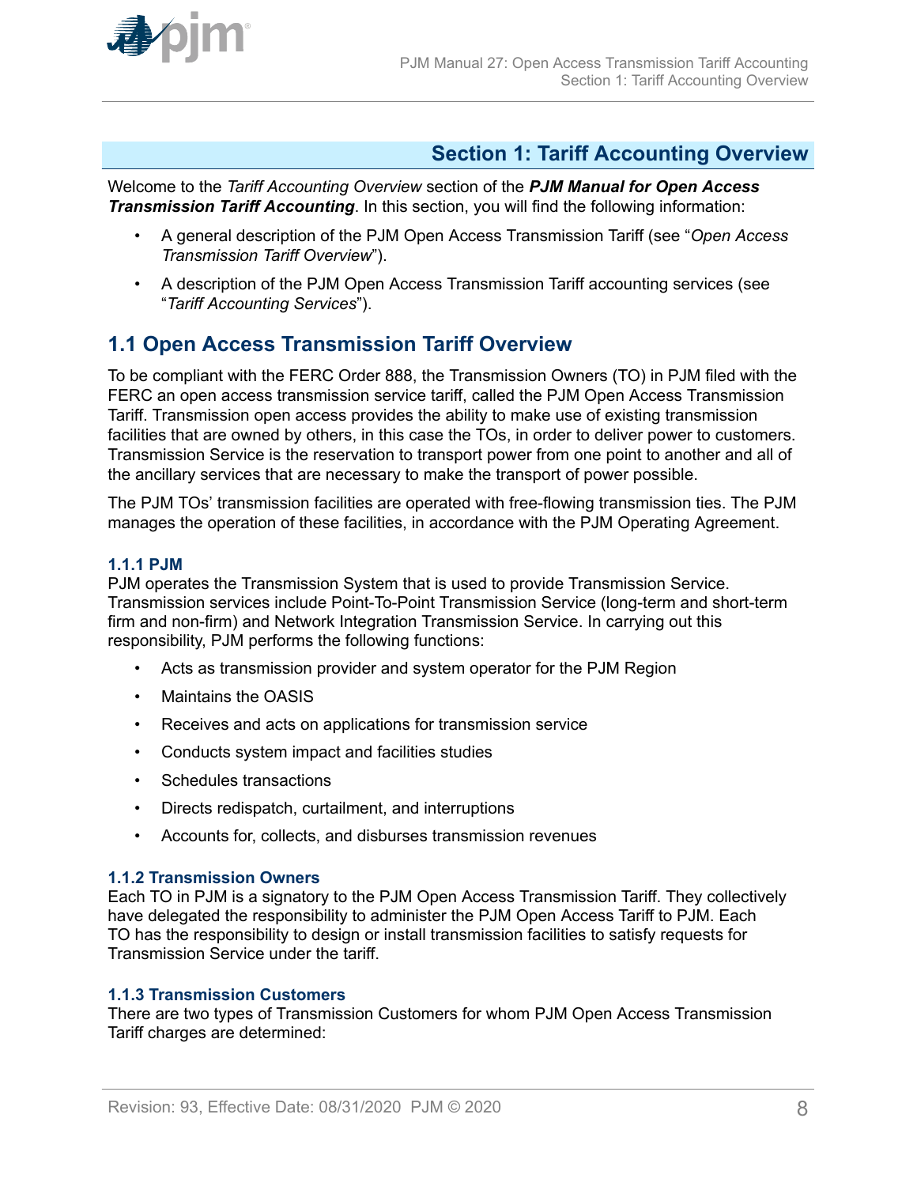# Section 1: Tariff Accounting Overview

Welcome to the *Tariff Accounting Overview* section of the ***PJM Manual for Open Access Transmission Tariff Accounting***. In this section, you will find the following information:

- A general description of the PJM Open Access Transmission Tariff (see "*Open Access Transmission Tariff Overview*").
- A description of the PJM Open Access Transmission Tariff accounting services (see "*Tariff Accounting Services*").

## 1.1 Open Access Transmission Tariff Overview

To be compliant with the FERC Order 888, the Transmission Owners (TO) in PJM filed with the FERC an open access transmission service tariff, called the PJM Open Access Transmission Tariff. Transmission open access provides the ability to make use of existing transmission facilities that are owned by others, in this case the TOs, in order to deliver power to customers. Transmission Service is the reservation to transport power from one point to another and all of the ancillary services that are necessary to make the transport of power possible.

The PJM TOs' transmission facilities are operated with free-flowing transmission ties. The PJM manages the operation of these facilities, in accordance with the PJM Operating Agreement.

### 1.1.1 PJM

PJM operates the Transmission System that is used to provide Transmission Service. Transmission services include Point-To-Point Transmission Service (long-term and short-term firm and non-firm) and Network Integration Transmission Service. In carrying out this responsibility, PJM performs the following functions:

- Acts as transmission provider and system operator for the PJM Region
- Maintains the OASIS
- Receives and acts on applications for transmission service
- Conducts system impact and facilities studies
- Schedules transactions
- Directs redispatch, curtailment, and interruptions
- Accounts for, collects, and disburses transmission revenues

### 1.1.2 Transmission Owners

Each TO in PJM is a signatory to the PJM Open Access Transmission Tariff. They collectively have delegated the responsibility to administer the PJM Open Access Tariff to PJM. Each TO has the responsibility to design or install transmission facilities to satisfy requests for Transmission Service under the tariff.

### 1.1.3 Transmission Customers

There are two types of Transmission Customers for whom PJM Open Access Transmission Tariff charges are determined: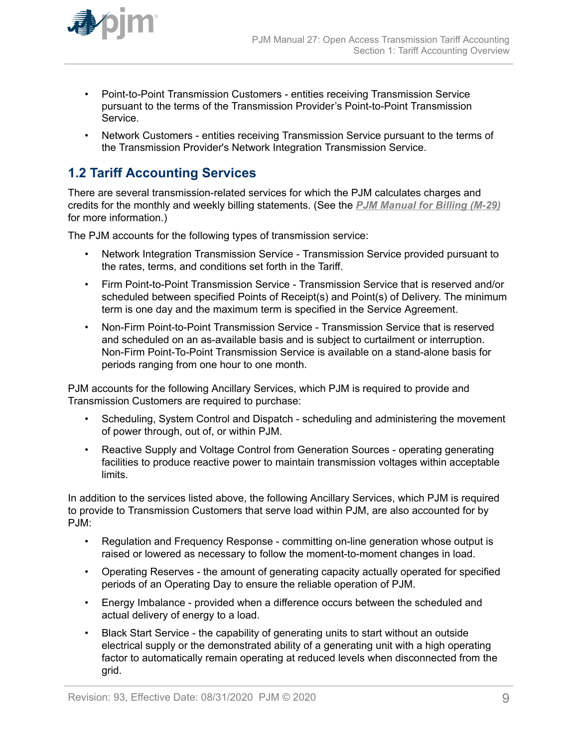- Point-to-Point Transmission Customers - entities receiving Transmission Service pursuant to the terms of the Transmission Provider's Point-to-Point Transmission Service.
- Network Customers - entities receiving Transmission Service pursuant to the terms of the Transmission Provider's Network Integration Transmission Service.

## 1.2 Tariff Accounting Services

There are several transmission-related services for which the PJM calculates charges and credits for the monthly and weekly billing statements. (See the ***PJM Manual for Billing (M-29)*** for more information.)

The PJM accounts for the following types of transmission service:

- Network Integration Transmission Service - Transmission Service provided pursuant to the rates, terms, and conditions set forth in the Tariff.
- Firm Point-to-Point Transmission Service - Transmission Service that is reserved and/or scheduled between specified Points of Receipt(s) and Point(s) of Delivery. The minimum term is one day and the maximum term is specified in the Service Agreement.
- Non-Firm Point-to-Point Transmission Service - Transmission Service that is reserved and scheduled on an as-available basis and is subject to curtailment or interruption. Non-Firm Point-To-Point Transmission Service is available on a stand-alone basis for periods ranging from one hour to one month.

PJM accounts for the following Ancillary Services, which PJM is required to provide and Transmission Customers are required to purchase:

- Scheduling, System Control and Dispatch - scheduling and administering the movement of power through, out of, or within PJM.
- Reactive Supply and Voltage Control from Generation Sources - operating generating facilities to produce reactive power to maintain transmission voltages within acceptable limits.

In addition to the services listed above, the following Ancillary Services, which PJM is required to provide to Transmission Customers that serve load within PJM, are also accounted for by PJM:

- Regulation and Frequency Response - committing on-line generation whose output is raised or lowered as necessary to follow the moment-to-moment changes in load.
- Operating Reserves - the amount of generating capacity actually operated for specified periods of an Operating Day to ensure the reliable operation of PJM.
- Energy Imbalance - provided when a difference occurs between the scheduled and actual delivery of energy to a load.
- Black Start Service - the capability of generating units to start without an outside electrical supply or the demonstrated ability of a generating unit with a high operating factor to automatically remain operating at reduced levels when disconnected from the grid.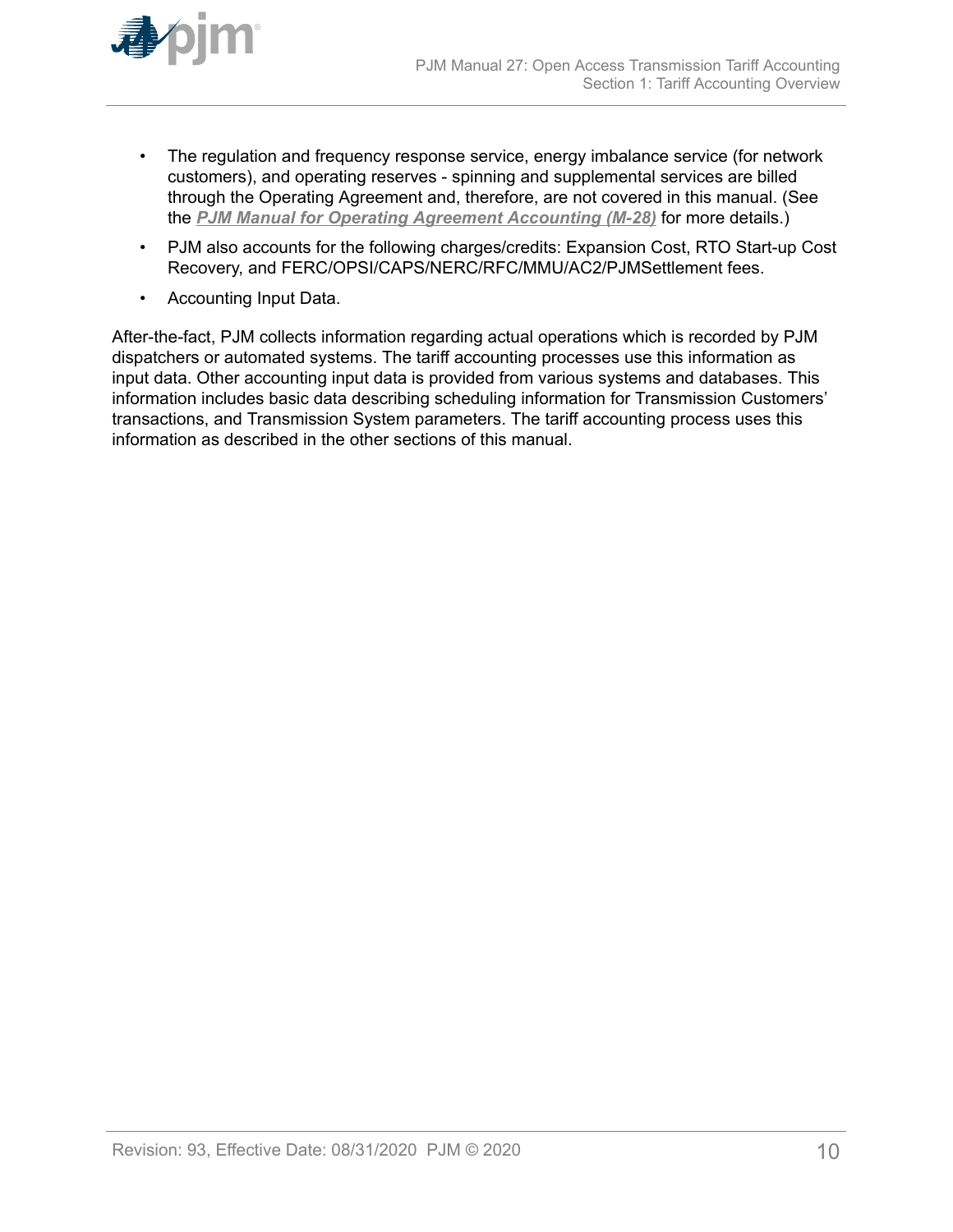- The regulation and frequency response service, energy imbalance service (for network customers), and operating reserves - spinning and supplemental services are billed through the Operating Agreement and, therefore, are not covered in this manual. (See the ***PJM Manual for Operating Agreement Accounting (M-28)*** for more details.)
- PJM also accounts for the following charges/credits: Expansion Cost, RTO Start-up Cost Recovery, and FERC/OPSI/CAPS/NERC/RFC/MMU/AC2/PJMSettlement fees.
- Accounting Input Data.

After-the-fact, PJM collects information regarding actual operations which is recorded by PJM dispatchers or automated systems. The tariff accounting processes use this information as input data. Other accounting input data is provided from various systems and databases. This information includes basic data describing scheduling information for Transmission Customers' transactions, and Transmission System parameters. The tariff accounting process uses this information as described in the other sections of this manual.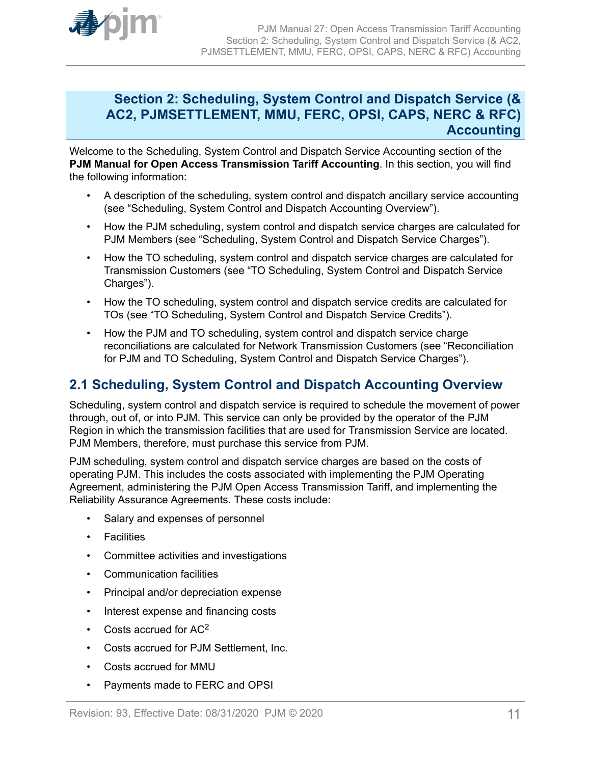# Section 2: Scheduling, System Control and Dispatch Service (& AC2, PJMSETTLEMENT, MMU, FERC, OPSI, CAPS, NERC & RFC) Accounting

Welcome to the Scheduling, System Control and Dispatch Service Accounting section of the **PJM Manual for Open Access Transmission Tariff Accounting**. In this section, you will find the following information:

- A description of the scheduling, system control and dispatch ancillary service accounting (see "Scheduling, System Control and Dispatch Accounting Overview").
- How the PJM scheduling, system control and dispatch service charges are calculated for PJM Members (see "Scheduling, System Control and Dispatch Service Charges").
- How the TO scheduling, system control and dispatch service charges are calculated for Transmission Customers (see "TO Scheduling, System Control and Dispatch Service Charges").
- How the TO scheduling, system control and dispatch service credits are calculated for TOs (see "TO Scheduling, System Control and Dispatch Service Credits").
- How the PJM and TO scheduling, system control and dispatch service charge reconciliations are calculated for Network Transmission Customers (see "Reconciliation for PJM and TO Scheduling, System Control and Dispatch Service Charges").

## 2.1 Scheduling, System Control and Dispatch Accounting Overview

Scheduling, system control and dispatch service is required to schedule the movement of power through, out of, or into PJM. This service can only be provided by the operator of the PJM Region in which the transmission facilities that are used for Transmission Service are located. PJM Members, therefore, must purchase this service from PJM.

PJM scheduling, system control and dispatch service charges are based on the costs of operating PJM. This includes the costs associated with implementing the PJM Operating Agreement, administering the PJM Open Access Transmission Tariff, and implementing the Reliability Assurance Agreements. These costs include:

- Salary and expenses of personnel
- Facilities
- Committee activities and investigations
- Communication facilities
- Principal and/or depreciation expense
- Interest expense and financing costs
- Costs accrued for AC2
- Costs accrued for PJM Settlement, Inc.
- Costs accrued for MMU
- Payments made to FERC and OPSI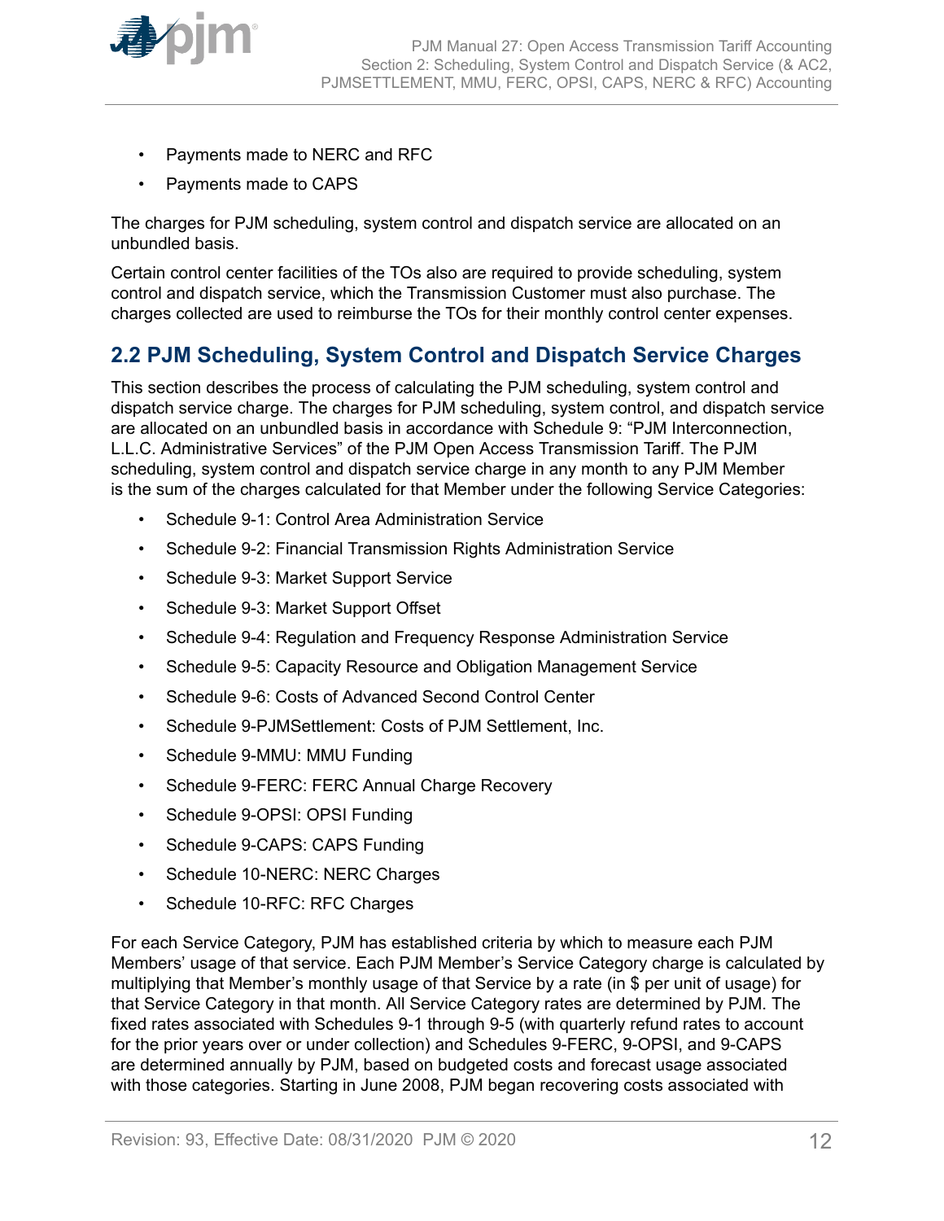- Payments made to NERC and RFC
- Payments made to CAPS

The charges for PJM scheduling, system control and dispatch service are allocated on an unbundled basis.

Certain control center facilities of the TOs also are required to provide scheduling, system control and dispatch service, which the Transmission Customer must also purchase. The charges collected are used to reimburse the TOs for their monthly control center expenses.

## 2.2 PJM Scheduling, System Control and Dispatch Service Charges

This section describes the process of calculating the PJM scheduling, system control and dispatch service charge. The charges for PJM scheduling, system control, and dispatch service are allocated on an unbundled basis in accordance with Schedule 9: "PJM Interconnection, L.L.C. Administrative Services" of the PJM Open Access Transmission Tariff. The PJM scheduling, system control and dispatch service charge in any month to any PJM Member is the sum of the charges calculated for that Member under the following Service Categories:

- Schedule 9-1: Control Area Administration Service
- Schedule 9-2: Financial Transmission Rights Administration Service
- Schedule 9-3: Market Support Service
- Schedule 9-3: Market Support Offset
- Schedule 9-4: Regulation and Frequency Response Administration Service
- Schedule 9-5: Capacity Resource and Obligation Management Service
- Schedule 9-6: Costs of Advanced Second Control Center
- Schedule 9-PJMSettlement: Costs of PJM Settlement, Inc.
- Schedule 9-MMU: MMU Funding
- Schedule 9-FERC: FERC Annual Charge Recovery
- Schedule 9-OPSI: OPSI Funding
- Schedule 9-CAPS: CAPS Funding
- Schedule 10-NERC: NERC Charges
- Schedule 10-RFC: RFC Charges

For each Service Category, PJM has established criteria by which to measure each PJM Members' usage of that service. Each PJM Member's Service Category charge is calculated by multiplying that Member's monthly usage of that Service by a rate (in $ per unit of usage) for that Service Category in that month. All Service Category rates are determined by PJM. The fixed rates associated with Schedules 9-1 through 9-5 (with quarterly refund rates to account for the prior years over or under collection) and Schedules 9-FERC, 9-OPSI, and 9-CAPS are determined annually by PJM, based on budgeted costs and forecast usage associated with those categories. Starting in June 2008, PJM began recovering costs associated with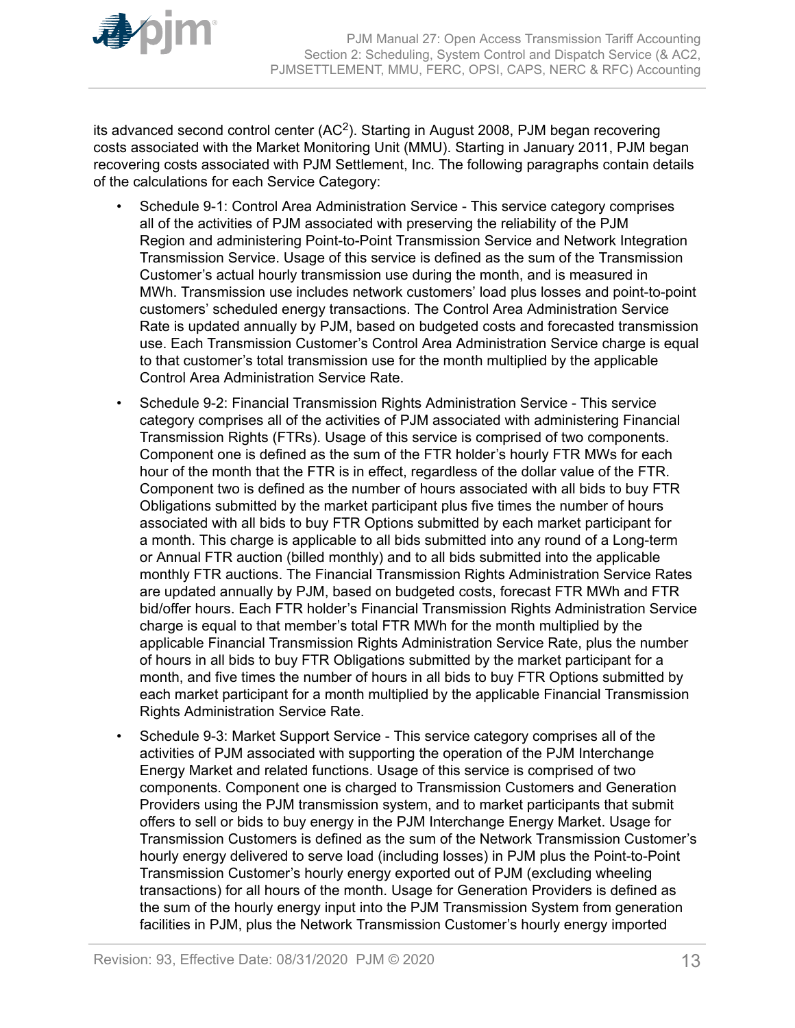its advanced second control center (AC[2]). Starting in August 2008, PJM began recovering costs associated with the Market Monitoring Unit (MMU). Starting in January 2011, PJM began recovering costs associated with PJM Settlement, Inc. The following paragraphs contain details of the calculations for each Service Category:

- Schedule 9-1: Control Area Administration Service - This service category comprises all of the activities of PJM associated with preserving the reliability of the PJM Region and administering Point-to-Point Transmission Service and Network Integration Transmission Service. Usage of this service is defined as the sum of the Transmission Customer's actual hourly transmission use during the month, and is measured in MWh. Transmission use includes network customers' load plus losses and point-to-point customers' scheduled energy transactions. The Control Area Administration Service Rate is updated annually by PJM, based on budgeted costs and forecasted transmission use. Each Transmission Customer's Control Area Administration Service charge is equal to that customer's total transmission use for the month multiplied by the applicable Control Area Administration Service Rate.
- Schedule 9-2: Financial Transmission Rights Administration Service - This service category comprises all of the activities of PJM associated with administering Financial Transmission Rights (FTRs). Usage of this service is comprised of two components. Component one is defined as the sum of the FTR holder's hourly FTR MWs for each hour of the month that the FTR is in effect, regardless of the dollar value of the FTR. Component two is defined as the number of hours associated with all bids to buy FTR Obligations submitted by the market participant plus five times the number of hours associated with all bids to buy FTR Options submitted by each market participant for a month. This charge is applicable to all bids submitted into any round of a Long-term or Annual FTR auction (billed monthly) and to all bids submitted into the applicable monthly FTR auctions. The Financial Transmission Rights Administration Service Rates are updated annually by PJM, based on budgeted costs, forecast FTR MWh and FTR bid/offer hours. Each FTR holder's Financial Transmission Rights Administration Service charge is equal to that member's total FTR MWh for the month multiplied by the applicable Financial Transmission Rights Administration Service Rate, plus the number of hours in all bids to buy FTR Obligations submitted by the market participant for a month, and five times the number of hours in all bids to buy FTR Options submitted by each market participant for a month multiplied by the applicable Financial Transmission Rights Administration Service Rate.
- Schedule 9-3: Market Support Service - This service category comprises all of the activities of PJM associated with supporting the operation of the PJM Interchange Energy Market and related functions. Usage of this service is comprised of two components. Component one is charged to Transmission Customers and Generation Providers using the PJM transmission system, and to market participants that submit offers to sell or bids to buy energy in the PJM Interchange Energy Market. Usage for Transmission Customers is defined as the sum of the Network Transmission Customer's hourly energy delivered to serve load (including losses) in PJM plus the Point-to-Point Transmission Customer's hourly energy exported out of PJM (excluding wheeling transactions) for all hours of the month. Usage for Generation Providers is defined as the sum of the hourly energy input into the PJM Transmission System from generation facilities in PJM, plus the Network Transmission Customer's hourly energy imported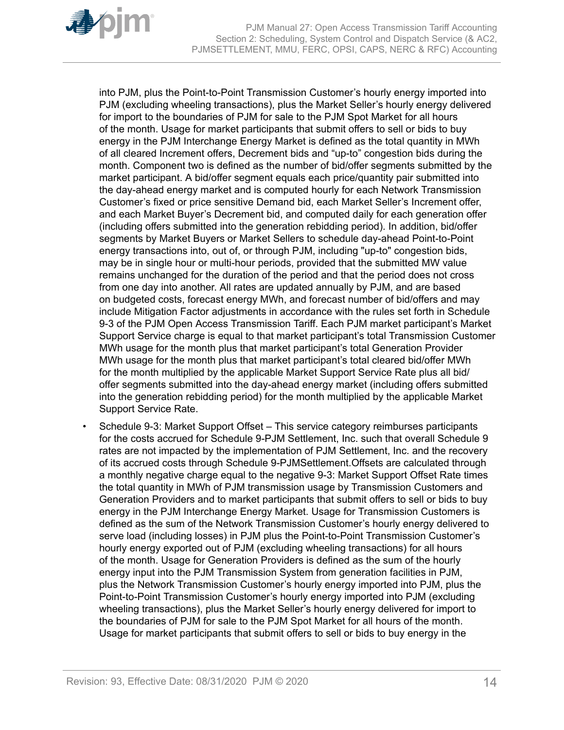into PJM, plus the Point-to-Point Transmission Customer's hourly energy imported into PJM (excluding wheeling transactions), plus the Market Seller's hourly energy delivered for import to the boundaries of PJM for sale to the PJM Spot Market for all hours of the month. Usage for market participants that submit offers to sell or bids to buy energy in the PJM Interchange Energy Market is defined as the total quantity in MWh of all cleared Increment offers, Decrement bids and "up-to" congestion bids during the month. Component two is defined as the number of bid/offer segments submitted by the market participant. A bid/offer segment equals each price/quantity pair submitted into the day-ahead energy market and is computed hourly for each Network Transmission Customer's fixed or price sensitive Demand bid, each Market Seller's Increment offer, and each Market Buyer's Decrement bid, and computed daily for each generation offer (including offers submitted into the generation rebidding period). In addition, bid/offer segments by Market Buyers or Market Sellers to schedule day-ahead Point-to-Point energy transactions into, out of, or through PJM, including "up-to" congestion bids, may be in single hour or multi-hour periods, provided that the submitted MW value remains unchanged for the duration of the period and that the period does not cross from one day into another. All rates are updated annually by PJM, and are based on budgeted costs, forecast energy MWh, and forecast number of bid/offers and may include Mitigation Factor adjustments in accordance with the rules set forth in Schedule 9-3 of the PJM Open Access Transmission Tariff. Each PJM market participant's Market Support Service charge is equal to that market participant's total Transmission Customer MWh usage for the month plus that market participant's total Generation Provider MWh usage for the month plus that market participant's total cleared bid/offer MWh for the month multiplied by the applicable Market Support Service Rate plus all bid/offer segments submitted into the day-ahead energy market (including offers submitted into the generation rebidding period) for the month multiplied by the applicable Market Support Service Rate.

- Schedule 9-3: Market Support Offset – This service category reimburses participants for the costs accrued for Schedule 9-PJM Settlement, Inc. such that overall Schedule 9 rates are not impacted by the implementation of PJM Settlement, Inc. and the recovery of its accrued costs through Schedule 9-PJMSettlement.Offsets are calculated through a monthly negative charge equal to the negative 9-3: Market Support Offset Rate times the total quantity in MWh of PJM transmission usage by Transmission Customers and Generation Providers and to market participants that submit offers to sell or bids to buy energy in the PJM Interchange Energy Market. Usage for Transmission Customers is defined as the sum of the Network Transmission Customer's hourly energy delivered to serve load (including losses) in PJM plus the Point-to-Point Transmission Customer's hourly energy exported out of PJM (excluding wheeling transactions) for all hours of the month. Usage for Generation Providers is defined as the sum of the hourly energy input into the PJM Transmission System from generation facilities in PJM, plus the Network Transmission Customer's hourly energy imported into PJM, plus the Point-to-Point Transmission Customer's hourly energy imported into PJM (excluding wheeling transactions), plus the Market Seller's hourly energy delivered for import to the boundaries of PJM for sale to the PJM Spot Market for all hours of the month. Usage for market participants that submit offers to sell or bids to buy energy in the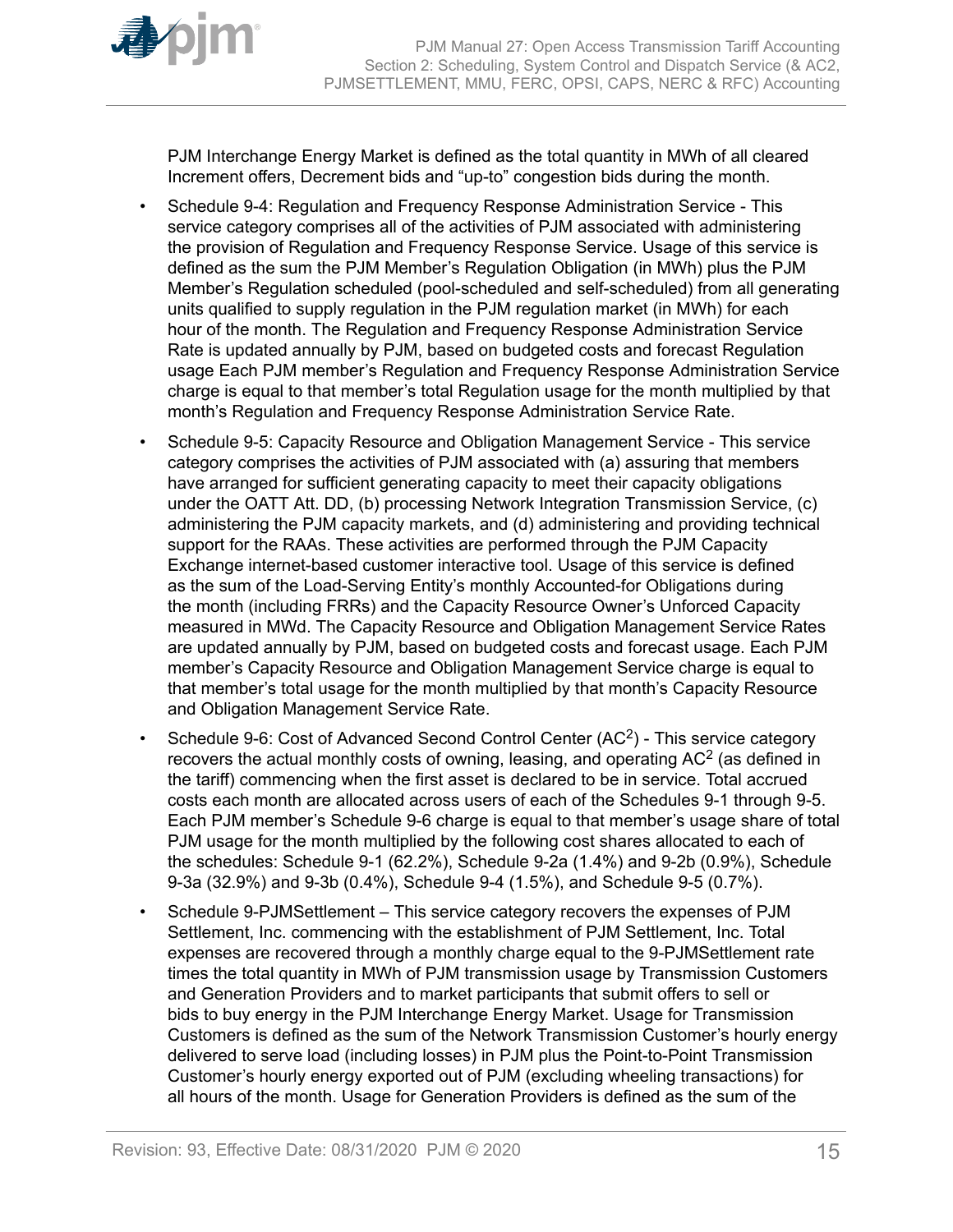PJM Interchange Energy Market is defined as the total quantity in MWh of all cleared Increment offers, Decrement bids and "up-to" congestion bids during the month.

- Schedule 9-4: Regulation and Frequency Response Administration Service - This service category comprises all of the activities of PJM associated with administering the provision of Regulation and Frequency Response Service. Usage of this service is defined as the sum the PJM Member's Regulation Obligation (in MWh) plus the PJM Member's Regulation scheduled (pool-scheduled and self-scheduled) from all generating units qualified to supply regulation in the PJM regulation market (in MWh) for each hour of the month. The Regulation and Frequency Response Administration Service Rate is updated annually by PJM, based on budgeted costs and forecast Regulation usage Each PJM member's Regulation and Frequency Response Administration Service charge is equal to that member's total Regulation usage for the month multiplied by that month's Regulation and Frequency Response Administration Service Rate.
- Schedule 9-5: Capacity Resource and Obligation Management Service - This service category comprises the activities of PJM associated with (a) assuring that members have arranged for sufficient generating capacity to meet their capacity obligations under the OATT Att. DD, (b) processing Network Integration Transmission Service, (c) administering the PJM capacity markets, and (d) administering and providing technical support for the RAAs. These activities are performed through the PJM Capacity Exchange internet-based customer interactive tool. Usage of this service is defined as the sum of the Load-Serving Entity's monthly Accounted-for Obligations during the month (including FRRs) and the Capacity Resource Owner's Unforced Capacity measured in MWd. The Capacity Resource and Obligation Management Service Rates are updated annually by PJM, based on budgeted costs and forecast usage. Each PJM member's Capacity Resource and Obligation Management Service charge is equal to that member's total usage for the month multiplied by that month's Capacity Resource and Obligation Management Service Rate.
- Schedule 9-6: Cost of Advanced Second Control Center ($AC^2$) - This service category recovers the actual monthly costs of owning, leasing, and operating $AC^2$ (as defined in the tariff) commencing when the first asset is declared to be in service. Total accrued costs each month are allocated across users of each of the Schedules 9-1 through 9-5. Each PJM member's Schedule 9-6 charge is equal to that member's usage share of total PJM usage for the month multiplied by the following cost shares allocated to each of the schedules: Schedule 9-1 (62.2%), Schedule 9-2a (1.4%) and 9-2b (0.9%), Schedule 9-3a (32.9%) and 9-3b (0.4%), Schedule 9-4 (1.5%), and Schedule 9-5 (0.7%).
- Schedule 9-PJMSettlement – This service category recovers the expenses of PJM Settlement, Inc. commencing with the establishment of PJM Settlement, Inc. Total expenses are recovered through a monthly charge equal to the 9-PJMSettlement rate times the total quantity in MWh of PJM transmission usage by Transmission Customers and Generation Providers and to market participants that submit offers to sell or bids to buy energy in the PJM Interchange Energy Market. Usage for Transmission Customers is defined as the sum of the Network Transmission Customer's hourly energy delivered to serve load (including losses) in PJM plus the Point-to-Point Transmission Customer's hourly energy exported out of PJM (excluding wheeling transactions) for all hours of the month. Usage for Generation Providers is defined as the sum of the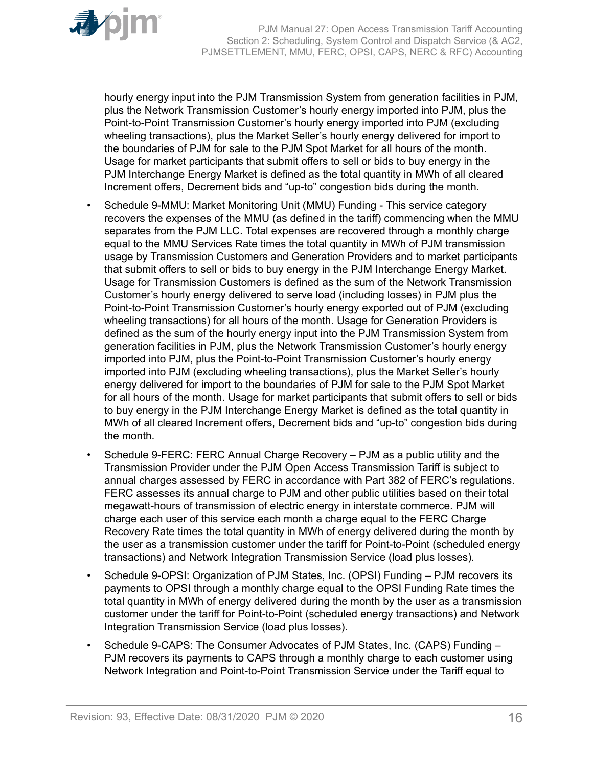hourly energy input into the PJM Transmission System from generation facilities in PJM, plus the Network Transmission Customer's hourly energy imported into PJM, plus the Point-to-Point Transmission Customer's hourly energy imported into PJM (excluding wheeling transactions), plus the Market Seller's hourly energy delivered for import to the boundaries of PJM for sale to the PJM Spot Market for all hours of the month. Usage for market participants that submit offers to sell or bids to buy energy in the PJM Interchange Energy Market is defined as the total quantity in MWh of all cleared Increment offers, Decrement bids and "up-to" congestion bids during the month.

- Schedule 9-MMU: Market Monitoring Unit (MMU) Funding - This service category recovers the expenses of the MMU (as defined in the tariff) commencing when the MMU separates from the PJM LLC. Total expenses are recovered through a monthly charge equal to the MMU Services Rate times the total quantity in MWh of PJM transmission usage by Transmission Customers and Generation Providers and to market participants that submit offers to sell or bids to buy energy in the PJM Interchange Energy Market. Usage for Transmission Customers is defined as the sum of the Network Transmission Customer's hourly energy delivered to serve load (including losses) in PJM plus the Point-to-Point Transmission Customer's hourly energy exported out of PJM (excluding wheeling transactions) for all hours of the month. Usage for Generation Providers is defined as the sum of the hourly energy input into the PJM Transmission System from generation facilities in PJM, plus the Network Transmission Customer's hourly energy imported into PJM, plus the Point-to-Point Transmission Customer's hourly energy imported into PJM (excluding wheeling transactions), plus the Market Seller's hourly energy delivered for import to the boundaries of PJM for sale to the PJM Spot Market for all hours of the month. Usage for market participants that submit offers to sell or bids to buy energy in the PJM Interchange Energy Market is defined as the total quantity in MWh of all cleared Increment offers, Decrement bids and "up-to" congestion bids during the month.
- Schedule 9-FERC: FERC Annual Charge Recovery – PJM as a public utility and the Transmission Provider under the PJM Open Access Transmission Tariff is subject to annual charges assessed by FERC in accordance with Part 382 of FERC's regulations. FERC assesses its annual charge to PJM and other public utilities based on their total megawatt-hours of transmission of electric energy in interstate commerce. PJM will charge each user of this service each month a charge equal to the FERC Charge Recovery Rate times the total quantity in MWh of energy delivered during the month by the user as a transmission customer under the tariff for Point-to-Point (scheduled energy transactions) and Network Integration Transmission Service (load plus losses).
- Schedule 9-OPSI: Organization of PJM States, Inc. (OPSI) Funding – PJM recovers its payments to OPSI through a monthly charge equal to the OPSI Funding Rate times the total quantity in MWh of energy delivered during the month by the user as a transmission customer under the tariff for Point-to-Point (scheduled energy transactions) and Network Integration Transmission Service (load plus losses).
- Schedule 9-CAPS: The Consumer Advocates of PJM States, Inc. (CAPS) Funding – PJM recovers its payments to CAPS through a monthly charge to each customer using Network Integration and Point-to-Point Transmission Service under the Tariff equal to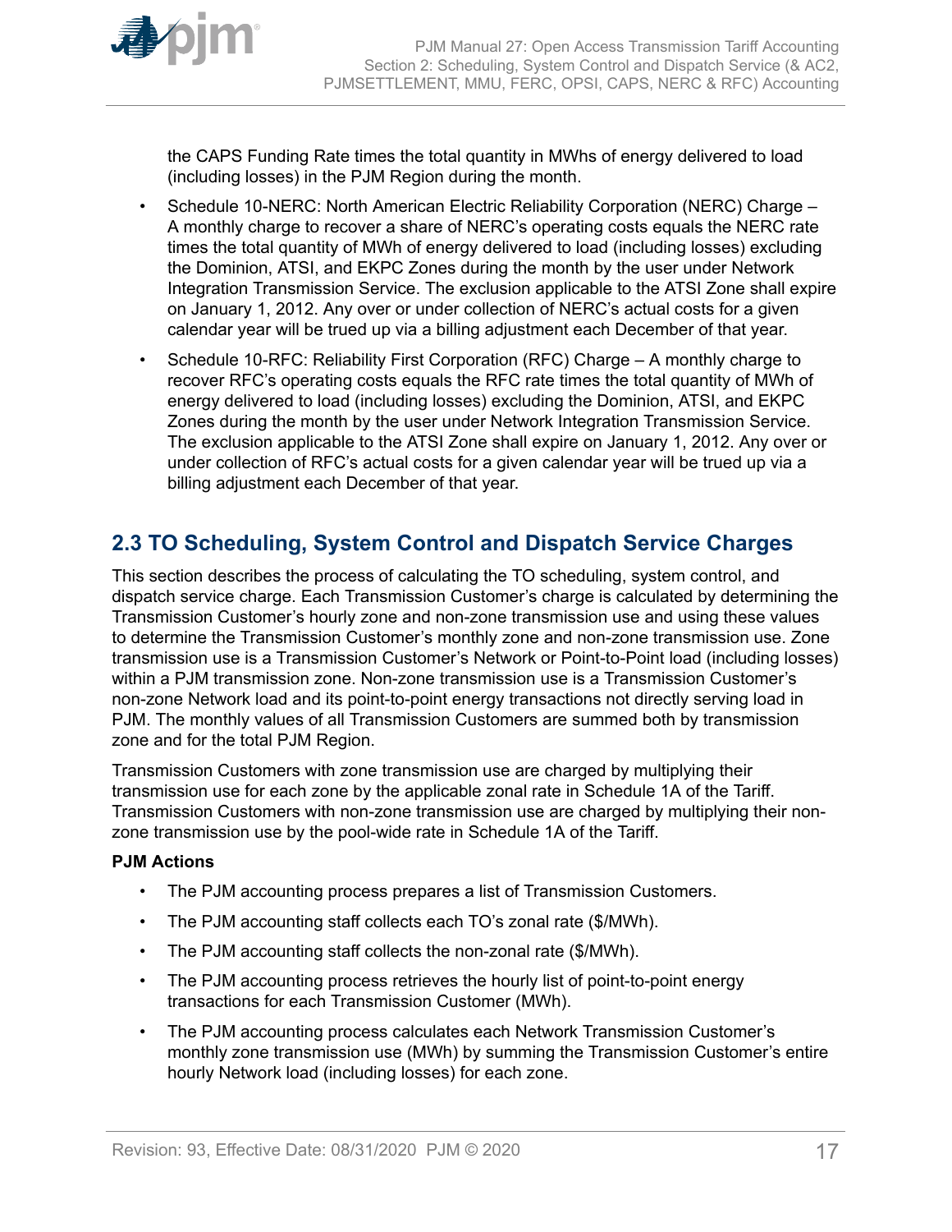the CAPS Funding Rate times the total quantity in MWhs of energy delivered to load (including losses) in the PJM Region during the month.

- Schedule 10-NERC: North American Electric Reliability Corporation (NERC) Charge – A monthly charge to recover a share of NERC's operating costs equals the NERC rate times the total quantity of MWh of energy delivered to load (including losses) excluding the Dominion, ATSI, and EKPC Zones during the month by the user under Network Integration Transmission Service. The exclusion applicable to the ATSI Zone shall expire on January 1, 2012. Any over or under collection of NERC's actual costs for a given calendar year will be trued up via a billing adjustment each December of that year.
- Schedule 10-RFC: Reliability First Corporation (RFC) Charge – A monthly charge to recover RFC's operating costs equals the RFC rate times the total quantity of MWh of energy delivered to load (including losses) excluding the Dominion, ATSI, and EKPC Zones during the month by the user under Network Integration Transmission Service. The exclusion applicable to the ATSI Zone shall expire on January 1, 2012. Any over or under collection of RFC's actual costs for a given calendar year will be trued up via a billing adjustment each December of that year.

## 2.3 TO Scheduling, System Control and Dispatch Service Charges

This section describes the process of calculating the TO scheduling, system control, and dispatch service charge. Each Transmission Customer's charge is calculated by determining the Transmission Customer's hourly zone and non-zone transmission use and using these values to determine the Transmission Customer's monthly zone and non-zone transmission use. Zone transmission use is a Transmission Customer's Network or Point-to-Point load (including losses) within a PJM transmission zone. Non-zone transmission use is a Transmission Customer's non-zone Network load and its point-to-point energy transactions not directly serving load in PJM. The monthly values of all Transmission Customers are summed both by transmission zone and for the total PJM Region.

Transmission Customers with zone transmission use are charged by multiplying their transmission use for each zone by the applicable zonal rate in Schedule 1A of the Tariff. Transmission Customers with non-zone transmission use are charged by multiplying their non-zone transmission use by the pool-wide rate in Schedule 1A of the Tariff.

**PJM Actions**

- The PJM accounting process prepares a list of Transmission Customers.
- The PJM accounting staff collects each TO's zonal rate ($/MWh).
- The PJM accounting staff collects the non-zonal rate ($/MWh).
- The PJM accounting process retrieves the hourly list of point-to-point energy transactions for each Transmission Customer (MWh).
- The PJM accounting process calculates each Network Transmission Customer's monthly zone transmission use (MWh) by summing the Transmission Customer's entire hourly Network load (including losses) for each zone.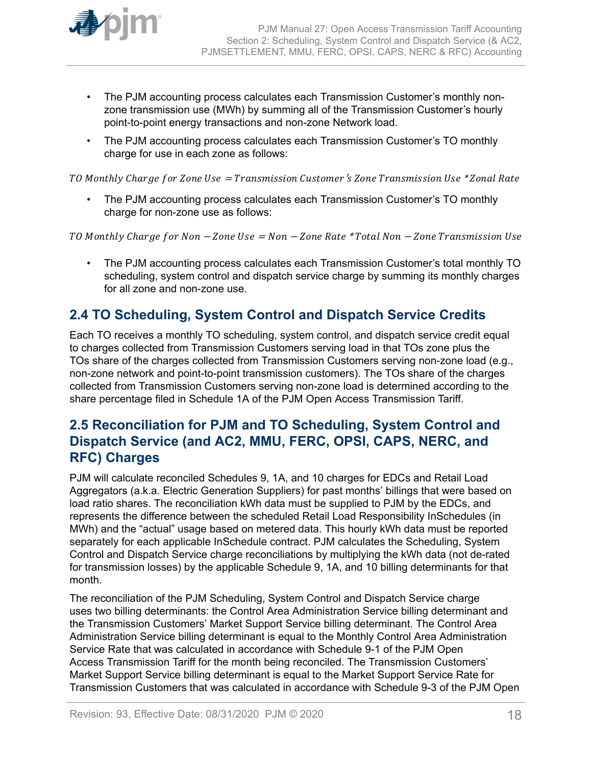- The PJM accounting process calculates each Transmission Customer's monthly non-zone transmission use (MWh) by summing all of the Transmission Customer's hourly point-to-point energy transactions and non-zone Network load.
- The PJM accounting process calculates each Transmission Customer's TO monthly charge for use in each zone as follows:

$$TO\ Monthly\ Charge\ for\ Zone\ Use = Transmission\ Customer's\ Zone\ Transmission\ Use * Zonal\ Rate$$

- The PJM accounting process calculates each Transmission Customer's TO monthly charge for non-zone use as follows:

$$TO\ Monthly\ Charge\ for\ Non-Zone\ Use = Non-Zone\ Rate * Total\ Non-Zone\ Transmission\ Use$$

- The PJM accounting process calculates each Transmission Customer's total monthly TO scheduling, system control and dispatch service charge by summing its monthly charges for all zone and non-zone use.

## 2.4 TO Scheduling, System Control and Dispatch Service Credits

Each TO receives a monthly TO scheduling, system control, and dispatch service credit equal to charges collected from Transmission Customers serving load in that TOs zone plus the TOs share of the charges collected from Transmission Customers serving non-zone load (e.g., non-zone network and point-to-point transmission customers). The TOs share of the charges collected from Transmission Customers serving non-zone load is determined according to the share percentage filed in Schedule 1A of the PJM Open Access Transmission Tariff.

## 2.5 Reconciliation for PJM and TO Scheduling, System Control and Dispatch Service (and AC2, MMU, FERC, OPSI, CAPS, NERC, and RFC) Charges

PJM will calculate reconciled Schedules 9, 1A, and 10 charges for EDCs and Retail Load Aggregators (a.k.a. Electric Generation Suppliers) for past months' billings that were based on load ratio shares. The reconciliation kWh data must be supplied to PJM by the EDCs, and represents the difference between the scheduled Retail Load Responsibility InSchedules (in MWh) and the "actual" usage based on metered data. This hourly kWh data must be reported separately for each applicable InSchedule contract. PJM calculates the Scheduling, System Control and Dispatch Service charge reconciliations by multiplying the kWh data (not de-rated for transmission losses) by the applicable Schedule 9, 1A, and 10 billing determinants for that month.

The reconciliation of the PJM Scheduling, System Control and Dispatch Service charge uses two billing determinants: the Control Area Administration Service billing determinant and the Transmission Customers' Market Support Service billing determinant. The Control Area Administration Service billing determinant is equal to the Monthly Control Area Administration Service Rate that was calculated in accordance with Schedule 9-1 of the PJM Open Access Transmission Tariff for the month being reconciled. The Transmission Customers' Market Support Service billing determinant is equal to the Market Support Service Rate for Transmission Customers that was calculated in accordance with Schedule 9-3 of the PJM Open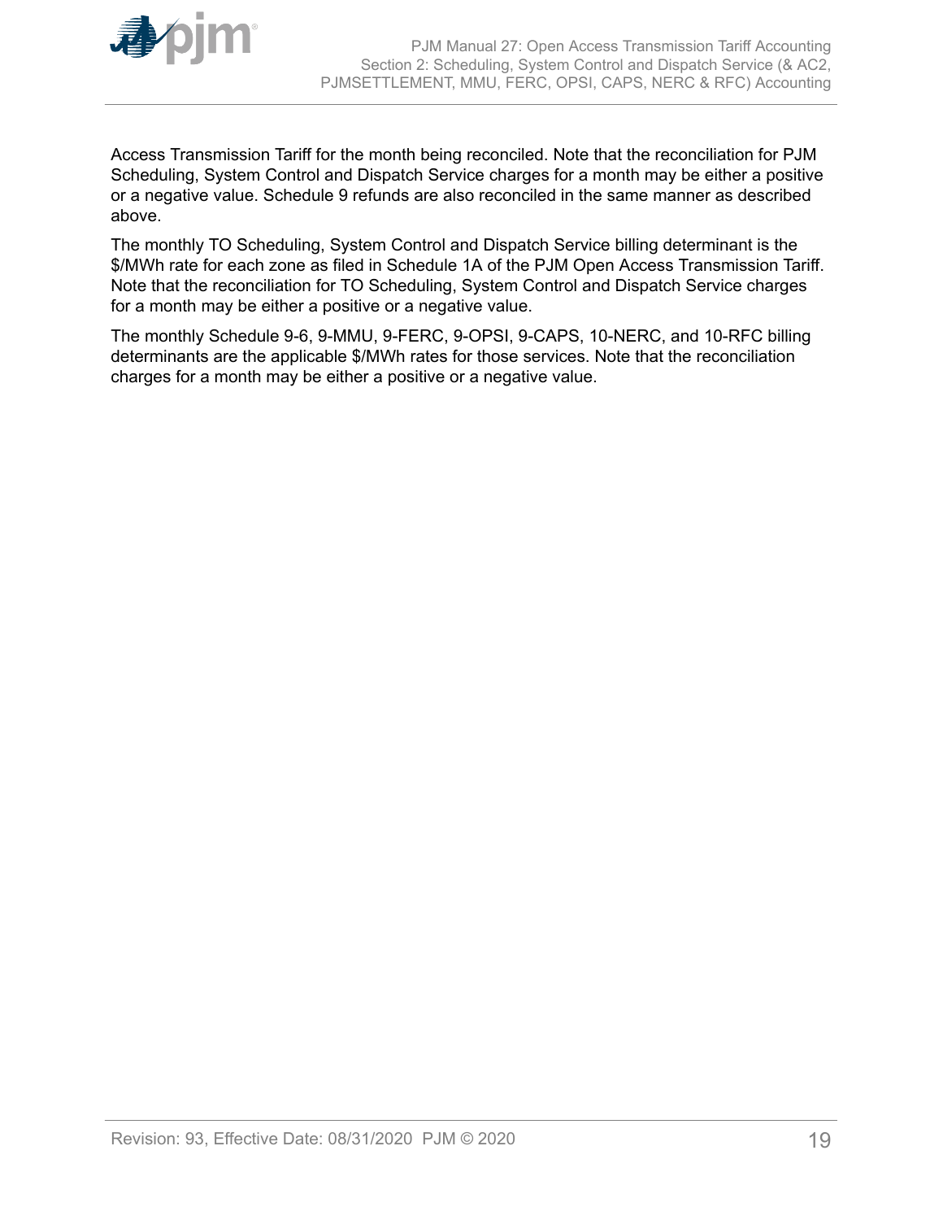Access Transmission Tariff for the month being reconciled. Note that the reconciliation for PJM Scheduling, System Control and Dispatch Service charges for a month may be either a positive or a negative value. Schedule 9 refunds are also reconciled in the same manner as described above.

The monthly TO Scheduling, System Control and Dispatch Service billing determinant is the $/MWh rate for each zone as filed in Schedule 1A of the PJM Open Access Transmission Tariff. Note that the reconciliation for TO Scheduling, System Control and Dispatch Service charges for a month may be either a positive or a negative value.

The monthly Schedule 9-6, 9-MMU, 9-FERC, 9-OPSI, 9-CAPS, 10-NERC, and 10-RFC billing determinants are the applicable $/MWh rates for those services. Note that the reconciliation charges for a month may be either a positive or a negative value.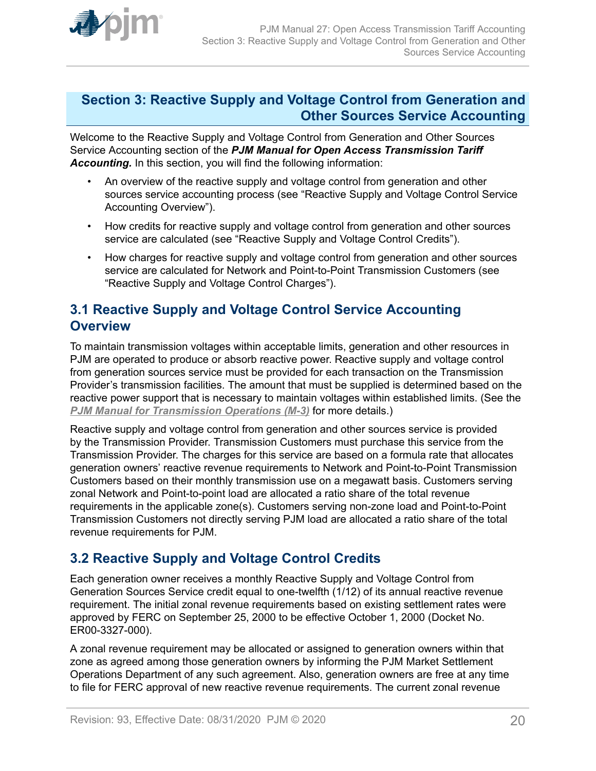# Section 3: Reactive Supply and Voltage Control from Generation and Other Sources Service Accounting

Welcome to the Reactive Supply and Voltage Control from Generation and Other Sources Service Accounting section of the ***PJM Manual for Open Access Transmission Tariff Accounting.*** In this section, you will find the following information:

- An overview of the reactive supply and voltage control from generation and other sources service accounting process (see "Reactive Supply and Voltage Control Service Accounting Overview").
- How credits for reactive supply and voltage control from generation and other sources service are calculated (see "Reactive Supply and Voltage Control Credits").
- How charges for reactive supply and voltage control from generation and other sources service are calculated for Network and Point-to-Point Transmission Customers (see "Reactive Supply and Voltage Control Charges").

## 3.1 Reactive Supply and Voltage Control Service Accounting Overview

To maintain transmission voltages within acceptable limits, generation and other resources in PJM are operated to produce or absorb reactive power. Reactive supply and voltage control from generation sources service must be provided for each transaction on the Transmission Provider's transmission facilities. The amount that must be supplied is determined based on the reactive power support that is necessary to maintain voltages within established limits. (See the ***PJM Manual for Transmission Operations (M-3)*** for more details.)

Reactive supply and voltage control from generation and other sources service is provided by the Transmission Provider. Transmission Customers must purchase this service from the Transmission Provider. The charges for this service are based on a formula rate that allocates generation owners' reactive revenue requirements to Network and Point-to-Point Transmission Customers based on their monthly transmission use on a megawatt basis. Customers serving zonal Network and Point-to-point load are allocated a ratio share of the total revenue requirements in the applicable zone(s). Customers serving non-zone load and Point-to-Point Transmission Customers not directly serving PJM load are allocated a ratio share of the total revenue requirements for PJM.

## 3.2 Reactive Supply and Voltage Control Credits

Each generation owner receives a monthly Reactive Supply and Voltage Control from Generation Sources Service credit equal to one-twelfth (1/12) of its annual reactive revenue requirement. The initial zonal revenue requirements based on existing settlement rates were approved by FERC on September 25, 2000 to be effective October 1, 2000 (Docket No. ER00-3327-000).

A zonal revenue requirement may be allocated or assigned to generation owners within that zone as agreed among those generation owners by informing the PJM Market Settlement Operations Department of any such agreement. Also, generation owners are free at any time to file for FERC approval of new reactive revenue requirements. The current zonal revenue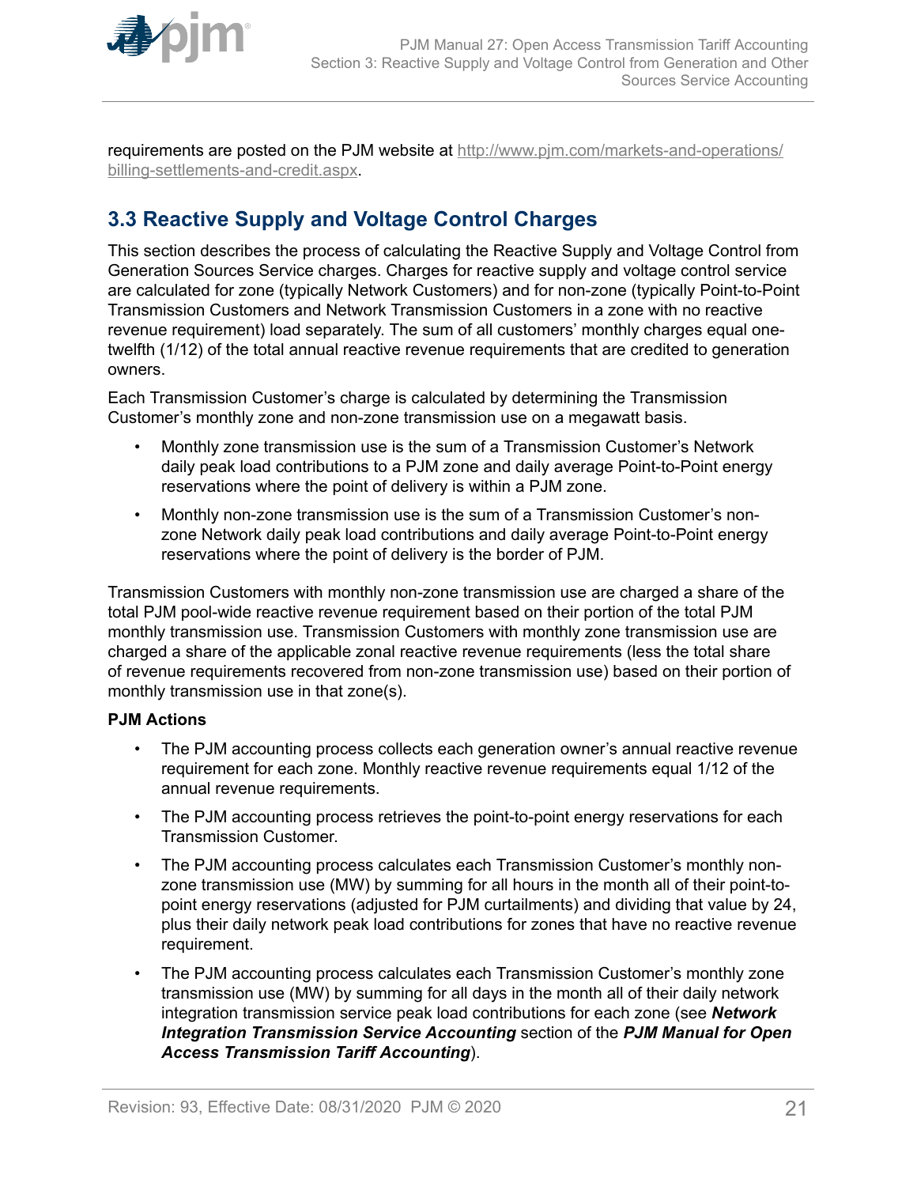requirements are posted on the PJM website at [http://www.pjm.com/markets-and-operations/billing-settlements-and-credit.aspx](http://www.pjm.com/markets-and-operations/billing-settlements-and-credit.aspx).

## 3.3 Reactive Supply and Voltage Control Charges

This section describes the process of calculating the Reactive Supply and Voltage Control from Generation Sources Service charges. Charges for reactive supply and voltage control service are calculated for zone (typically Network Customers) and for non-zone (typically Point-to-Point Transmission Customers and Network Transmission Customers in a zone with no reactive revenue requirement) load separately. The sum of all customers' monthly charges equal one-twelfth (1/12) of the total annual reactive revenue requirements that are credited to generation owners.

Each Transmission Customer's charge is calculated by determining the Transmission Customer's monthly zone and non-zone transmission use on a megawatt basis.

- Monthly zone transmission use is the sum of a Transmission Customer's Network daily peak load contributions to a PJM zone and daily average Point-to-Point energy reservations where the point of delivery is within a PJM zone.
- Monthly non-zone transmission use is the sum of a Transmission Customer's non-zone Network daily peak load contributions and daily average Point-to-Point energy reservations where the point of delivery is the border of PJM.

Transmission Customers with monthly non-zone transmission use are charged a share of the total PJM pool-wide reactive revenue requirement based on their portion of the total PJM monthly transmission use. Transmission Customers with monthly zone transmission use are charged a share of the applicable zonal reactive revenue requirements (less the total share of revenue requirements recovered from non-zone transmission use) based on their portion of monthly transmission use in that zone(s).

**PJM Actions**

- The PJM accounting process collects each generation owner's annual reactive revenue requirement for each zone. Monthly reactive revenue requirements equal 1/12 of the annual revenue requirements.
- The PJM accounting process retrieves the point-to-point energy reservations for each Transmission Customer.
- The PJM accounting process calculates each Transmission Customer's monthly non-zone transmission use (MW) by summing for all hours in the month all of their point-to-point energy reservations (adjusted for PJM curtailments) and dividing that value by 24, plus their daily network peak load contributions for zones that have no reactive revenue requirement.
- The PJM accounting process calculates each Transmission Customer's monthly zone transmission use (MW) by summing for all days in the month all of their daily network integration transmission service peak load contributions for each zone (see ***Network Integration Transmission Service Accounting*** section of the ***PJM Manual for Open Access Transmission Tariff Accounting***).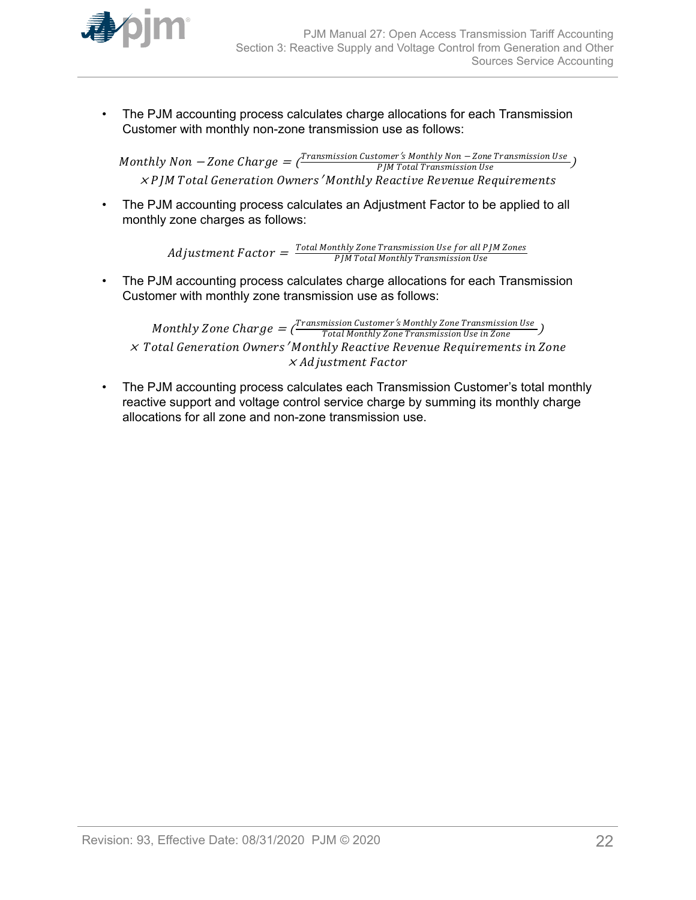- The PJM accounting process calculates charge allocations for each Transmission Customer with monthly non-zone transmission use as follows:

$$Monthly\ Non-Zone\ Charge = \left(\frac{Transmission\ Customer's\ Monthly\ Non-Zone\ Transmission\ Use}{PJM\ Total\ Transmission\ Use}\right) \times PJM\ Total\ Generation\ Owners'\ Monthly\ Reactive\ Revenue\ Requirements$$

- The PJM accounting process calculates an Adjustment Factor to be applied to all monthly zone charges as follows:

$$Adjustment\ Factor = \frac{Total\ Monthly\ Zone\ Transmission\ Use\ for\ all\ PJM\ Zones}{PJM\ Total\ Monthly\ Transmission\ Use}$$

- The PJM accounting process calculates charge allocations for each Transmission Customer with monthly zone transmission use as follows:

$$Monthly\ Zone\ Charge = \left(\frac{Transmission\ Customer's\ Monthly\ Zone\ Transmission\ Use}{Total\ Monthly\ Zone\ Transmission\ Use\ in\ Zone}\right) \times Total\ Generation\ Owners'\ Monthly\ Reactive\ Revenue\ Requirements\ in\ Zone \times Adjustment\ Factor$$

- The PJM accounting process calculates each Transmission Customer's total monthly reactive support and voltage control service charge by summing its monthly charge allocations for all zone and non-zone transmission use.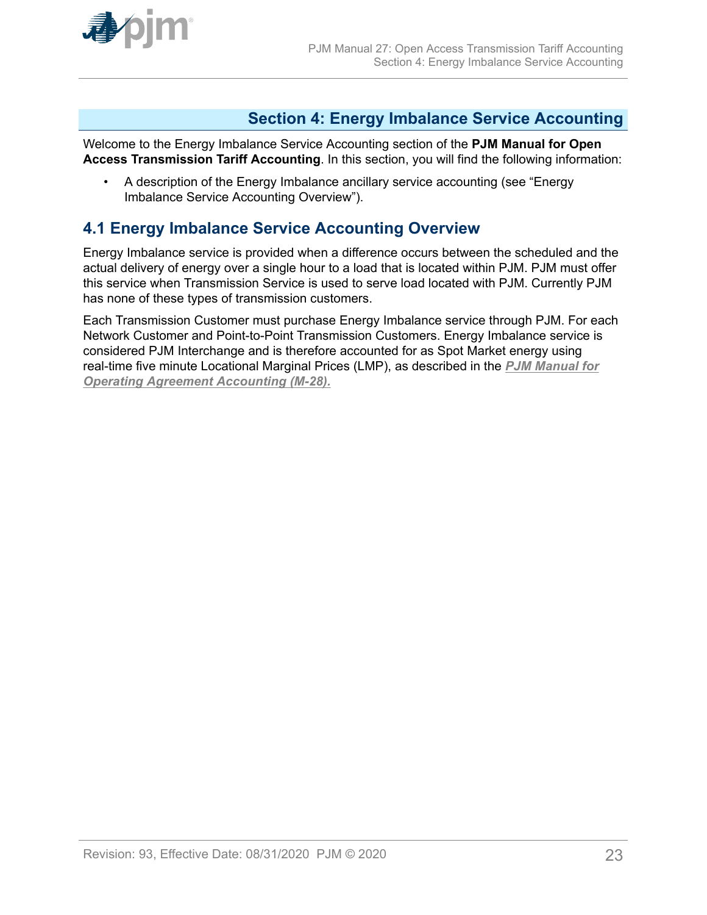# Section 4: Energy Imbalance Service Accounting

Welcome to the Energy Imbalance Service Accounting section of the **PJM Manual for Open Access Transmission Tariff Accounting**. In this section, you will find the following information:

- A description of the Energy Imbalance ancillary service accounting (see "Energy Imbalance Service Accounting Overview").

## 4.1 Energy Imbalance Service Accounting Overview

Energy Imbalance service is provided when a difference occurs between the scheduled and the actual delivery of energy over a single hour to a load that is located within PJM. PJM must offer this service when Transmission Service is used to serve load located with PJM. Currently PJM has none of these types of transmission customers.

Each Transmission Customer must purchase Energy Imbalance service through PJM. For each Network Customer and Point-to-Point Transmission Customers. Energy Imbalance service is considered PJM Interchange and is therefore accounted for as Spot Market energy using real-time five minute Locational Marginal Prices (LMP), as described in the ***PJM Manual for Operating Agreement Accounting (M-28).***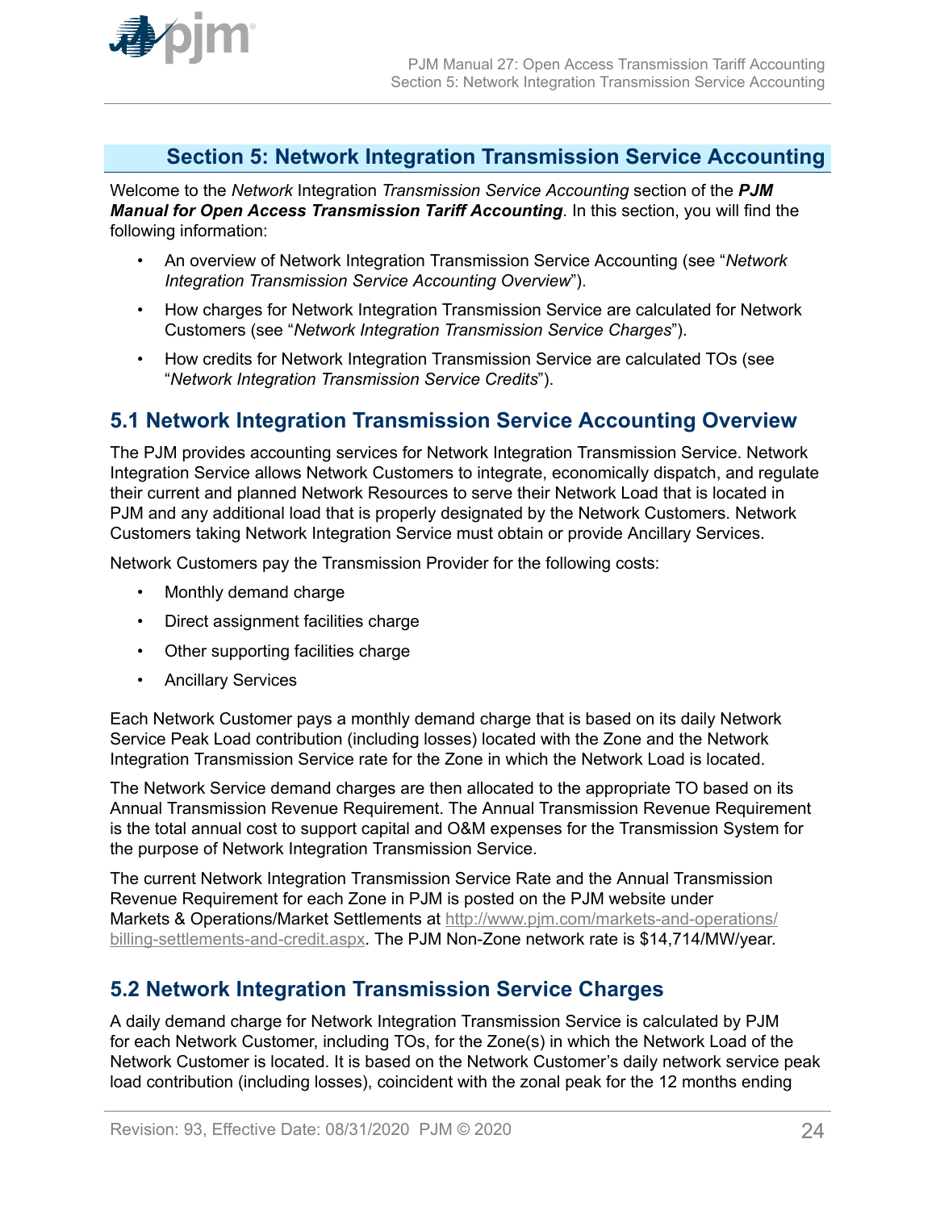# Section 5: Network Integration Transmission Service Accounting

Welcome to the *Network* Integration *Transmission Service Accounting* section of the ***PJM Manual for Open Access Transmission Tariff Accounting***. In this section, you will find the following information:

- An overview of Network Integration Transmission Service Accounting (see "*Network Integration Transmission Service Accounting Overview*").
- How charges for Network Integration Transmission Service are calculated for Network Customers (see "*Network Integration Transmission Service Charges*").
- How credits for Network Integration Transmission Service are calculated TOs (see "*Network Integration Transmission Service Credits*").

## 5.1 Network Integration Transmission Service Accounting Overview

The PJM provides accounting services for Network Integration Transmission Service. Network Integration Service allows Network Customers to integrate, economically dispatch, and regulate their current and planned Network Resources to serve their Network Load that is located in PJM and any additional load that is properly designated by the Network Customers. Network Customers taking Network Integration Service must obtain or provide Ancillary Services.

Network Customers pay the Transmission Provider for the following costs:

- Monthly demand charge
- Direct assignment facilities charge
- Other supporting facilities charge
- Ancillary Services

Each Network Customer pays a monthly demand charge that is based on its daily Network Service Peak Load contribution (including losses) located with the Zone and the Network Integration Transmission Service rate for the Zone in which the Network Load is located.

The Network Service demand charges are then allocated to the appropriate TO based on its Annual Transmission Revenue Requirement. The Annual Transmission Revenue Requirement is the total annual cost to support capital and O&M expenses for the Transmission System for the purpose of Network Integration Transmission Service.

The current Network Integration Transmission Service Rate and the Annual Transmission Revenue Requirement for each Zone in PJM is posted on the PJM website under Markets & Operations/Market Settlements at http://www.pjm.com/markets-and-operations/billing-settlements-and-credit.aspx. The PJM Non-Zone network rate is $14,714/MW/year.

## 5.2 Network Integration Transmission Service Charges

A daily demand charge for Network Integration Transmission Service is calculated by PJM for each Network Customer, including TOs, for the Zone(s) in which the Network Load of the Network Customer is located. It is based on the Network Customer's daily network service peak load contribution (including losses), coincident with the zonal peak for the 12 months ending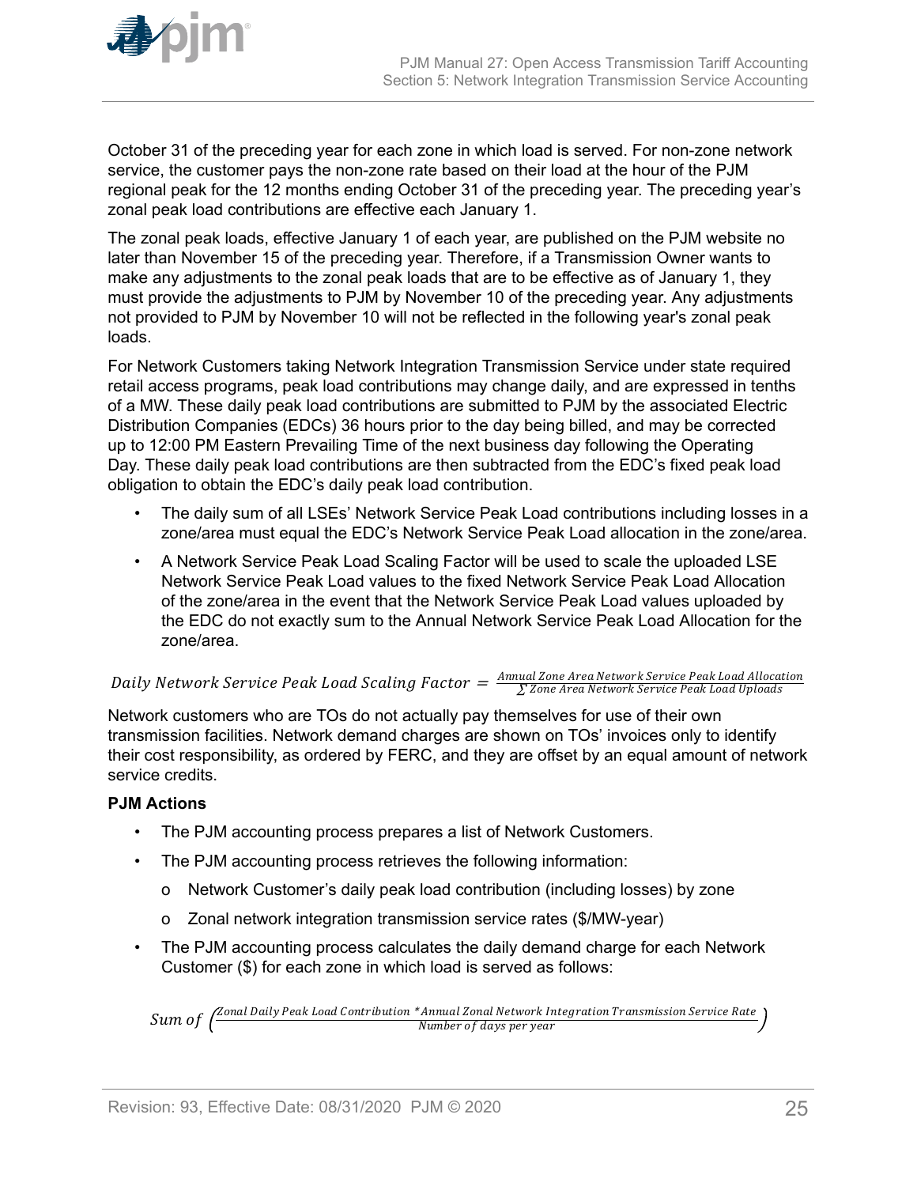October 31 of the preceding year for each zone in which load is served. For non-zone network service, the customer pays the non-zone rate based on their load at the hour of the PJM regional peak for the 12 months ending October 31 of the preceding year. The preceding year's zonal peak load contributions are effective each January 1.

The zonal peak loads, effective January 1 of each year, are published on the PJM website no later than November 15 of the preceding year. Therefore, if a Transmission Owner wants to make any adjustments to the zonal peak loads that are to be effective as of January 1, they must provide the adjustments to PJM by November 10 of the preceding year. Any adjustments not provided to PJM by November 10 will not be reflected in the following year's zonal peak loads.

For Network Customers taking Network Integration Transmission Service under state required retail access programs, peak load contributions may change daily, and are expressed in tenths of a MW. These daily peak load contributions are submitted to PJM by the associated Electric Distribution Companies (EDCs) 36 hours prior to the day being billed, and may be corrected up to 12:00 PM Eastern Prevailing Time of the next business day following the Operating Day. These daily peak load contributions are then subtracted from the EDC's fixed peak load obligation to obtain the EDC's daily peak load contribution.

- The daily sum of all LSEs' Network Service Peak Load contributions including losses in a zone/area must equal the EDC's Network Service Peak Load allocation in the zone/area.
- A Network Service Peak Load Scaling Factor will be used to scale the uploaded LSE Network Service Peak Load values to the fixed Network Service Peak Load Allocation of the zone/area in the event that the Network Service Peak Load values uploaded by the EDC do not exactly sum to the Annual Network Service Peak Load Allocation for the zone/area.

$$Daily\ Network\ Service\ Peak\ Load\ Scaling\ Factor = \frac{Annual\ Zone\ Area\ Network\ Service\ Peak\ Load\ Allocation}{\sum Zone\ Area\ Network\ Service\ Peak\ Load\ Uploads}$$

Network customers who are TOs do not actually pay themselves for use of their own transmission facilities. Network demand charges are shown on TOs' invoices only to identify their cost responsibility, as ordered by FERC, and they are offset by an equal amount of network service credits.

**PJM Actions**

- The PJM accounting process prepares a list of Network Customers.
- The PJM accounting process retrieves the following information:
  - o Network Customer's daily peak load contribution (including losses) by zone
  - o Zonal network integration transmission service rates ($/MW-year)
- The PJM accounting process calculates the daily demand charge for each Network Customer ($) for each zone in which load is served as follows:

$$Sum\ of\ \left(\frac{Zonal\ Daily\ Peak\ Load\ Contribution\ *\ Annual\ Zonal\ Network\ Integration\ Transmission\ Service\ Rate}{Number\ of\ days\ per\ year}\right)$$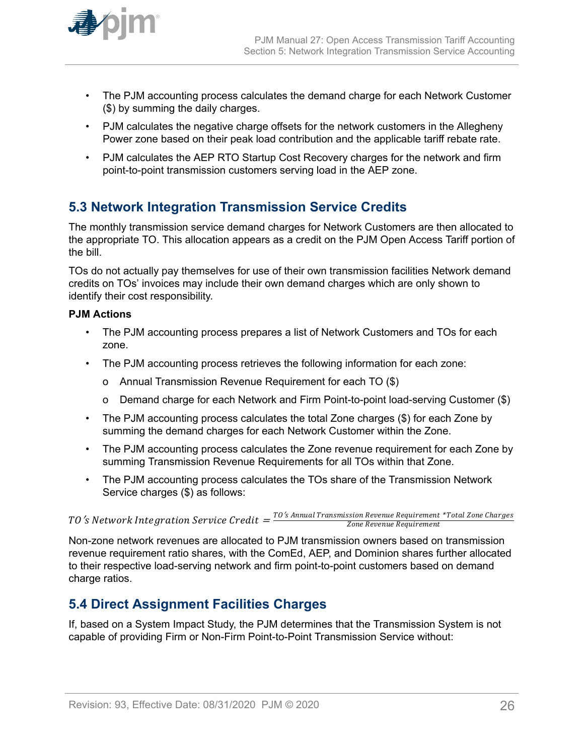- The PJM accounting process calculates the demand charge for each Network Customer ($) by summing the daily charges.
- PJM calculates the negative charge offsets for the network customers in the Allegheny Power zone based on their peak load contribution and the applicable tariff rebate rate.
- PJM calculates the AEP RTO Startup Cost Recovery charges for the network and firm point-to-point transmission customers serving load in the AEP zone.

## 5.3 Network Integration Transmission Service Credits

The monthly transmission service demand charges for Network Customers are then allocated to the appropriate TO. This allocation appears as a credit on the PJM Open Access Tariff portion of the bill.

TOs do not actually pay themselves for use of their own transmission facilities Network demand credits on TOs' invoices may include their own demand charges which are only shown to identify their cost responsibility.

**PJM Actions**

- The PJM accounting process prepares a list of Network Customers and TOs for each zone.
- The PJM accounting process retrieves the following information for each zone:
  - Annual Transmission Revenue Requirement for each TO ($)
  - Demand charge for each Network and Firm Point-to-point load-serving Customer ($)
- The PJM accounting process calculates the total Zone charges ($) for each Zone by summing the demand charges for each Network Customer within the Zone.
- The PJM accounting process calculates the Zone revenue requirement for each Zone by summing Transmission Revenue Requirements for all TOs within that Zone.
- The PJM accounting process calculates the TOs share of the Transmission Network Service charges ($) as follows:

$$TO's\ Network\ Integration\ Service\ Credit = \frac{TO's\ Annual\ Transmission\ Revenue\ Requirement\ *Total\ Zone\ Charges}{Zone\ Revenue\ Requirement}$$

Non-zone network revenues are allocated to PJM transmission owners based on transmission revenue requirement ratio shares, with the ComEd, AEP, and Dominion shares further allocated to their respective load-serving network and firm point-to-point customers based on demand charge ratios.

## 5.4 Direct Assignment Facilities Charges

If, based on a System Impact Study, the PJM determines that the Transmission System is not capable of providing Firm or Non-Firm Point-to-Point Transmission Service without: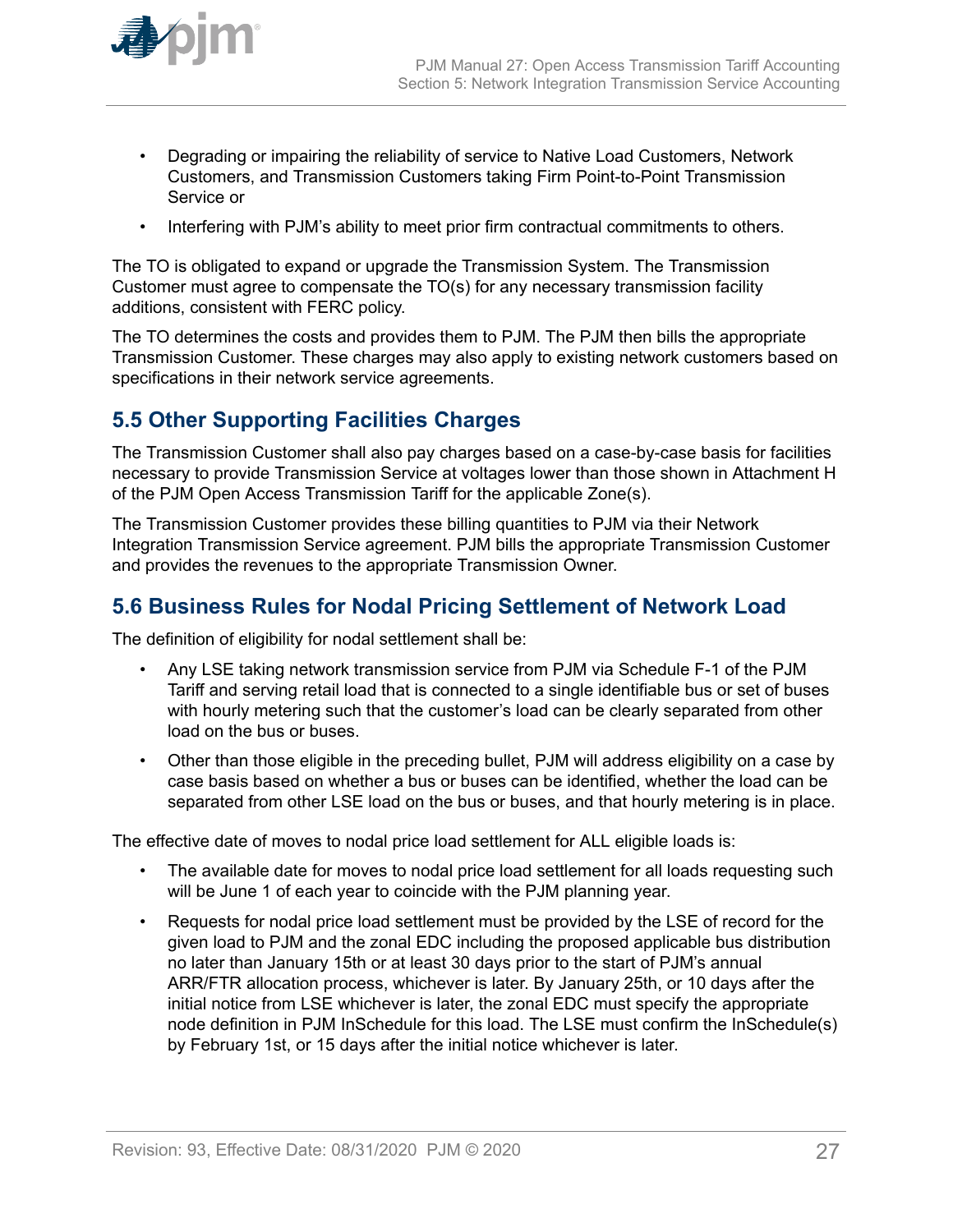- Degrading or impairing the reliability of service to Native Load Customers, Network Customers, and Transmission Customers taking Firm Point-to-Point Transmission Service or
- Interfering with PJM's ability to meet prior firm contractual commitments to others.

The TO is obligated to expand or upgrade the Transmission System. The Transmission Customer must agree to compensate the TO(s) for any necessary transmission facility additions, consistent with FERC policy.

The TO determines the costs and provides them to PJM. The PJM then bills the appropriate Transmission Customer. These charges may also apply to existing network customers based on specifications in their network service agreements.

## 5.5 Other Supporting Facilities Charges

The Transmission Customer shall also pay charges based on a case-by-case basis for facilities necessary to provide Transmission Service at voltages lower than those shown in Attachment H of the PJM Open Access Transmission Tariff for the applicable Zone(s).

The Transmission Customer provides these billing quantities to PJM via their Network Integration Transmission Service agreement. PJM bills the appropriate Transmission Customer and provides the revenues to the appropriate Transmission Owner.

## 5.6 Business Rules for Nodal Pricing Settlement of Network Load

The definition of eligibility for nodal settlement shall be:

- Any LSE taking network transmission service from PJM via Schedule F-1 of the PJM Tariff and serving retail load that is connected to a single identifiable bus or set of buses with hourly metering such that the customer's load can be clearly separated from other load on the bus or buses.
- Other than those eligible in the preceding bullet, PJM will address eligibility on a case by case basis based on whether a bus or buses can be identified, whether the load can be separated from other LSE load on the bus or buses, and that hourly metering is in place.

The effective date of moves to nodal price load settlement for ALL eligible loads is:

- The available date for moves to nodal price load settlement for all loads requesting such will be June 1 of each year to coincide with the PJM planning year.
- Requests for nodal price load settlement must be provided by the LSE of record for the given load to PJM and the zonal EDC including the proposed applicable bus distribution no later than January 15th or at least 30 days prior to the start of PJM's annual ARR/FTR allocation process, whichever is later. By January 25th, or 10 days after the initial notice from LSE whichever is later, the zonal EDC must specify the appropriate node definition in PJM InSchedule for this load. The LSE must confirm the InSchedule(s) by February 1st, or 15 days after the initial notice whichever is later.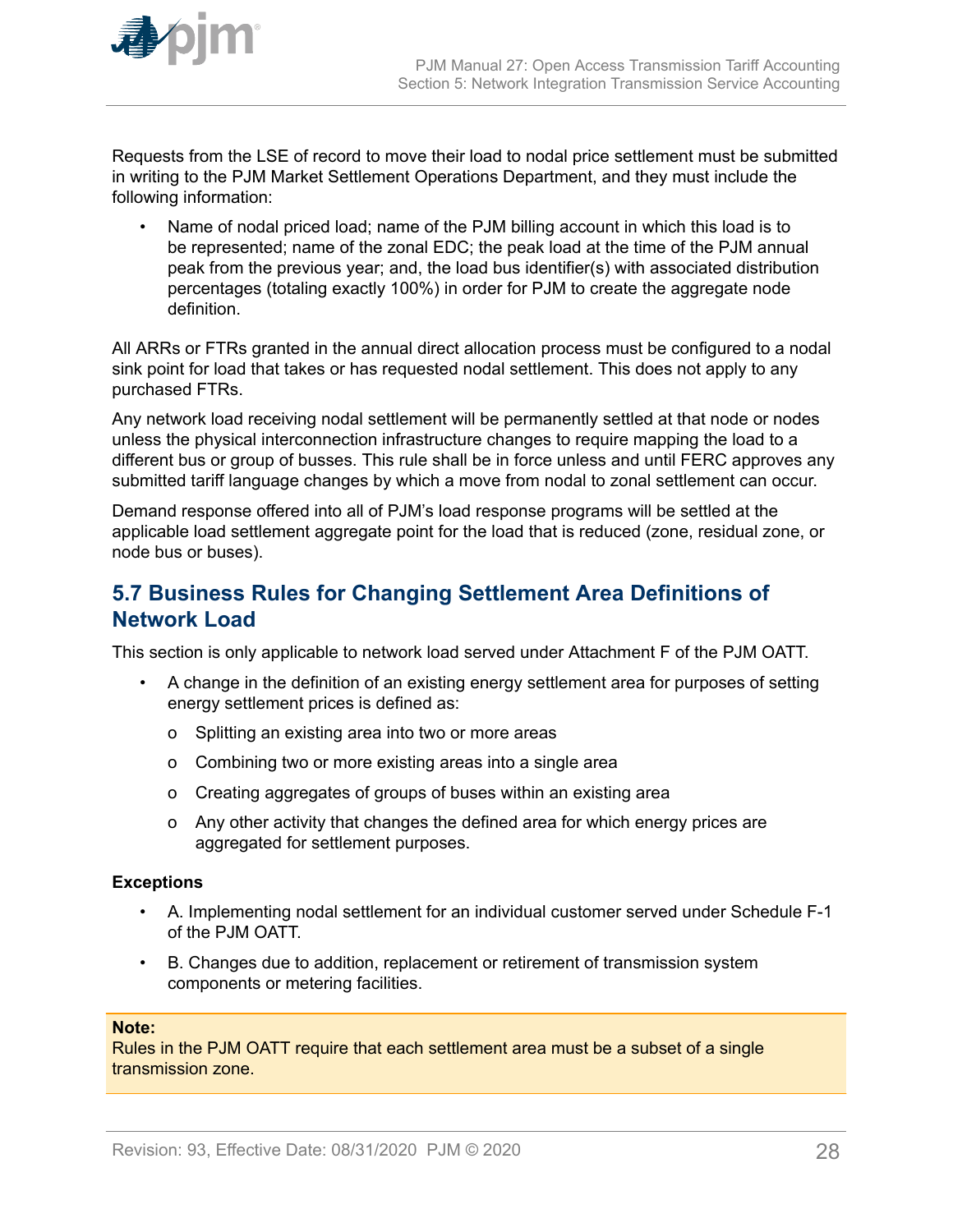Requests from the LSE of record to move their load to nodal price settlement must be submitted in writing to the PJM Market Settlement Operations Department, and they must include the following information:

- Name of nodal priced load; name of the PJM billing account in which this load is to be represented; name of the zonal EDC; the peak load at the time of the PJM annual peak from the previous year; and, the load bus identifier(s) with associated distribution percentages (totaling exactly 100%) in order for PJM to create the aggregate node definition.

All ARRs or FTRs granted in the annual direct allocation process must be configured to a nodal sink point for load that takes or has requested nodal settlement. This does not apply to any purchased FTRs.

Any network load receiving nodal settlement will be permanently settled at that node or nodes unless the physical interconnection infrastructure changes to require mapping the load to a different bus or group of busses. This rule shall be in force unless and until FERC approves any submitted tariff language changes by which a move from nodal to zonal settlement can occur.

Demand response offered into all of PJM's load response programs will be settled at the applicable load settlement aggregate point for the load that is reduced (zone, residual zone, or node bus or buses).

## 5.7 Business Rules for Changing Settlement Area Definitions of Network Load

This section is only applicable to network load served under Attachment F of the PJM OATT.

- A change in the definition of an existing energy settlement area for purposes of setting energy settlement prices is defined as:
  - Splitting an existing area into two or more areas
  - Combining two or more existing areas into a single area
  - Creating aggregates of groups of buses within an existing area
  - Any other activity that changes the defined area for which energy prices are aggregated for settlement purposes.

**Exceptions**

- A. Implementing nodal settlement for an individual customer served under Schedule F-1 of the PJM OATT.
- B. Changes due to addition, replacement or retirement of transmission system components or metering facilities.

**Note:**
Rules in the PJM OATT require that each settlement area must be a subset of a single transmission zone.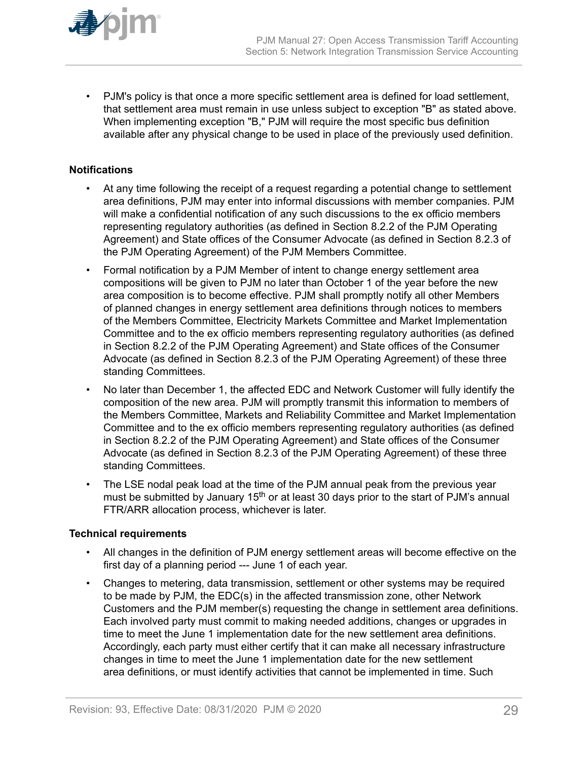- PJM's policy is that once a more specific settlement area is defined for load settlement, that settlement area must remain in use unless subject to exception "B" as stated above. When implementing exception "B," PJM will require the most specific bus definition available after any physical change to be used in place of the previously used definition.

**Notifications**

- At any time following the receipt of a request regarding a potential change to settlement area definitions, PJM may enter into informal discussions with member companies. PJM will make a confidential notification of any such discussions to the ex officio members representing regulatory authorities (as defined in Section 8.2.2 of the PJM Operating Agreement) and State offices of the Consumer Advocate (as defined in Section 8.2.3 of the PJM Operating Agreement) of the PJM Members Committee.
- Formal notification by a PJM Member of intent to change energy settlement area compositions will be given to PJM no later than October 1 of the year before the new area composition is to become effective. PJM shall promptly notify all other Members of planned changes in energy settlement area definitions through notices to members of the Members Committee, Electricity Markets Committee and Market Implementation Committee and to the ex officio members representing regulatory authorities (as defined in Section 8.2.2 of the PJM Operating Agreement) and State offices of the Consumer Advocate (as defined in Section 8.2.3 of the PJM Operating Agreement) of these three standing Committees.
- No later than December 1, the affected EDC and Network Customer will fully identify the composition of the new area. PJM will promptly transmit this information to members of the Members Committee, Markets and Reliability Committee and Market Implementation Committee and to the ex officio members representing regulatory authorities (as defined in Section 8.2.2 of the PJM Operating Agreement) and State offices of the Consumer Advocate (as defined in Section 8.2.3 of the PJM Operating Agreement) of these three standing Committees.
- The LSE nodal peak load at the time of the PJM annual peak from the previous year must be submitted by January 15th or at least 30 days prior to the start of PJM's annual FTR/ARR allocation process, whichever is later.

**Technical requirements**

- All changes in the definition of PJM energy settlement areas will become effective on the first day of a planning period --- June 1 of each year.
- Changes to metering, data transmission, settlement or other systems may be required to be made by PJM, the EDC(s) in the affected transmission zone, other Network Customers and the PJM member(s) requesting the change in settlement area definitions. Each involved party must commit to making needed additions, changes or upgrades in time to meet the June 1 implementation date for the new settlement area definitions. Accordingly, each party must either certify that it can make all necessary infrastructure changes in time to meet the June 1 implementation date for the new settlement area definitions, or must identify activities that cannot be implemented in time. Such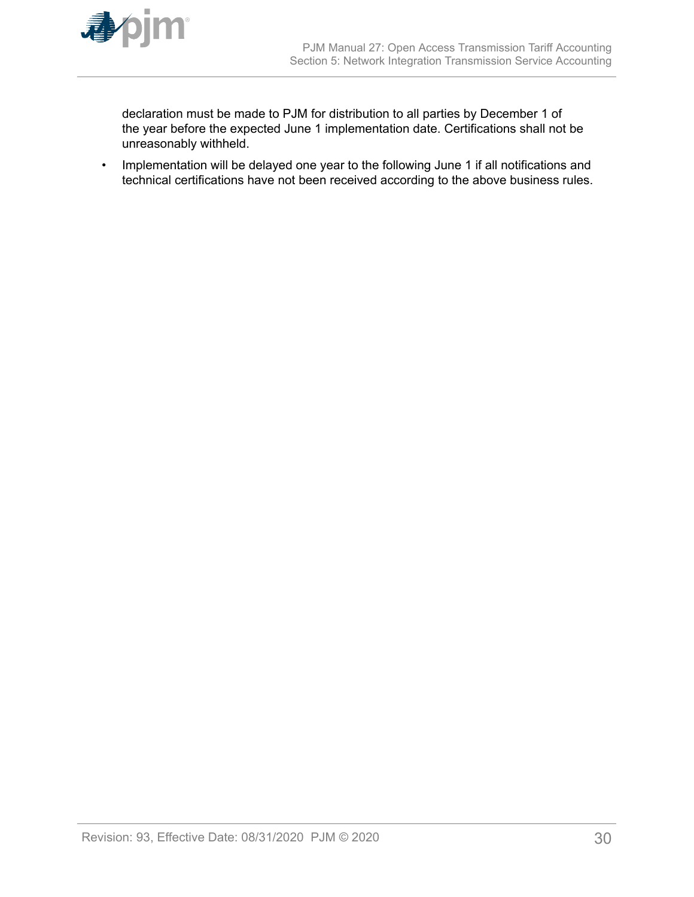declaration must be made to PJM for distribution to all parties by December 1 of the year before the expected June 1 implementation date. Certifications shall not be unreasonably withheld.

- Implementation will be delayed one year to the following June 1 if all notifications and technical certifications have not been received according to the above business rules.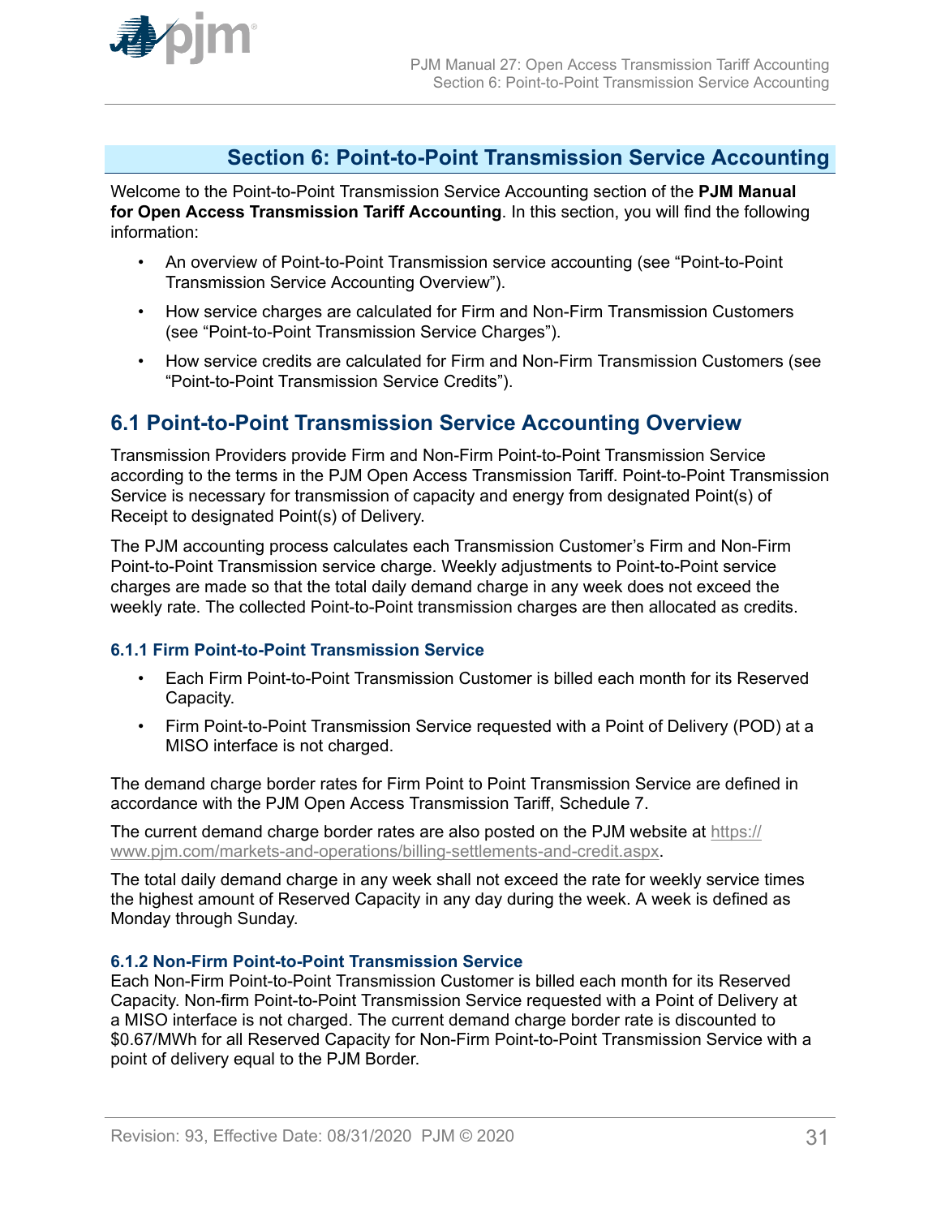## Section 6: Point-to-Point Transmission Service Accounting

Welcome to the Point-to-Point Transmission Service Accounting section of the **PJM Manual for Open Access Transmission Tariff Accounting**. In this section, you will find the following information:

- An overview of Point-to-Point Transmission service accounting (see "Point-to-Point Transmission Service Accounting Overview").
- How service charges are calculated for Firm and Non-Firm Transmission Customers (see "Point-to-Point Transmission Service Charges").
- How service credits are calculated for Firm and Non-Firm Transmission Customers (see "Point-to-Point Transmission Service Credits").

## 6.1 Point-to-Point Transmission Service Accounting Overview

Transmission Providers provide Firm and Non-Firm Point-to-Point Transmission Service according to the terms in the PJM Open Access Transmission Tariff. Point-to-Point Transmission Service is necessary for transmission of capacity and energy from designated Point(s) of Receipt to designated Point(s) of Delivery.

The PJM accounting process calculates each Transmission Customer's Firm and Non-Firm Point-to-Point Transmission service charge. Weekly adjustments to Point-to-Point service charges are made so that the total daily demand charge in any week does not exceed the weekly rate. The collected Point-to-Point transmission charges are then allocated as credits.

### 6.1.1 Firm Point-to-Point Transmission Service

- Each Firm Point-to-Point Transmission Customer is billed each month for its Reserved Capacity.
- Firm Point-to-Point Transmission Service requested with a Point of Delivery (POD) at a MISO interface is not charged.

The demand charge border rates for Firm Point to Point Transmission Service are defined in accordance with the PJM Open Access Transmission Tariff, Schedule 7.

The current demand charge border rates are also posted on the PJM website at https://www.pjm.com/markets-and-operations/billing-settlements-and-credit.aspx.

The total daily demand charge in any week shall not exceed the rate for weekly service times the highest amount of Reserved Capacity in any day during the week. A week is defined as Monday through Sunday.

### 6.1.2 Non-Firm Point-to-Point Transmission Service

Each Non-Firm Point-to-Point Transmission Customer is billed each month for its Reserved Capacity. Non-firm Point-to-Point Transmission Service requested with a Point of Delivery at a MISO interface is not charged. The current demand charge border rate is discounted to $0.67/MWh for all Reserved Capacity for Non-Firm Point-to-Point Transmission Service with a point of delivery equal to the PJM Border.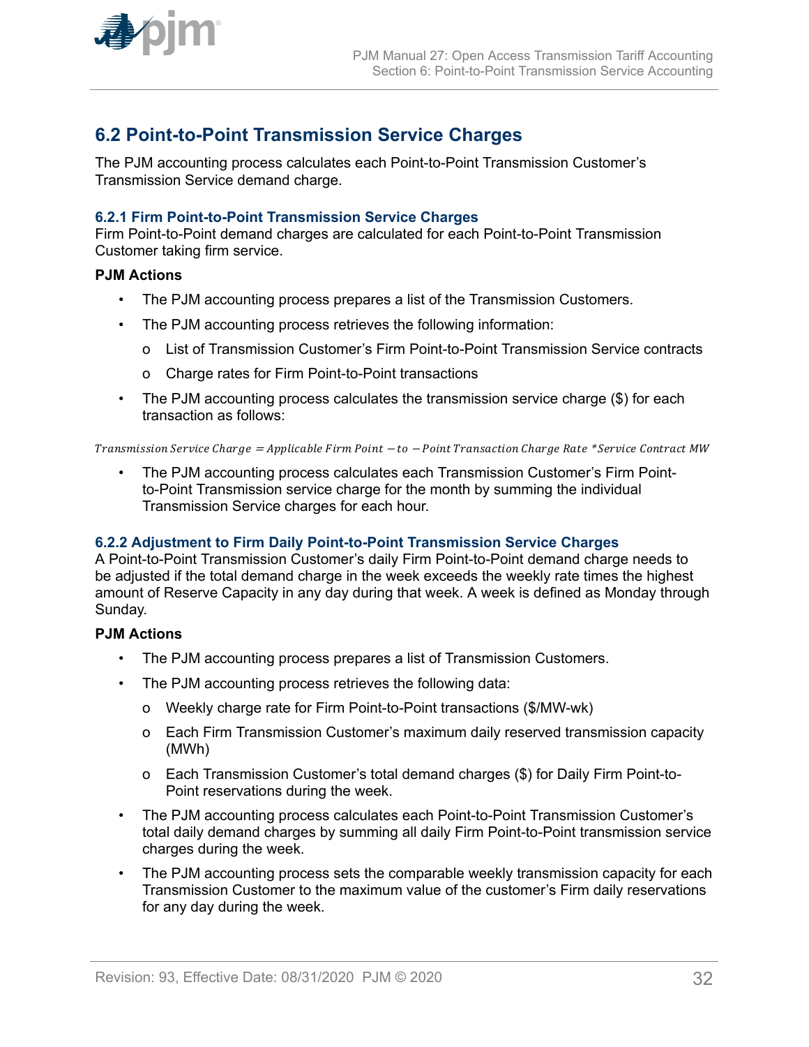## 6.2 Point-to-Point Transmission Service Charges

The PJM accounting process calculates each Point-to-Point Transmission Customer's Transmission Service demand charge.

### 6.2.1 Firm Point-to-Point Transmission Service Charges

Firm Point-to-Point demand charges are calculated for each Point-to-Point Transmission Customer taking firm service.

**PJM Actions**

- The PJM accounting process prepares a list of the Transmission Customers.
- The PJM accounting process retrieves the following information:
  - List of Transmission Customer's Firm Point-to-Point Transmission Service contracts
  - Charge rates for Firm Point-to-Point transactions
- The PJM accounting process calculates the transmission service charge ($) for each transaction as follows:

$$Transmission\ Service\ Charge\ = Applicable\ Firm\ Point - to - Point\ Transaction\ Charge\ Rate\ *Service\ Contract\ MW$$

- The PJM accounting process calculates each Transmission Customer's Firm Point-to-Point Transmission service charge for the month by summing the individual Transmission Service charges for each hour.

### 6.2.2 Adjustment to Firm Daily Point-to-Point Transmission Service Charges

A Point-to-Point Transmission Customer's daily Firm Point-to-Point demand charge needs to be adjusted if the total demand charge in the week exceeds the weekly rate times the highest amount of Reserve Capacity in any day during that week. A week is defined as Monday through Sunday.

**PJM Actions**

- The PJM accounting process prepares a list of Transmission Customers.
- The PJM accounting process retrieves the following data:
  - Weekly charge rate for Firm Point-to-Point transactions ($/MW-wk)
  - Each Firm Transmission Customer's maximum daily reserved transmission capacity (MWh)
  - Each Transmission Customer's total demand charges ($) for Daily Firm Point-to-Point reservations during the week.
- The PJM accounting process calculates each Point-to-Point Transmission Customer's total daily demand charges by summing all daily Firm Point-to-Point transmission service charges during the week.
- The PJM accounting process sets the comparable weekly transmission capacity for each Transmission Customer to the maximum value of the customer's Firm daily reservations for any day during the week.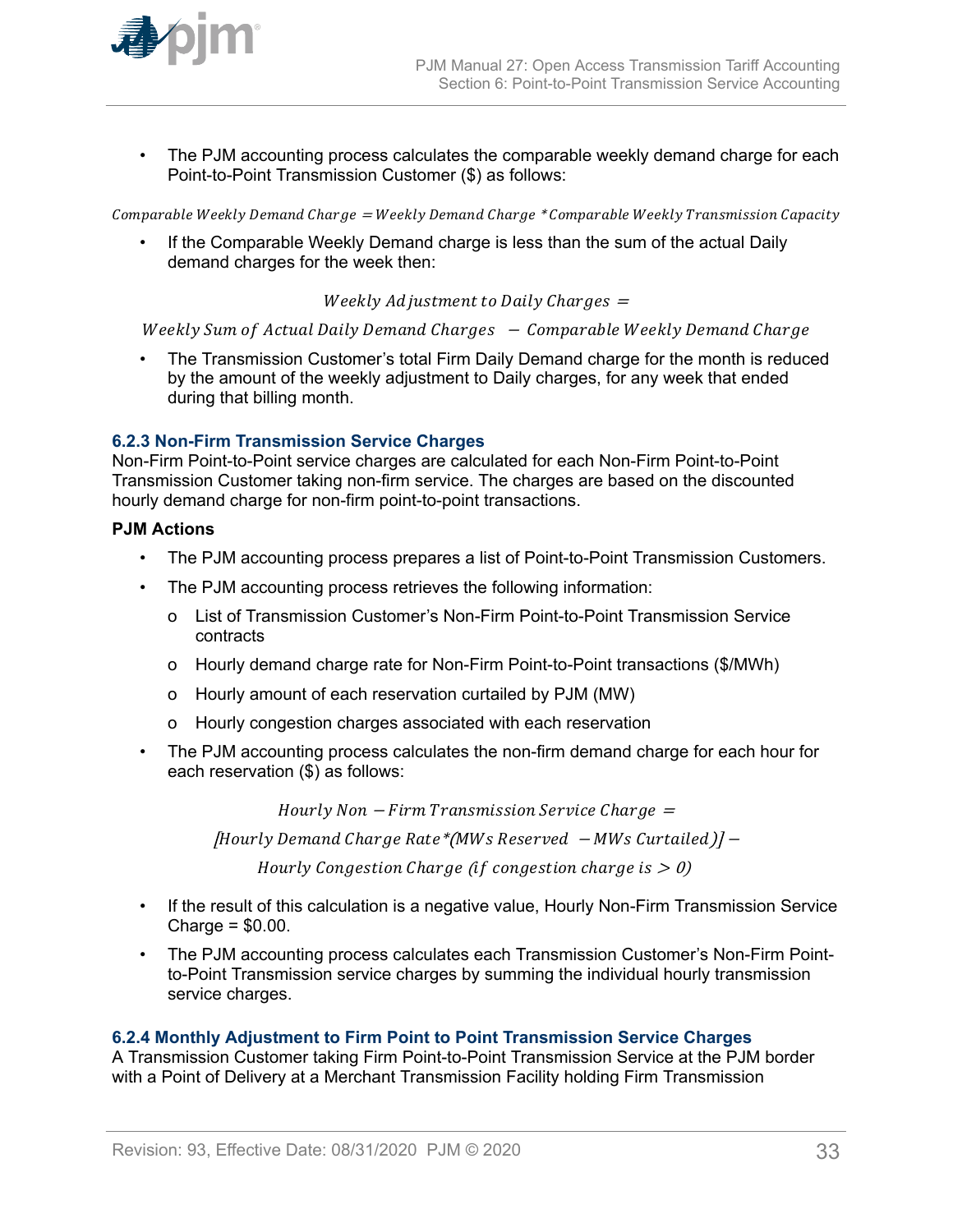- The PJM accounting process calculates the comparable weekly demand charge for each Point-to-Point Transmission Customer ($) as follows:

$$Comparable\ Weekly\ Demand\ Charge = Weekly\ Demand\ Charge * Comparable\ Weekly\ Transmission\ Capacity$$

- If the Comparable Weekly Demand charge is less than the sum of the actual Daily demand charges for the week then:

$$Weekly\ Adjustment\ to\ Daily\ Charges =$$

$$Weekly\ Sum\ of\ Actual\ Daily\ Demand\ Charges\ - Comparable\ Weekly\ Demand\ Charge$$

- The Transmission Customer's total Firm Daily Demand charge for the month is reduced by the amount of the weekly adjustment to Daily charges, for any week that ended during that billing month.

### 6.2.3 Non-Firm Transmission Service Charges

Non-Firm Point-to-Point service charges are calculated for each Non-Firm Point-to-Point Transmission Customer taking non-firm service. The charges are based on the discounted hourly demand charge for non-firm point-to-point transactions.

**PJM Actions**

- The PJM accounting process prepares a list of Point-to-Point Transmission Customers.
- The PJM accounting process retrieves the following information:
  - List of Transmission Customer's Non-Firm Point-to-Point Transmission Service contracts
  - Hourly demand charge rate for Non-Firm Point-to-Point transactions ($/MWh)
  - Hourly amount of each reservation curtailed by PJM (MW)
  - Hourly congestion charges associated with each reservation
- The PJM accounting process calculates the non-firm demand charge for each hour for each reservation ($) as follows:

$$Hourly\ Non-Firm\ Transmission\ Service\ Charge =$$

$$[Hourly\ Demand\ Charge\ Rate * (MWs\ Reserved\ - MWs\ Curtailed)] -$$

$$Hourly\ Congestion\ Charge\ (if\ congestion\ charge\ is > 0)$$

- If the result of this calculation is a negative value, Hourly Non-Firm Transmission Service Charge = $0.00.
- The PJM accounting process calculates each Transmission Customer's Non-Firm Point-to-Point Transmission service charges by summing the individual hourly transmission service charges.

### 6.2.4 Monthly Adjustment to Firm Point to Point Transmission Service Charges

A Transmission Customer taking Firm Point-to-Point Transmission Service at the PJM border with a Point of Delivery at a Merchant Transmission Facility holding Firm Transmission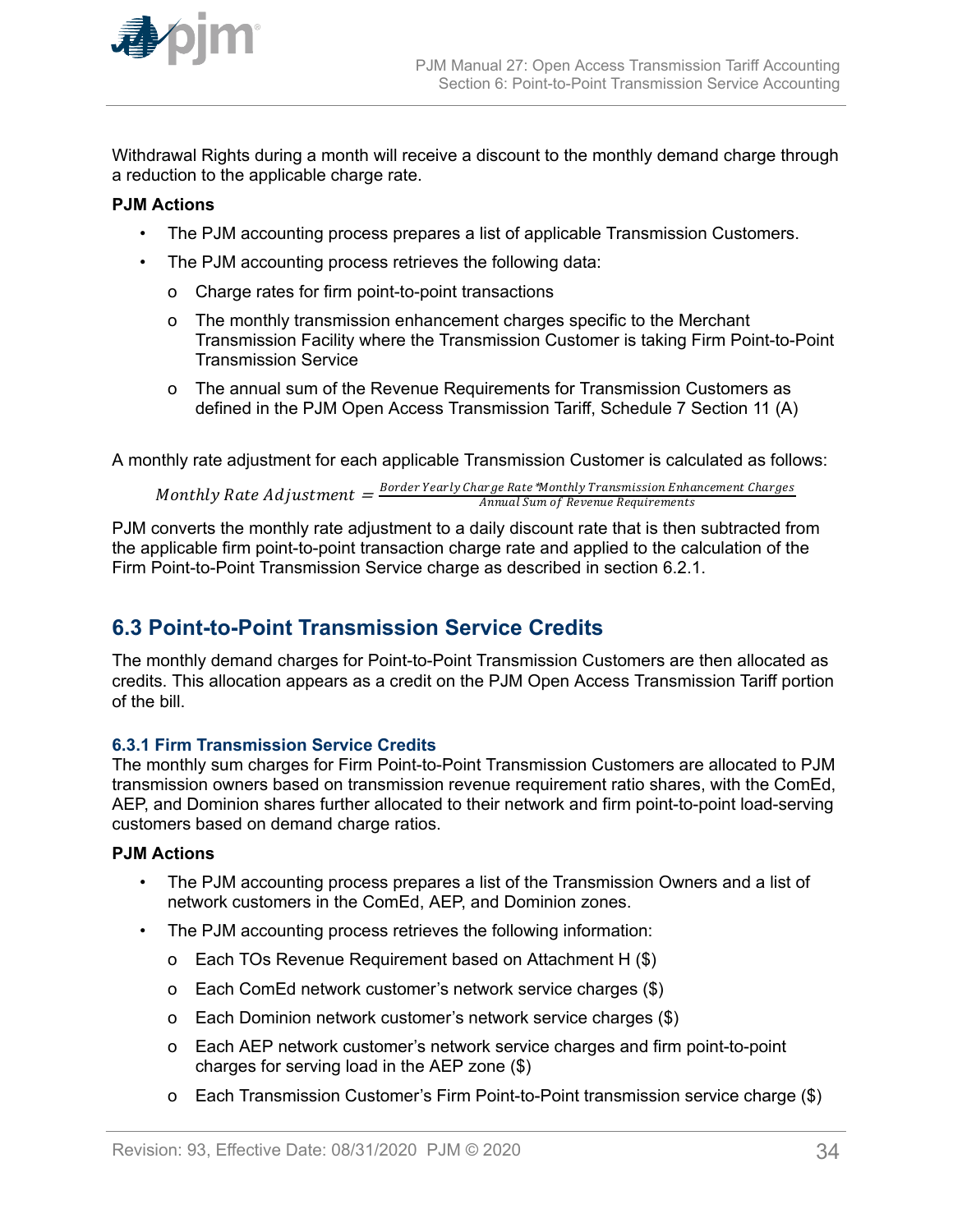Withdrawal Rights during a month will receive a discount to the monthly demand charge through a reduction to the applicable charge rate.

**PJM Actions**

- The PJM accounting process prepares a list of applicable Transmission Customers.
- The PJM accounting process retrieves the following data:
  - Charge rates for firm point-to-point transactions
  - The monthly transmission enhancement charges specific to the Merchant Transmission Facility where the Transmission Customer is taking Firm Point-to-Point Transmission Service
  - The annual sum of the Revenue Requirements for Transmission Customers as defined in the PJM Open Access Transmission Tariff, Schedule 7 Section 11 (A)

A monthly rate adjustment for each applicable Transmission Customer is calculated as follows:

$$Monthly\ Rate\ Adjustment = \frac{Border\ Yearly\ Charge\ Rate * Monthly\ Transmission\ Enhancement\ Charges}{Annual\ Sum\ of\ Revenue\ Requirements}$$

PJM converts the monthly rate adjustment to a daily discount rate that is then subtracted from the applicable firm point-to-point transaction charge rate and applied to the calculation of the Firm Point-to-Point Transmission Service charge as described in section 6.2.1.

## 6.3 Point-to-Point Transmission Service Credits

The monthly demand charges for Point-to-Point Transmission Customers are then allocated as credits. This allocation appears as a credit on the PJM Open Access Transmission Tariff portion of the bill.

### 6.3.1 Firm Transmission Service Credits

The monthly sum charges for Firm Point-to-Point Transmission Customers are allocated to PJM transmission owners based on transmission revenue requirement ratio shares, with the ComEd, AEP, and Dominion shares further allocated to their network and firm point-to-point load-serving customers based on demand charge ratios.

**PJM Actions**

- The PJM accounting process prepares a list of the Transmission Owners and a list of network customers in the ComEd, AEP, and Dominion zones.
- The PJM accounting process retrieves the following information:
  - Each TOs Revenue Requirement based on Attachment H ($)
  - Each ComEd network customer's network service charges ($)
  - Each Dominion network customer's network service charges ($)
  - Each AEP network customer's network service charges and firm point-to-point charges for serving load in the AEP zone ($)
  - Each Transmission Customer's Firm Point-to-Point transmission service charge ($)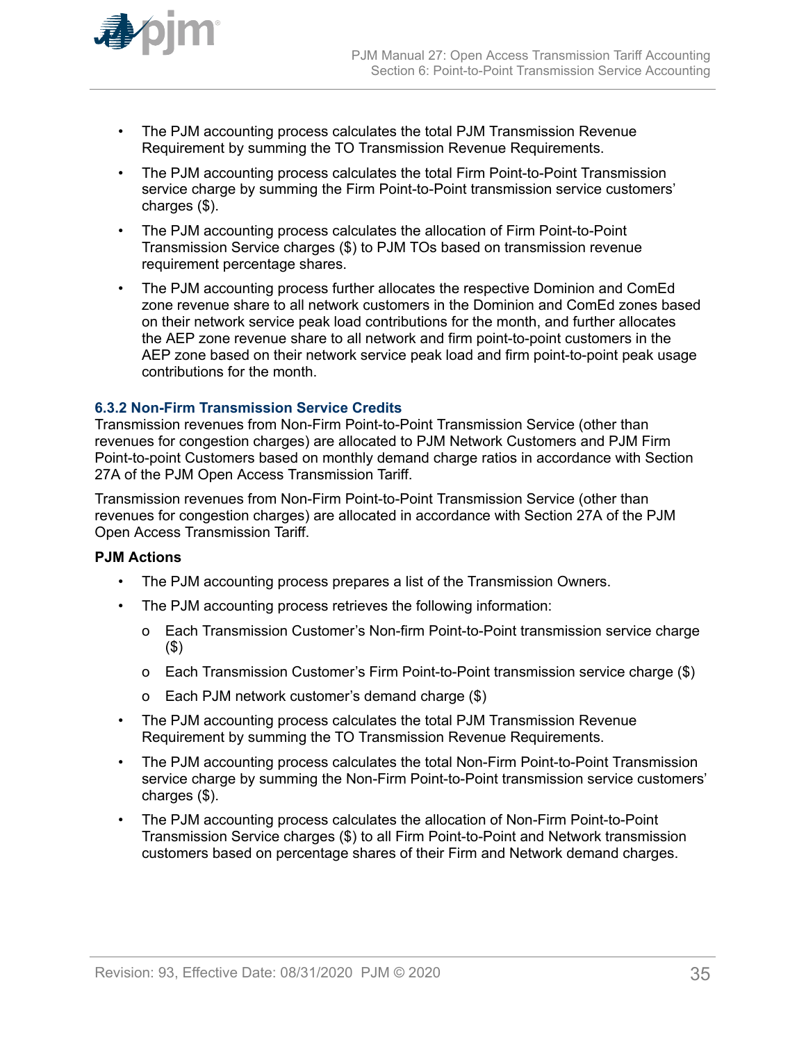- The PJM accounting process calculates the total PJM Transmission Revenue Requirement by summing the TO Transmission Revenue Requirements.
- The PJM accounting process calculates the total Firm Point-to-Point Transmission service charge by summing the Firm Point-to-Point transmission service customers' charges ($).
- The PJM accounting process calculates the allocation of Firm Point-to-Point Transmission Service charges ($) to PJM TOs based on transmission revenue requirement percentage shares.
- The PJM accounting process further allocates the respective Dominion and ComEd zone revenue share to all network customers in the Dominion and ComEd zones based on their network service peak load contributions for the month, and further allocates the AEP zone revenue share to all network and firm point-to-point customers in the AEP zone based on their network service peak load and firm point-to-point peak usage contributions for the month.

### 6.3.2 Non-Firm Transmission Service Credits

Transmission revenues from Non-Firm Point-to-Point Transmission Service (other than revenues for congestion charges) are allocated to PJM Network Customers and PJM Firm Point-to-point Customers based on monthly demand charge ratios in accordance with Section 27A of the PJM Open Access Transmission Tariff.

Transmission revenues from Non-Firm Point-to-Point Transmission Service (other than revenues for congestion charges) are allocated in accordance with Section 27A of the PJM Open Access Transmission Tariff.

**PJM Actions**

- The PJM accounting process prepares a list of the Transmission Owners.
- The PJM accounting process retrieves the following information:
  - Each Transmission Customer's Non-firm Point-to-Point transmission service charge ($)
  - Each Transmission Customer's Firm Point-to-Point transmission service charge ($)
  - Each PJM network customer's demand charge ($)
- The PJM accounting process calculates the total PJM Transmission Revenue Requirement by summing the TO Transmission Revenue Requirements.
- The PJM accounting process calculates the total Non-Firm Point-to-Point Transmission service charge by summing the Non-Firm Point-to-Point transmission service customers' charges ($).
- The PJM accounting process calculates the allocation of Non-Firm Point-to-Point Transmission Service charges ($) to all Firm Point-to-Point and Network transmission customers based on percentage shares of their Firm and Network demand charges.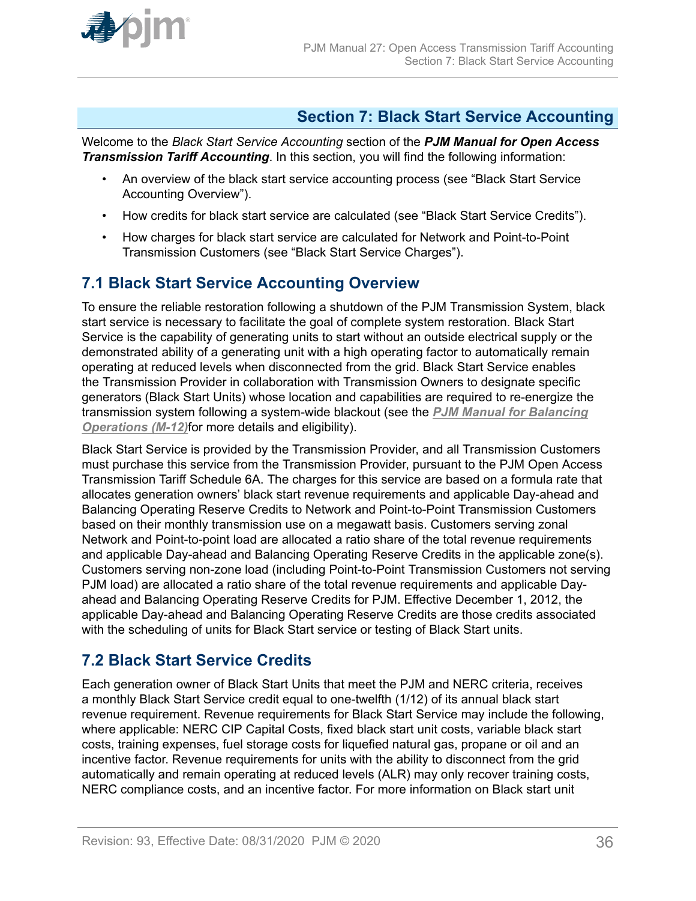# Section 7: Black Start Service Accounting

Welcome to the *Black Start Service Accounting* section of the ***PJM Manual for Open Access Transmission Tariff Accounting***. In this section, you will find the following information:

- An overview of the black start service accounting process (see "Black Start Service Accounting Overview").
- How credits for black start service are calculated (see "Black Start Service Credits").
- How charges for black start service are calculated for Network and Point-to-Point Transmission Customers (see "Black Start Service Charges").

## 7.1 Black Start Service Accounting Overview

To ensure the reliable restoration following a shutdown of the PJM Transmission System, black start service is necessary to facilitate the goal of complete system restoration. Black Start Service is the capability of generating units to start without an outside electrical supply or the demonstrated ability of a generating unit with a high operating factor to automatically remain operating at reduced levels when disconnected from the grid. Black Start Service enables the Transmission Provider in collaboration with Transmission Owners to designate specific generators (Black Start Units) whose location and capabilities are required to re-energize the transmission system following a system-wide blackout (see the ***PJM Manual for Balancing Operations (M-12)***for more details and eligibility).

Black Start Service is provided by the Transmission Provider, and all Transmission Customers must purchase this service from the Transmission Provider, pursuant to the PJM Open Access Transmission Tariff Schedule 6A. The charges for this service are based on a formula rate that allocates generation owners' black start revenue requirements and applicable Day-ahead and Balancing Operating Reserve Credits to Network and Point-to-Point Transmission Customers based on their monthly transmission use on a megawatt basis. Customers serving zonal Network and Point-to-point load are allocated a ratio share of the total revenue requirements and applicable Day-ahead and Balancing Operating Reserve Credits in the applicable zone(s). Customers serving non-zone load (including Point-to-Point Transmission Customers not serving PJM load) are allocated a ratio share of the total revenue requirements and applicable Day-ahead and Balancing Operating Reserve Credits for PJM. Effective December 1, 2012, the applicable Day-ahead and Balancing Operating Reserve Credits are those credits associated with the scheduling of units for Black Start service or testing of Black Start units.

## 7.2 Black Start Service Credits

Each generation owner of Black Start Units that meet the PJM and NERC criteria, receives a monthly Black Start Service credit equal to one-twelfth (1/12) of its annual black start revenue requirement. Revenue requirements for Black Start Service may include the following, where applicable: NERC CIP Capital Costs, fixed black start unit costs, variable black start costs, training expenses, fuel storage costs for liquefied natural gas, propane or oil and an incentive factor. Revenue requirements for units with the ability to disconnect from the grid automatically and remain operating at reduced levels (ALR) may only recover training costs, NERC compliance costs, and an incentive factor. For more information on Black start unit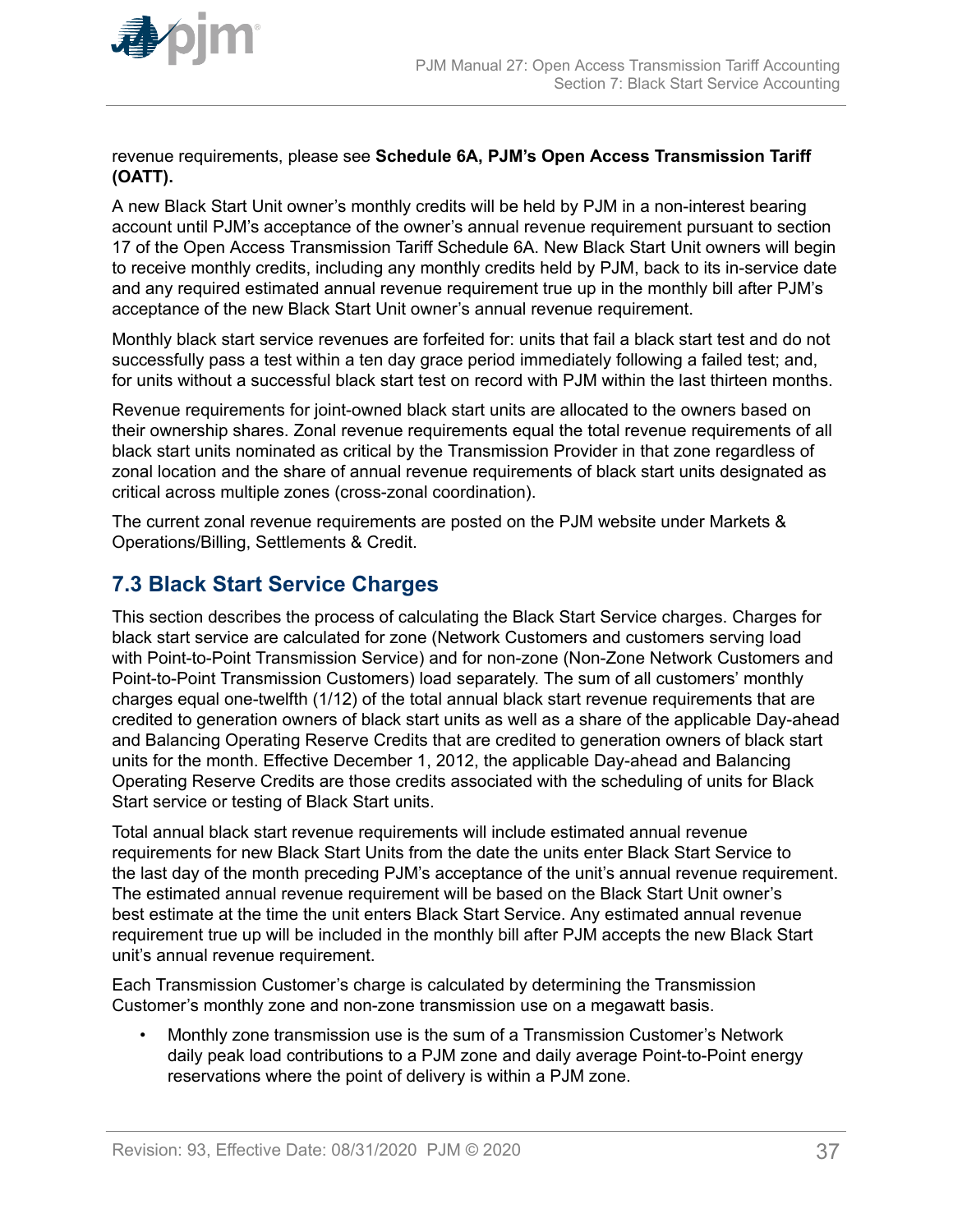revenue requirements, please see **Schedule 6A, PJM's Open Access Transmission Tariff (OATT).**

A new Black Start Unit owner's monthly credits will be held by PJM in a non-interest bearing account until PJM's acceptance of the owner's annual revenue requirement pursuant to section 17 of the Open Access Transmission Tariff Schedule 6A. New Black Start Unit owners will begin to receive monthly credits, including any monthly credits held by PJM, back to its in-service date and any required estimated annual revenue requirement true up in the monthly bill after PJM's acceptance of the new Black Start Unit owner's annual revenue requirement.

Monthly black start service revenues are forfeited for: units that fail a black start test and do not successfully pass a test within a ten day grace period immediately following a failed test; and, for units without a successful black start test on record with PJM within the last thirteen months.

Revenue requirements for joint-owned black start units are allocated to the owners based on their ownership shares. Zonal revenue requirements equal the total revenue requirements of all black start units nominated as critical by the Transmission Provider in that zone regardless of zonal location and the share of annual revenue requirements of black start units designated as critical across multiple zones (cross-zonal coordination).

The current zonal revenue requirements are posted on the PJM website under Markets & Operations/Billing, Settlements & Credit.

## 7.3 Black Start Service Charges

This section describes the process of calculating the Black Start Service charges. Charges for black start service are calculated for zone (Network Customers and customers serving load with Point-to-Point Transmission Service) and for non-zone (Non-Zone Network Customers and Point-to-Point Transmission Customers) load separately. The sum of all customers' monthly charges equal one-twelfth (1/12) of the total annual black start revenue requirements that are credited to generation owners of black start units as well as a share of the applicable Day-ahead and Balancing Operating Reserve Credits that are credited to generation owners of black start units for the month. Effective December 1, 2012, the applicable Day-ahead and Balancing Operating Reserve Credits are those credits associated with the scheduling of units for Black Start service or testing of Black Start units.

Total annual black start revenue requirements will include estimated annual revenue requirements for new Black Start Units from the date the units enter Black Start Service to the last day of the month preceding PJM's acceptance of the unit's annual revenue requirement. The estimated annual revenue requirement will be based on the Black Start Unit owner's best estimate at the time the unit enters Black Start Service. Any estimated annual revenue requirement true up will be included in the monthly bill after PJM accepts the new Black Start unit's annual revenue requirement.

Each Transmission Customer's charge is calculated by determining the Transmission Customer's monthly zone and non-zone transmission use on a megawatt basis.

- Monthly zone transmission use is the sum of a Transmission Customer's Network daily peak load contributions to a PJM zone and daily average Point-to-Point energy reservations where the point of delivery is within a PJM zone.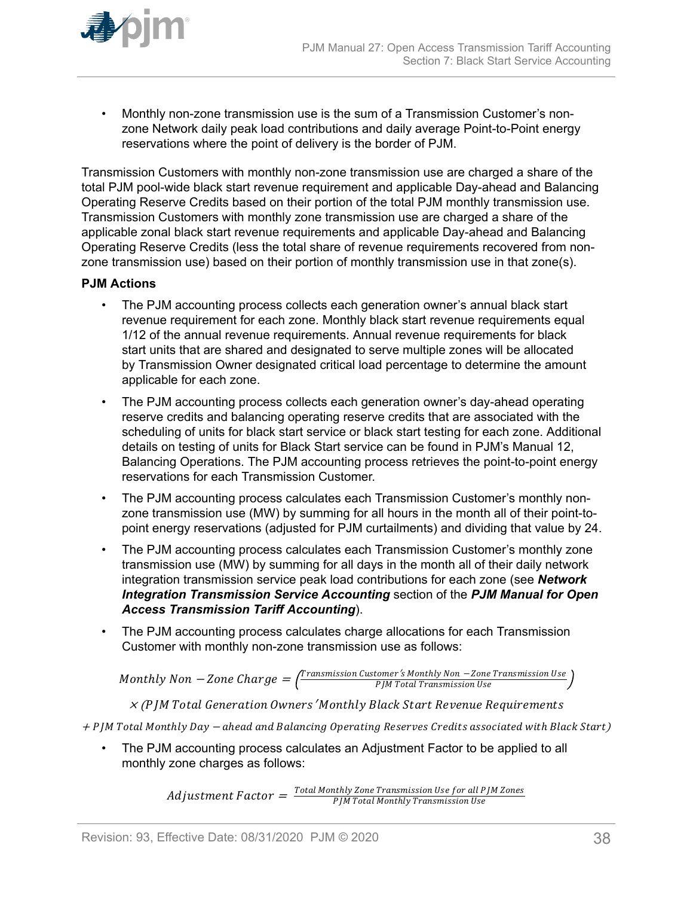- Monthly non-zone transmission use is the sum of a Transmission Customer's non-zone Network daily peak load contributions and daily average Point-to-Point energy reservations where the point of delivery is the border of PJM.

Transmission Customers with monthly non-zone transmission use are charged a share of the total PJM pool-wide black start revenue requirement and applicable Day-ahead and Balancing Operating Reserve Credits based on their portion of the total PJM monthly transmission use. Transmission Customers with monthly zone transmission use are charged a share of the applicable zonal black start revenue requirements and applicable Day-ahead and Balancing Operating Reserve Credits (less the total share of revenue requirements recovered from non-zone transmission use) based on their portion of monthly transmission use in that zone(s).

**PJM Actions**

- The PJM accounting process collects each generation owner's annual black start revenue requirement for each zone. Monthly black start revenue requirements equal 1/12 of the annual revenue requirements. Annual revenue requirements for black start units that are shared and designated to serve multiple zones will be allocated by Transmission Owner designated critical load percentage to determine the amount applicable for each zone.
- The PJM accounting process collects each generation owner's day-ahead operating reserve credits and balancing operating reserve credits that are associated with the scheduling of units for black start service or black start testing for each zone. Additional details on testing of units for Black Start service can be found in PJM's Manual 12, Balancing Operations. The PJM accounting process retrieves the point-to-point energy reservations for each Transmission Customer.
- The PJM accounting process calculates each Transmission Customer's monthly non-zone transmission use (MW) by summing for all hours in the month all of their point-to-point energy reservations (adjusted for PJM curtailments) and dividing that value by 24.
- The PJM accounting process calculates each Transmission Customer's monthly zone transmission use (MW) by summing for all days in the month all of their daily network integration transmission service peak load contributions for each zone (see ***Network Integration Transmission Service Accounting*** section of the ***PJM Manual for Open Access Transmission Tariff Accounting***).
- The PJM accounting process calculates charge allocations for each Transmission Customer with monthly non-zone transmission use as follows:

$$Monthly\ Non-Zone\ Charge = \left(\frac{Transmission\ Customer's\ Monthly\ Non-Zone\ Transmission\ Use}{PJM\ Total\ Transmission\ Use}\right) \times (PJM\ Total\ Generation\ Owners'\ Monthly\ Black\ Start\ Revenue\ Requirements + PJM\ Total\ Monthly\ Day-ahead\ and\ Balancing\ Operating\ Reserves\ Credits\ associated\ with\ Black\ Start)$$

- The PJM accounting process calculates an Adjustment Factor to be applied to all monthly zone charges as follows:

$$Adjustment\ Factor = \frac{Total\ Monthly\ Zone\ Transmission\ Use\ for\ all\ PJM\ Zones}{PJM\ Total\ Monthly\ Transmission\ Use}$$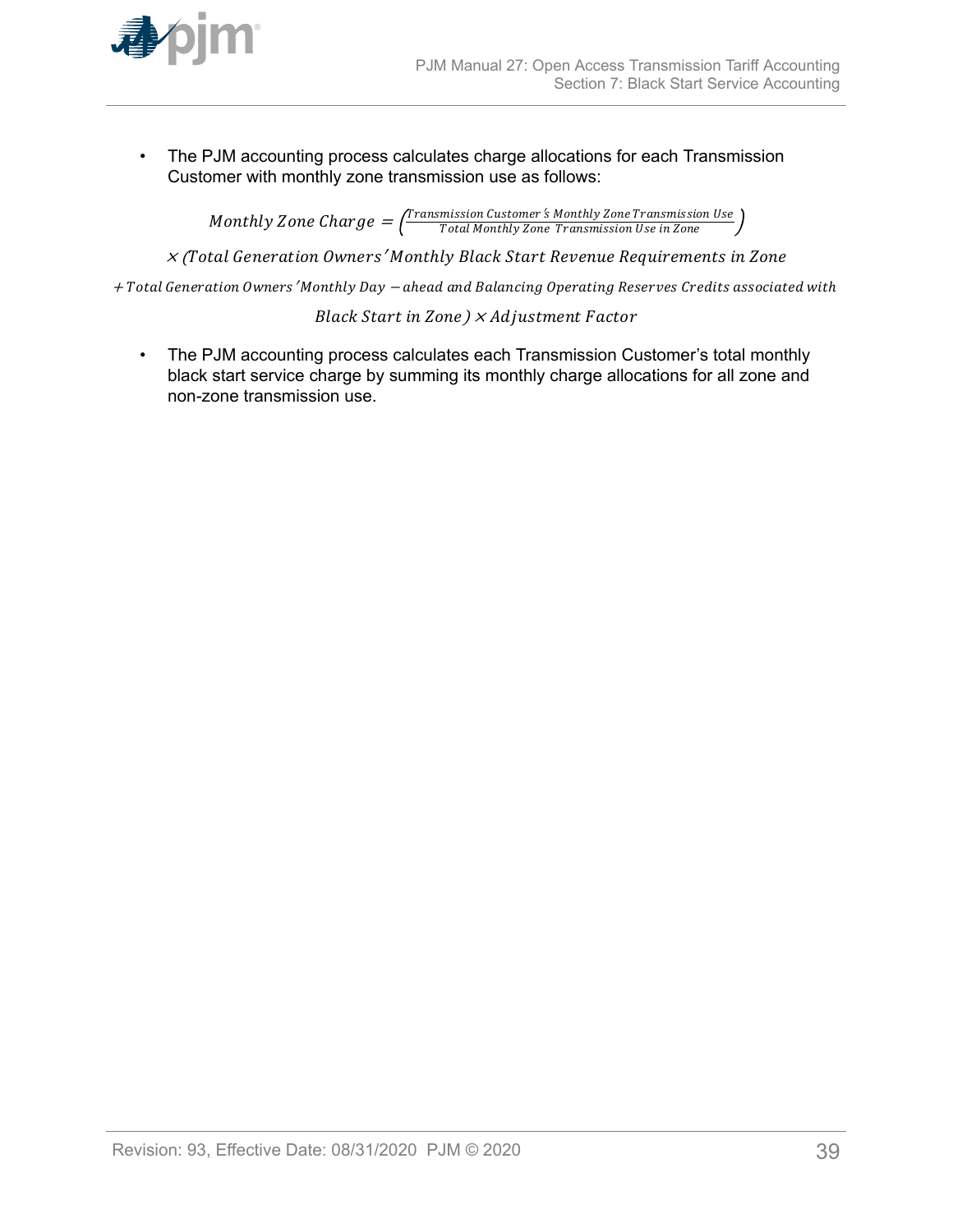- The PJM accounting process calculates charge allocations for each Transmission Customer with monthly zone transmission use as follows:

$$Monthly\ Zone\ Charge = \left(\frac{Transmission\ Customer's\ Monthly\ Zone\ Transmission\ Use}{Total\ Monthly\ Zone\ Transmission\ Use\ in\ Zone}\right)$$

$$\times (Total\ Generation\ Owners'\ Monthly\ Black\ Start\ Revenue\ Requirements\ in\ Zone$$

$$+ Total\ Generation\ Owners'\ Monthly\ Day-ahead\ and\ Balancing\ Operating\ Reserves\ Credits\ associated\ with$$

$$Black\ Start\ in\ Zone) \times Adjustment\ Factor$$

- The PJM accounting process calculates each Transmission Customer's total monthly black start service charge by summing its monthly charge allocations for all zone and non-zone transmission use.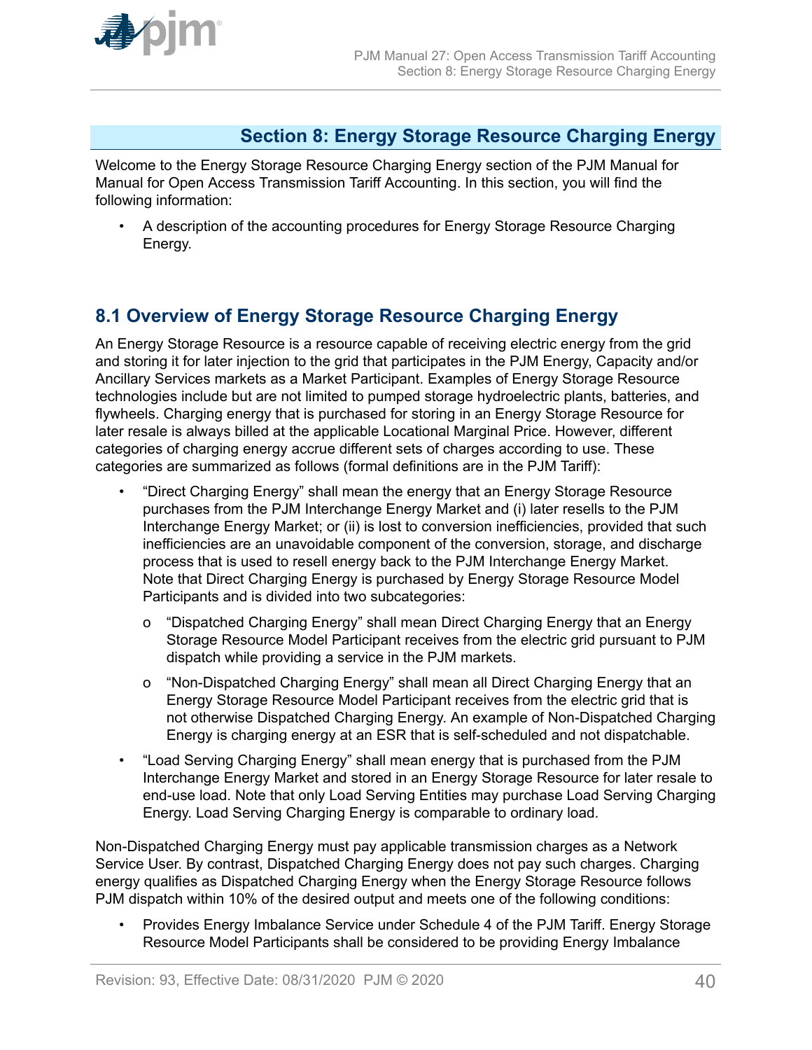# Section 8: Energy Storage Resource Charging Energy

Welcome to the Energy Storage Resource Charging Energy section of the PJM Manual for Manual for Open Access Transmission Tariff Accounting. In this section, you will find the following information:

- A description of the accounting procedures for Energy Storage Resource Charging Energy.

## 8.1 Overview of Energy Storage Resource Charging Energy

An Energy Storage Resource is a resource capable of receiving electric energy from the grid and storing it for later injection to the grid that participates in the PJM Energy, Capacity and/or Ancillary Services markets as a Market Participant. Examples of Energy Storage Resource technologies include but are not limited to pumped storage hydroelectric plants, batteries, and flywheels. Charging energy that is purchased for storing in an Energy Storage Resource for later resale is always billed at the applicable Locational Marginal Price. However, different categories of charging energy accrue different sets of charges according to use. These categories are summarized as follows (formal definitions are in the PJM Tariff):

- "Direct Charging Energy" shall mean the energy that an Energy Storage Resource purchases from the PJM Interchange Energy Market and (i) later resells to the PJM Interchange Energy Market; or (ii) is lost to conversion inefficiencies, provided that such inefficiencies are an unavoidable component of the conversion, storage, and discharge process that is used to resell energy back to the PJM Interchange Energy Market. Note that Direct Charging Energy is purchased by Energy Storage Resource Model Participants and is divided into two subcategories:
  - "Dispatched Charging Energy" shall mean Direct Charging Energy that an Energy Storage Resource Model Participant receives from the electric grid pursuant to PJM dispatch while providing a service in the PJM markets.
  - "Non-Dispatched Charging Energy" shall mean all Direct Charging Energy that an Energy Storage Resource Model Participant receives from the electric grid that is not otherwise Dispatched Charging Energy. An example of Non-Dispatched Charging Energy is charging energy at an ESR that is self-scheduled and not dispatchable.
- "Load Serving Charging Energy" shall mean energy that is purchased from the PJM Interchange Energy Market and stored in an Energy Storage Resource for later resale to end-use load. Note that only Load Serving Entities may purchase Load Serving Charging Energy. Load Serving Charging Energy is comparable to ordinary load.

Non-Dispatched Charging Energy must pay applicable transmission charges as a Network Service User. By contrast, Dispatched Charging Energy does not pay such charges. Charging energy qualifies as Dispatched Charging Energy when the Energy Storage Resource follows PJM dispatch within 10% of the desired output and meets one of the following conditions:

- Provides Energy Imbalance Service under Schedule 4 of the PJM Tariff. Energy Storage Resource Model Participants shall be considered to be providing Energy Imbalance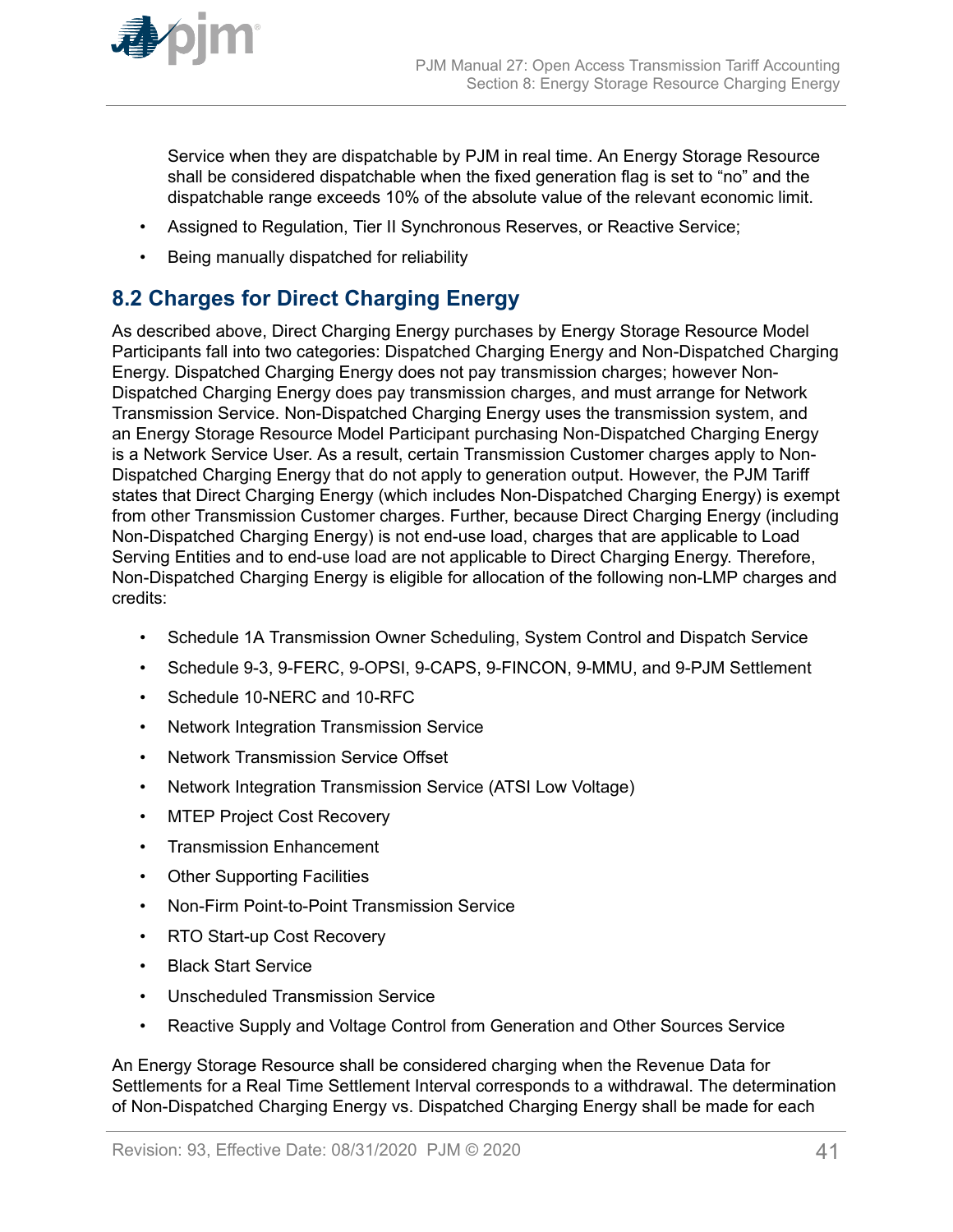Service when they are dispatchable by PJM in real time. An Energy Storage Resource shall be considered dispatchable when the fixed generation flag is set to "no" and the dispatchable range exceeds 10% of the absolute value of the relevant economic limit.

- Assigned to Regulation, Tier II Synchronous Reserves, or Reactive Service;
- Being manually dispatched for reliability

## 8.2 Charges for Direct Charging Energy

As described above, Direct Charging Energy purchases by Energy Storage Resource Model Participants fall into two categories: Dispatched Charging Energy and Non-Dispatched Charging Energy. Dispatched Charging Energy does not pay transmission charges; however Non-Dispatched Charging Energy does pay transmission charges, and must arrange for Network Transmission Service. Non-Dispatched Charging Energy uses the transmission system, and an Energy Storage Resource Model Participant purchasing Non-Dispatched Charging Energy is a Network Service User. As a result, certain Transmission Customer charges apply to Non-Dispatched Charging Energy that do not apply to generation output. However, the PJM Tariff states that Direct Charging Energy (which includes Non-Dispatched Charging Energy) is exempt from other Transmission Customer charges. Further, because Direct Charging Energy (including Non-Dispatched Charging Energy) is not end-use load, charges that are applicable to Load Serving Entities and to end-use load are not applicable to Direct Charging Energy. Therefore, Non-Dispatched Charging Energy is eligible for allocation of the following non-LMP charges and credits:

- Schedule 1A Transmission Owner Scheduling, System Control and Dispatch Service
- Schedule 9-3, 9-FERC, 9-OPSI, 9-CAPS, 9-FINCON, 9-MMU, and 9-PJM Settlement
- Schedule 10-NERC and 10-RFC
- Network Integration Transmission Service
- Network Transmission Service Offset
- Network Integration Transmission Service (ATSI Low Voltage)
- MTEP Project Cost Recovery
- Transmission Enhancement
- Other Supporting Facilities
- Non-Firm Point-to-Point Transmission Service
- RTO Start-up Cost Recovery
- Black Start Service
- Unscheduled Transmission Service
- Reactive Supply and Voltage Control from Generation and Other Sources Service

An Energy Storage Resource shall be considered charging when the Revenue Data for Settlements for a Real Time Settlement Interval corresponds to a withdrawal. The determination of Non-Dispatched Charging Energy vs. Dispatched Charging Energy shall be made for each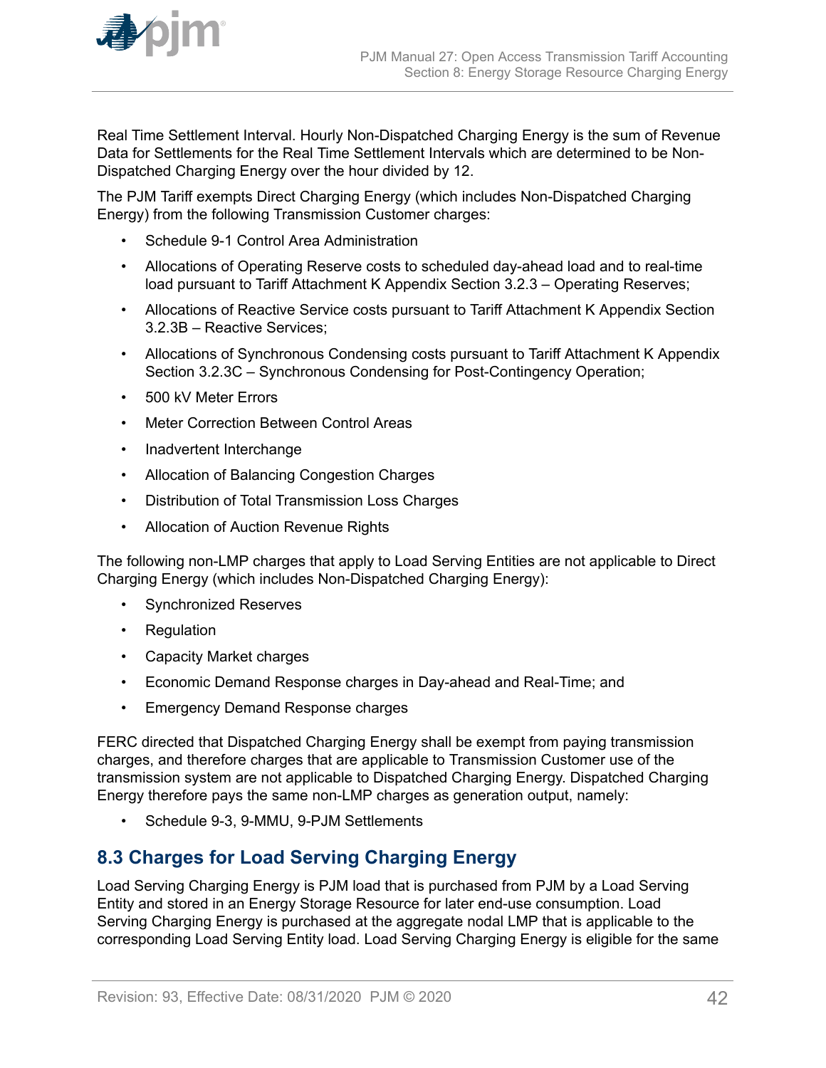Real Time Settlement Interval. Hourly Non-Dispatched Charging Energy is the sum of Revenue Data for Settlements for the Real Time Settlement Intervals which are determined to be Non-Dispatched Charging Energy over the hour divided by 12.

The PJM Tariff exempts Direct Charging Energy (which includes Non-Dispatched Charging Energy) from the following Transmission Customer charges:

- Schedule 9-1 Control Area Administration
- Allocations of Operating Reserve costs to scheduled day-ahead load and to real-time load pursuant to Tariff Attachment K Appendix Section 3.2.3 – Operating Reserves;
- Allocations of Reactive Service costs pursuant to Tariff Attachment K Appendix Section 3.2.3B – Reactive Services;
- Allocations of Synchronous Condensing costs pursuant to Tariff Attachment K Appendix Section 3.2.3C – Synchronous Condensing for Post-Contingency Operation;
- 500 kV Meter Errors
- Meter Correction Between Control Areas
- Inadvertent Interchange
- Allocation of Balancing Congestion Charges
- Distribution of Total Transmission Loss Charges
- Allocation of Auction Revenue Rights

The following non-LMP charges that apply to Load Serving Entities are not applicable to Direct Charging Energy (which includes Non-Dispatched Charging Energy):

- Synchronized Reserves
- Regulation
- Capacity Market charges
- Economic Demand Response charges in Day-ahead and Real-Time; and
- Emergency Demand Response charges

FERC directed that Dispatched Charging Energy shall be exempt from paying transmission charges, and therefore charges that are applicable to Transmission Customer use of the transmission system are not applicable to Dispatched Charging Energy. Dispatched Charging Energy therefore pays the same non-LMP charges as generation output, namely:

- Schedule 9-3, 9-MMU, 9-PJM Settlements

## 8.3 Charges for Load Serving Charging Energy

Load Serving Charging Energy is PJM load that is purchased from PJM by a Load Serving Entity and stored in an Energy Storage Resource for later end-use consumption. Load Serving Charging Energy is purchased at the aggregate nodal LMP that is applicable to the corresponding Load Serving Entity load. Load Serving Charging Energy is eligible for the same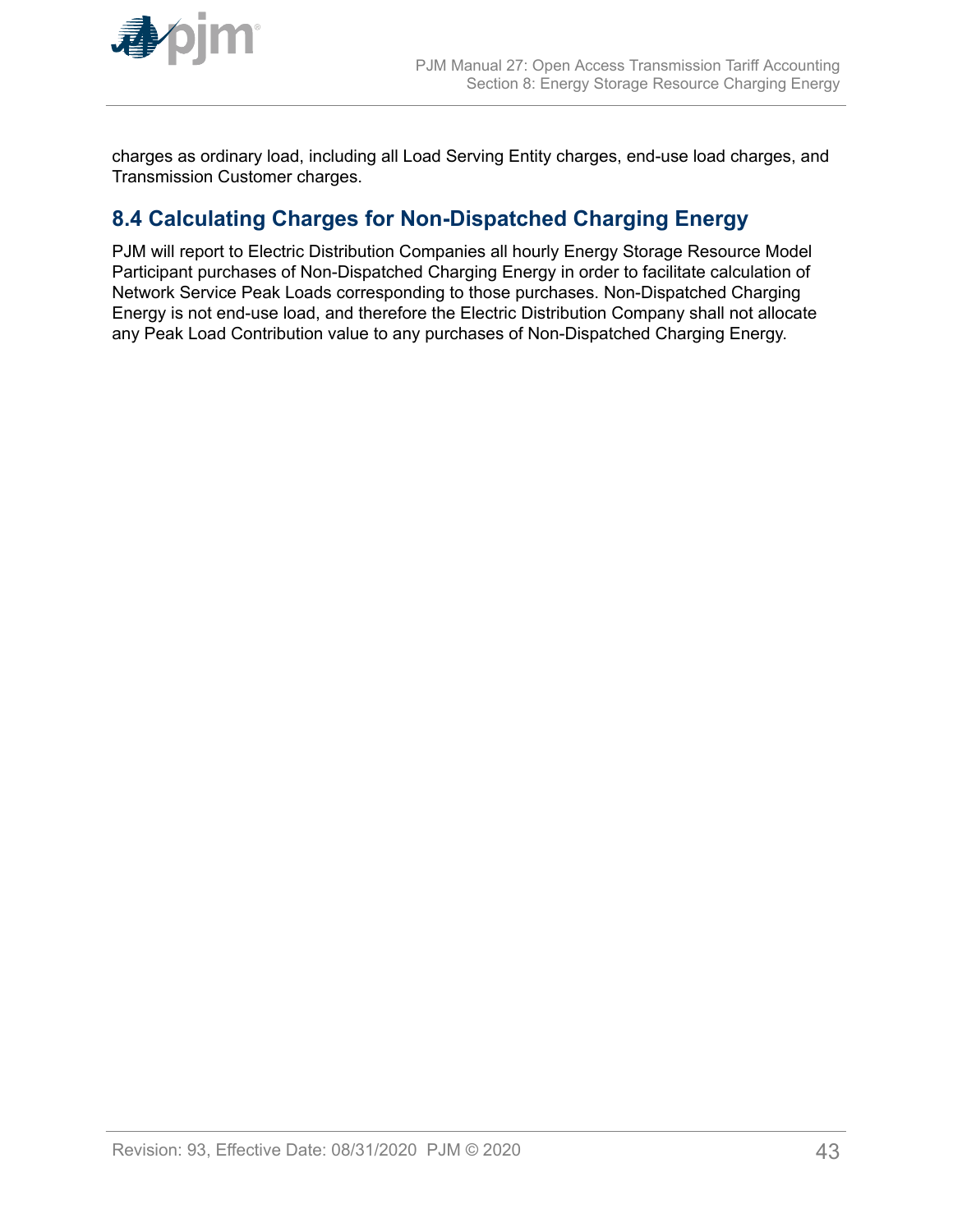charges as ordinary load, including all Load Serving Entity charges, end-use load charges, and Transmission Customer charges.

## 8.4 Calculating Charges for Non-Dispatched Charging Energy

PJM will report to Electric Distribution Companies all hourly Energy Storage Resource Model Participant purchases of Non-Dispatched Charging Energy in order to facilitate calculation of Network Service Peak Loads corresponding to those purchases. Non-Dispatched Charging Energy is not end-use load, and therefore the Electric Distribution Company shall not allocate any Peak Load Contribution value to any purchases of Non-Dispatched Charging Energy.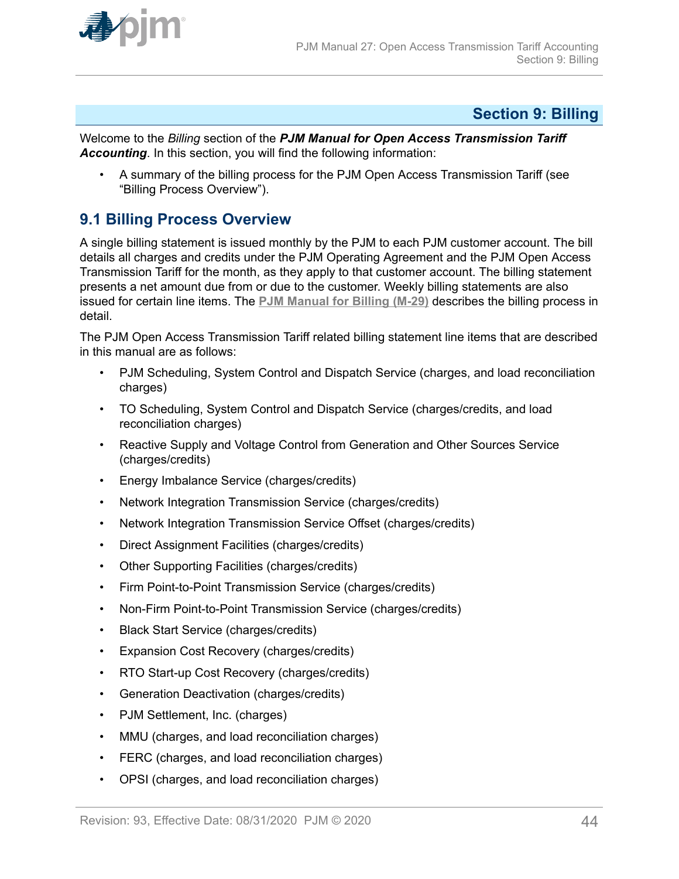# Section 9: Billing

Welcome to the *Billing* section of the ***PJM Manual for Open Access Transmission Tariff Accounting***. In this section, you will find the following information:

- A summary of the billing process for the PJM Open Access Transmission Tariff (see "Billing Process Overview").

## 9.1 Billing Process Overview

A single billing statement is issued monthly by the PJM to each PJM customer account. The bill details all charges and credits under the PJM Operating Agreement and the PJM Open Access Transmission Tariff for the month, as they apply to that customer account. The billing statement presents a net amount due from or due to the customer. Weekly billing statements are also issued for certain line items. The **PJM Manual for Billing (M-29)** describes the billing process in detail.

The PJM Open Access Transmission Tariff related billing statement line items that are described in this manual are as follows:

- PJM Scheduling, System Control and Dispatch Service (charges, and load reconciliation charges)
- TO Scheduling, System Control and Dispatch Service (charges/credits, and load reconciliation charges)
- Reactive Supply and Voltage Control from Generation and Other Sources Service (charges/credits)
- Energy Imbalance Service (charges/credits)
- Network Integration Transmission Service (charges/credits)
- Network Integration Transmission Service Offset (charges/credits)
- Direct Assignment Facilities (charges/credits)
- Other Supporting Facilities (charges/credits)
- Firm Point-to-Point Transmission Service (charges/credits)
- Non-Firm Point-to-Point Transmission Service (charges/credits)
- Black Start Service (charges/credits)
- Expansion Cost Recovery (charges/credits)
- RTO Start-up Cost Recovery (charges/credits)
- Generation Deactivation (charges/credits)
- PJM Settlement, Inc. (charges)
- MMU (charges, and load reconciliation charges)
- FERC (charges, and load reconciliation charges)
- OPSI (charges, and load reconciliation charges)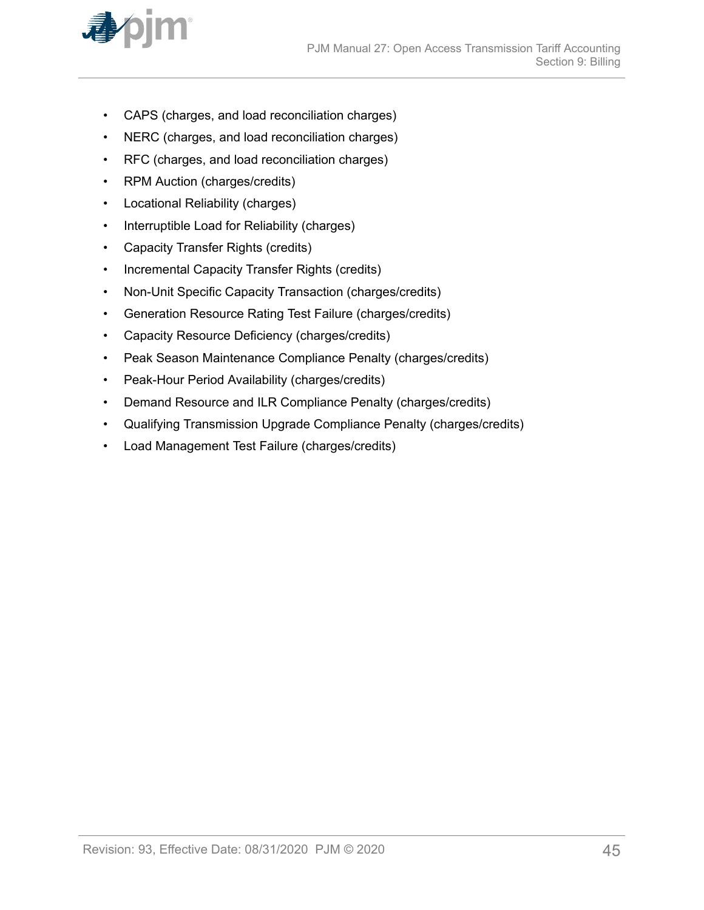- CAPS (charges, and load reconciliation charges)
- NERC (charges, and load reconciliation charges)
- RFC (charges, and load reconciliation charges)
- RPM Auction (charges/credits)
- Locational Reliability (charges)
- Interruptible Load for Reliability (charges)
- Capacity Transfer Rights (credits)
- Incremental Capacity Transfer Rights (credits)
- Non-Unit Specific Capacity Transaction (charges/credits)
- Generation Resource Rating Test Failure (charges/credits)
- Capacity Resource Deficiency (charges/credits)
- Peak Season Maintenance Compliance Penalty (charges/credits)
- Peak-Hour Period Availability (charges/credits)
- Demand Resource and ILR Compliance Penalty (charges/credits)
- Qualifying Transmission Upgrade Compliance Penalty (charges/credits)
- Load Management Test Failure (charges/credits)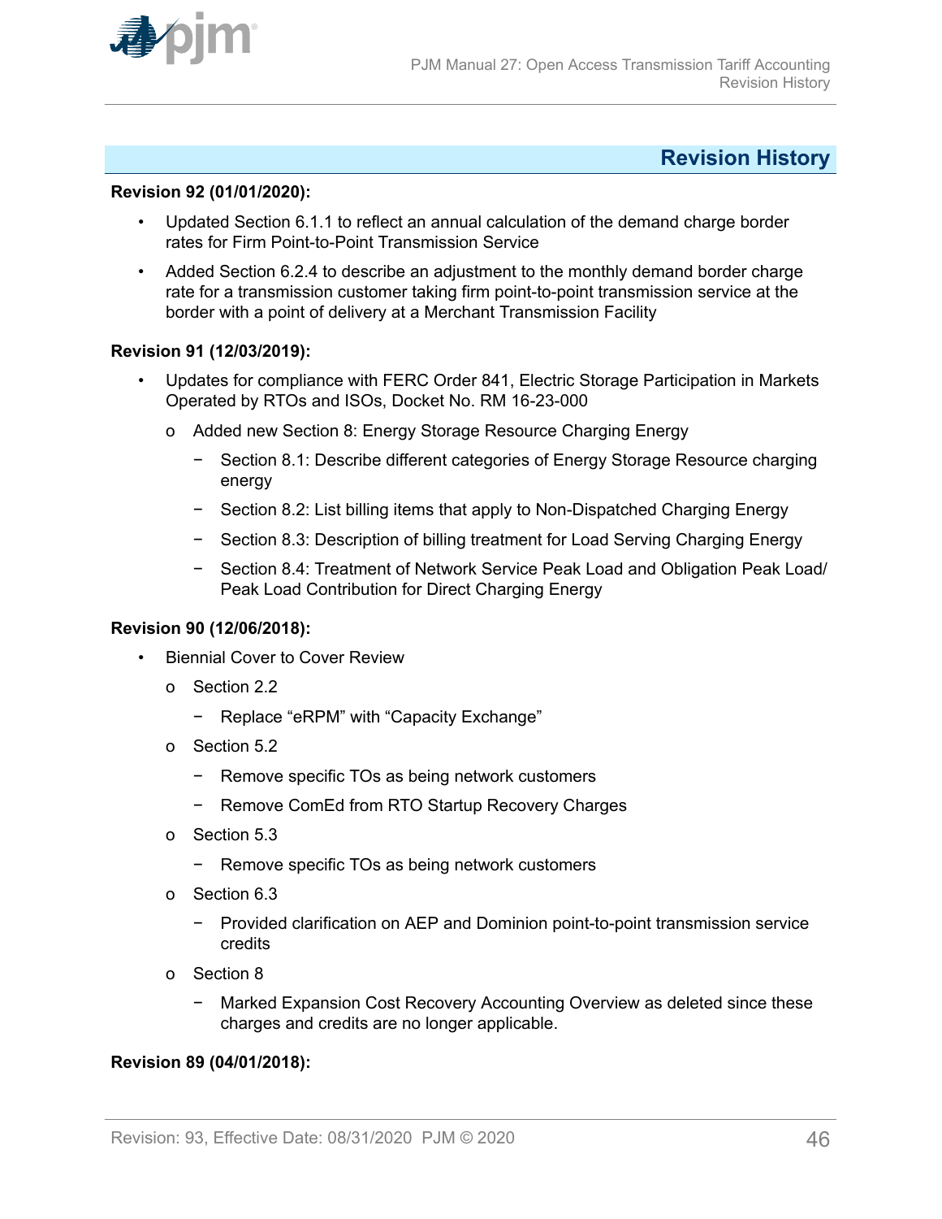## Revision History

**Revision 92 (01/01/2020):**

- Updated Section 6.1.1 to reflect an annual calculation of the demand charge border rates for Firm Point-to-Point Transmission Service
- Added Section 6.2.4 to describe an adjustment to the monthly demand border charge rate for a transmission customer taking firm point-to-point transmission service at the border with a point of delivery at a Merchant Transmission Facility

**Revision 91 (12/03/2019):**

- Updates for compliance with FERC Order 841, Electric Storage Participation in Markets Operated by RTOs and ISOs, Docket No. RM 16-23-000
  - Added new Section 8: Energy Storage Resource Charging Energy
    - Section 8.1: Describe different categories of Energy Storage Resource charging energy
    - Section 8.2: List billing items that apply to Non-Dispatched Charging Energy
    - Section 8.3: Description of billing treatment for Load Serving Charging Energy
    - Section 8.4: Treatment of Network Service Peak Load and Obligation Peak Load/ Peak Load Contribution for Direct Charging Energy

**Revision 90 (12/06/2018):**

- Biennial Cover to Cover Review
  - Section 2.2
    - Replace "eRPM" with "Capacity Exchange"
  - Section 5.2
    - Remove specific TOs as being network customers
    - Remove ComEd from RTO Startup Recovery Charges
  - Section 5.3
    - Remove specific TOs as being network customers
  - Section 6.3
    - Provided clarification on AEP and Dominion point-to-point transmission service credits
  - Section 8
    - Marked Expansion Cost Recovery Accounting Overview as deleted since these charges and credits are no longer applicable.

**Revision 89 (04/01/2018):**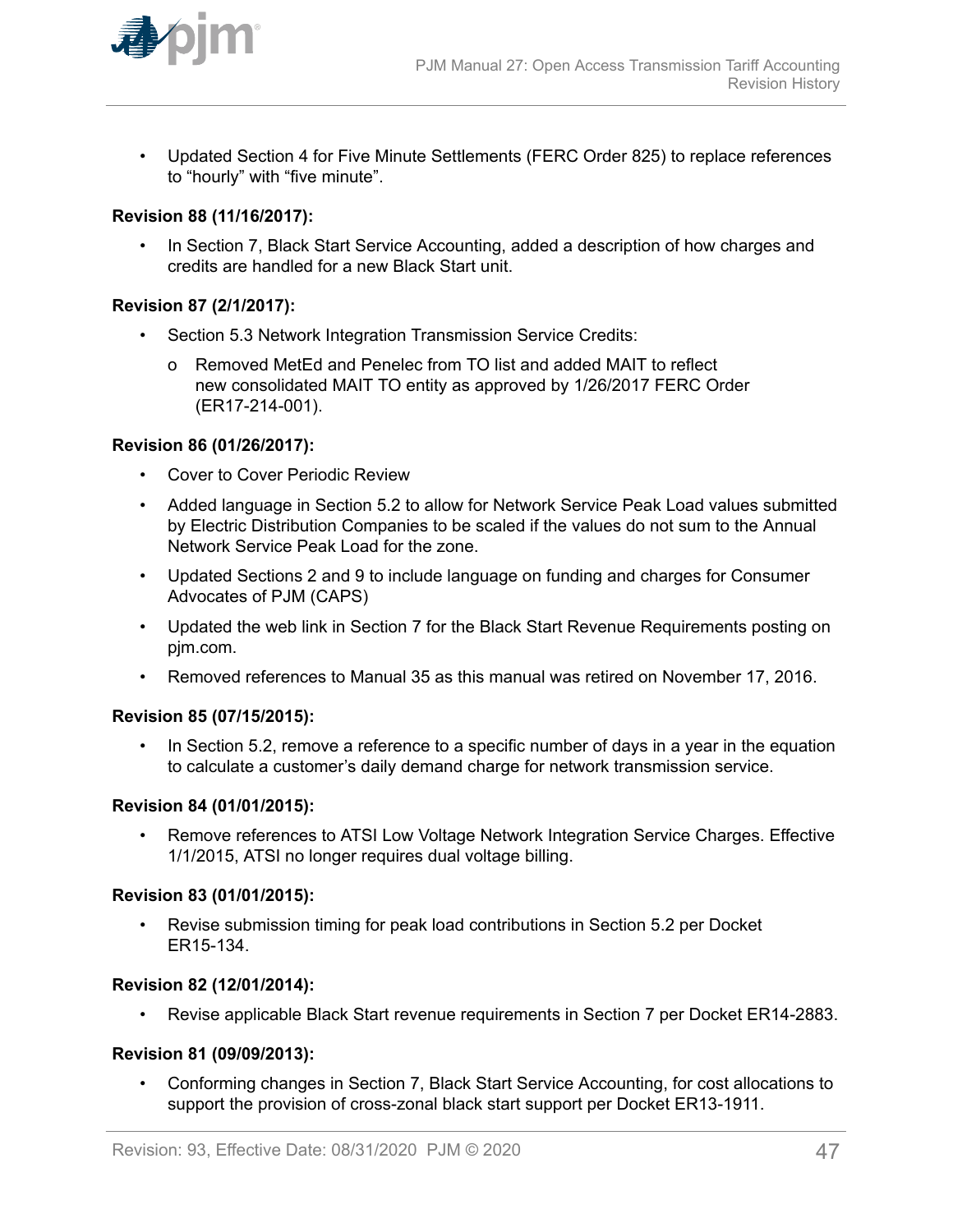- Updated Section 4 for Five Minute Settlements (FERC Order 825) to replace references to "hourly" with "five minute".

**Revision 88 (11/16/2017):**

- In Section 7, Black Start Service Accounting, added a description of how charges and credits are handled for a new Black Start unit.

**Revision 87 (2/1/2017):**

- Section 5.3 Network Integration Transmission Service Credits:
  - Removed MetEd and Penelec from TO list and added MAIT to reflect new consolidated MAIT TO entity as approved by 1/26/2017 FERC Order (ER17-214-001).

**Revision 86 (01/26/2017):**

- Cover to Cover Periodic Review
- Added language in Section 5.2 to allow for Network Service Peak Load values submitted by Electric Distribution Companies to be scaled if the values do not sum to the Annual Network Service Peak Load for the zone.
- Updated Sections 2 and 9 to include language on funding and charges for Consumer Advocates of PJM (CAPS)
- Updated the web link in Section 7 for the Black Start Revenue Requirements posting on pjm.com.
- Removed references to Manual 35 as this manual was retired on November 17, 2016.

**Revision 85 (07/15/2015):**

- In Section 5.2, remove a reference to a specific number of days in a year in the equation to calculate a customer's daily demand charge for network transmission service.

**Revision 84 (01/01/2015):**

- Remove references to ATSI Low Voltage Network Integration Service Charges. Effective 1/1/2015, ATSI no longer requires dual voltage billing.

**Revision 83 (01/01/2015):**

- Revise submission timing for peak load contributions in Section 5.2 per Docket ER15-134.

**Revision 82 (12/01/2014):**

- Revise applicable Black Start revenue requirements in Section 7 per Docket ER14-2883.

**Revision 81 (09/09/2013):**

- Conforming changes in Section 7, Black Start Service Accounting, for cost allocations to support the provision of cross-zonal black start support per Docket ER13-1911.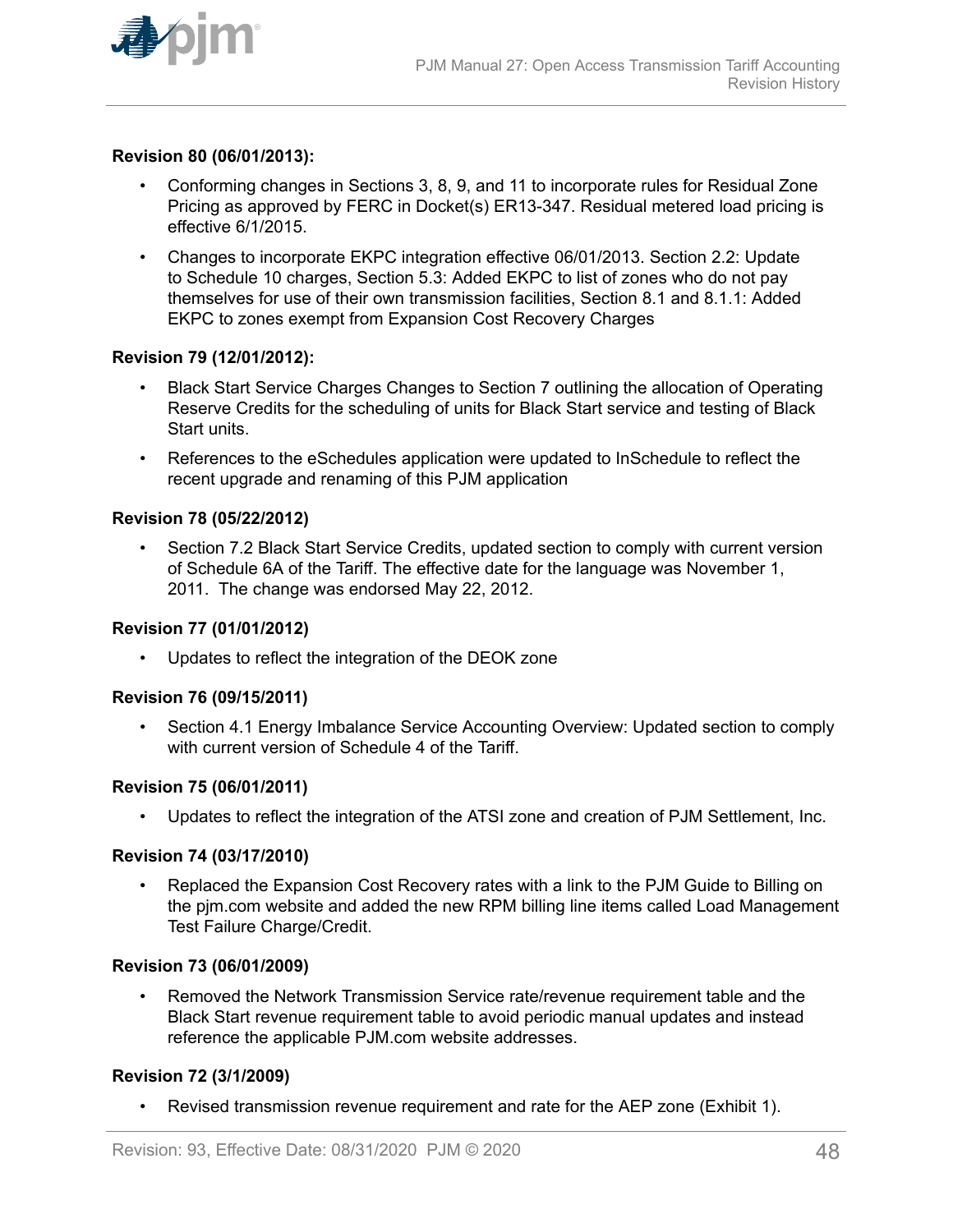**Revision 80 (06/01/2013):**

- Conforming changes in Sections 3, 8, 9, and 11 to incorporate rules for Residual Zone Pricing as approved by FERC in Docket(s) ER13-347. Residual metered load pricing is effective 6/1/2015.
- Changes to incorporate EKPC integration effective 06/01/2013. Section 2.2: Update to Schedule 10 charges, Section 5.3: Added EKPC to list of zones who do not pay themselves for use of their own transmission facilities, Section 8.1 and 8.1.1: Added EKPC to zones exempt from Expansion Cost Recovery Charges

**Revision 79 (12/01/2012):**

- Black Start Service Charges Changes to Section 7 outlining the allocation of Operating Reserve Credits for the scheduling of units for Black Start service and testing of Black Start units.
- References to the eSchedules application were updated to InSchedule to reflect the recent upgrade and renaming of this PJM application

**Revision 78 (05/22/2012)**

- Section 7.2 Black Start Service Credits, updated section to comply with current version of Schedule 6A of the Tariff. The effective date for the language was November 1, 2011. The change was endorsed May 22, 2012.

**Revision 77 (01/01/2012)**

- Updates to reflect the integration of the DEOK zone

**Revision 76 (09/15/2011)**

- Section 4.1 Energy Imbalance Service Accounting Overview: Updated section to comply with current version of Schedule 4 of the Tariff.

**Revision 75 (06/01/2011)**

- Updates to reflect the integration of the ATSI zone and creation of PJM Settlement, Inc.

**Revision 74 (03/17/2010)**

- Replaced the Expansion Cost Recovery rates with a link to the PJM Guide to Billing on the pjm.com website and added the new RPM billing line items called Load Management Test Failure Charge/Credit.

**Revision 73 (06/01/2009)**

- Removed the Network Transmission Service rate/revenue requirement table and the Black Start revenue requirement table to avoid periodic manual updates and instead reference the applicable PJM.com website addresses.

**Revision 72 (3/1/2009)**

- Revised transmission revenue requirement and rate for the AEP zone (Exhibit 1).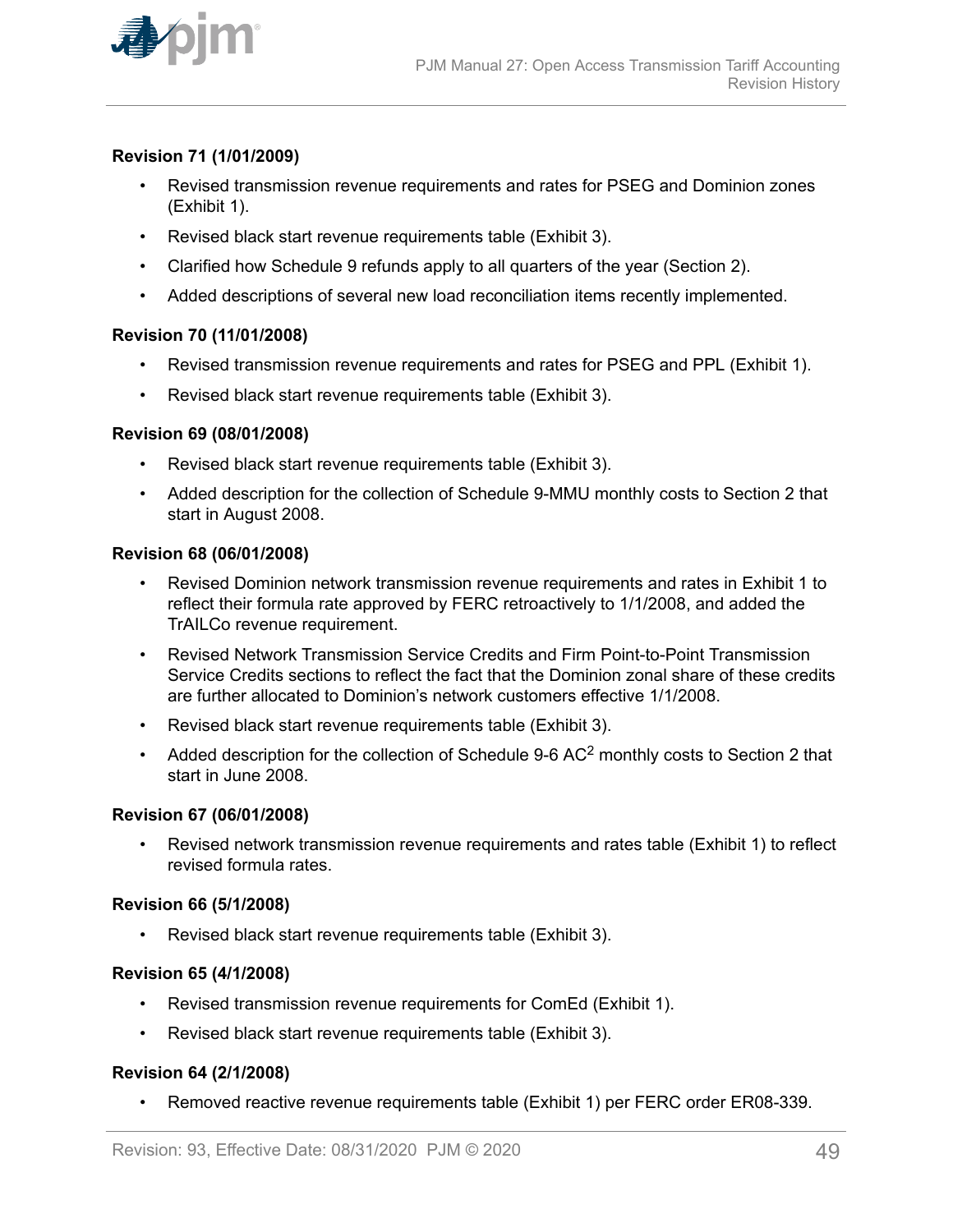**Revision 71 (1/01/2009)**

- Revised transmission revenue requirements and rates for PSEG and Dominion zones (Exhibit 1).
- Revised black start revenue requirements table (Exhibit 3).
- Clarified how Schedule 9 refunds apply to all quarters of the year (Section 2).
- Added descriptions of several new load reconciliation items recently implemented.

**Revision 70 (11/01/2008)**

- Revised transmission revenue requirements and rates for PSEG and PPL (Exhibit 1).
- Revised black start revenue requirements table (Exhibit 3).

**Revision 69 (08/01/2008)**

- Revised black start revenue requirements table (Exhibit 3).
- Added description for the collection of Schedule 9-MMU monthly costs to Section 2 that start in August 2008.

**Revision 68 (06/01/2008)**

- Revised Dominion network transmission revenue requirements and rates in Exhibit 1 to reflect their formula rate approved by FERC retroactively to 1/1/2008, and added the TrAILCo revenue requirement.
- Revised Network Transmission Service Credits and Firm Point-to-Point Transmission Service Credits sections to reflect the fact that the Dominion zonal share of these credits are further allocated to Dominion's network customers effective 1/1/2008.
- Revised black start revenue requirements table (Exhibit 3).
- Added description for the collection of Schedule 9-6 $AC^2$ monthly costs to Section 2 that start in June 2008.

**Revision 67 (06/01/2008)**

- Revised network transmission revenue requirements and rates table (Exhibit 1) to reflect revised formula rates.

**Revision 66 (5/1/2008)**

- Revised black start revenue requirements table (Exhibit 3).

**Revision 65 (4/1/2008)**

- Revised transmission revenue requirements for ComEd (Exhibit 1).
- Revised black start revenue requirements table (Exhibit 3).

**Revision 64 (2/1/2008)**

- Removed reactive revenue requirements table (Exhibit 1) per FERC order ER08-339.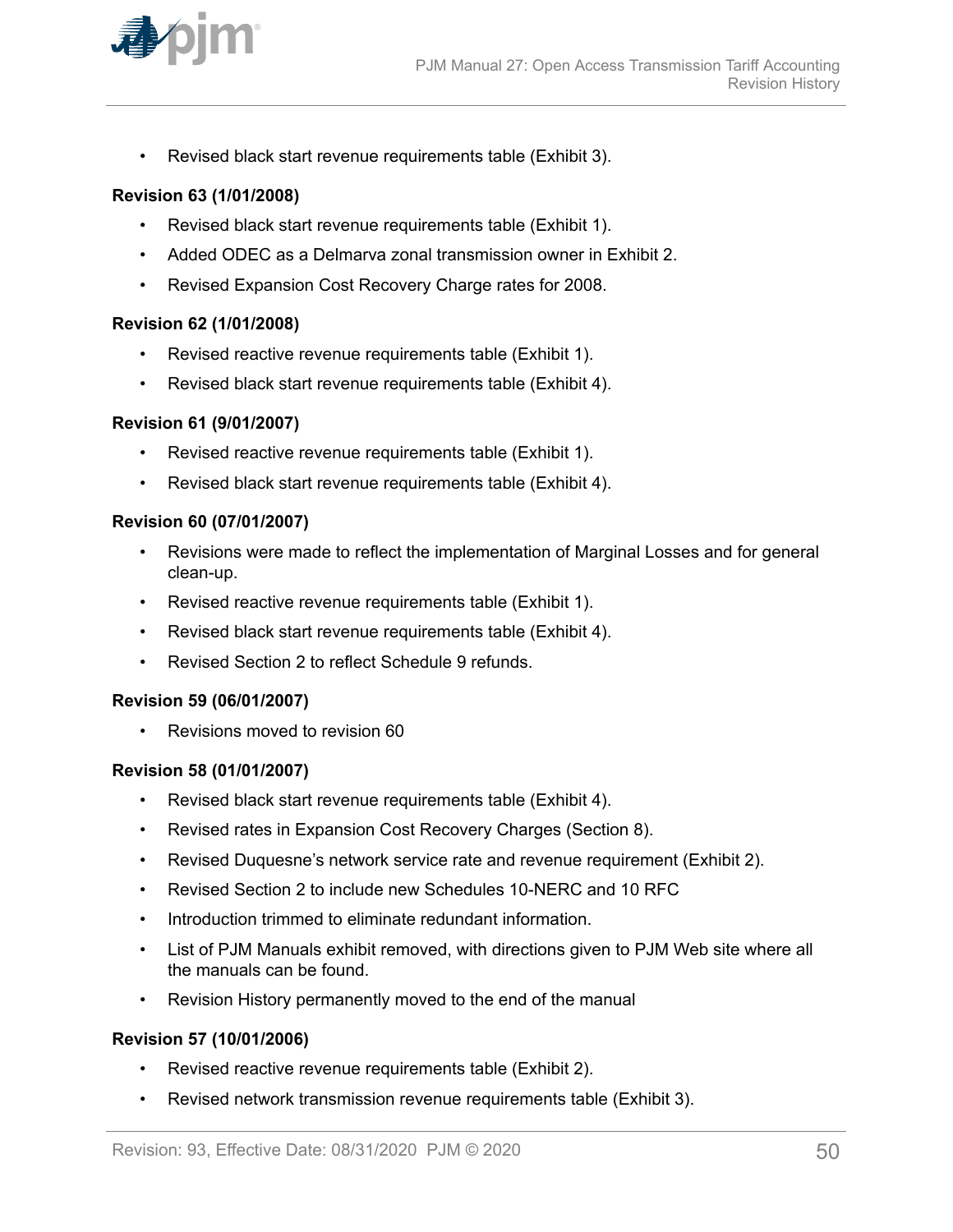- Revised black start revenue requirements table (Exhibit 3).

### Revision 63 (1/01/2008)

- Revised black start revenue requirements table (Exhibit 1).
- Added ODEC as a Delmarva zonal transmission owner in Exhibit 2.
- Revised Expansion Cost Recovery Charge rates for 2008.

### Revision 62 (1/01/2008)

- Revised reactive revenue requirements table (Exhibit 1).
- Revised black start revenue requirements table (Exhibit 4).

### Revision 61 (9/01/2007)

- Revised reactive revenue requirements table (Exhibit 1).
- Revised black start revenue requirements table (Exhibit 4).

### Revision 60 (07/01/2007)

- Revisions were made to reflect the implementation of Marginal Losses and for general clean-up.
- Revised reactive revenue requirements table (Exhibit 1).
- Revised black start revenue requirements table (Exhibit 4).
- Revised Section 2 to reflect Schedule 9 refunds.

### Revision 59 (06/01/2007)

- Revisions moved to revision 60

### Revision 58 (01/01/2007)

- Revised black start revenue requirements table (Exhibit 4).
- Revised rates in Expansion Cost Recovery Charges (Section 8).
- Revised Duquesne's network service rate and revenue requirement (Exhibit 2).
- Revised Section 2 to include new Schedules 10-NERC and 10 RFC
- Introduction trimmed to eliminate redundant information.
- List of PJM Manuals exhibit removed, with directions given to PJM Web site where all the manuals can be found.
- Revision History permanently moved to the end of the manual

### Revision 57 (10/01/2006)

- Revised reactive revenue requirements table (Exhibit 2).
- Revised network transmission revenue requirements table (Exhibit 3).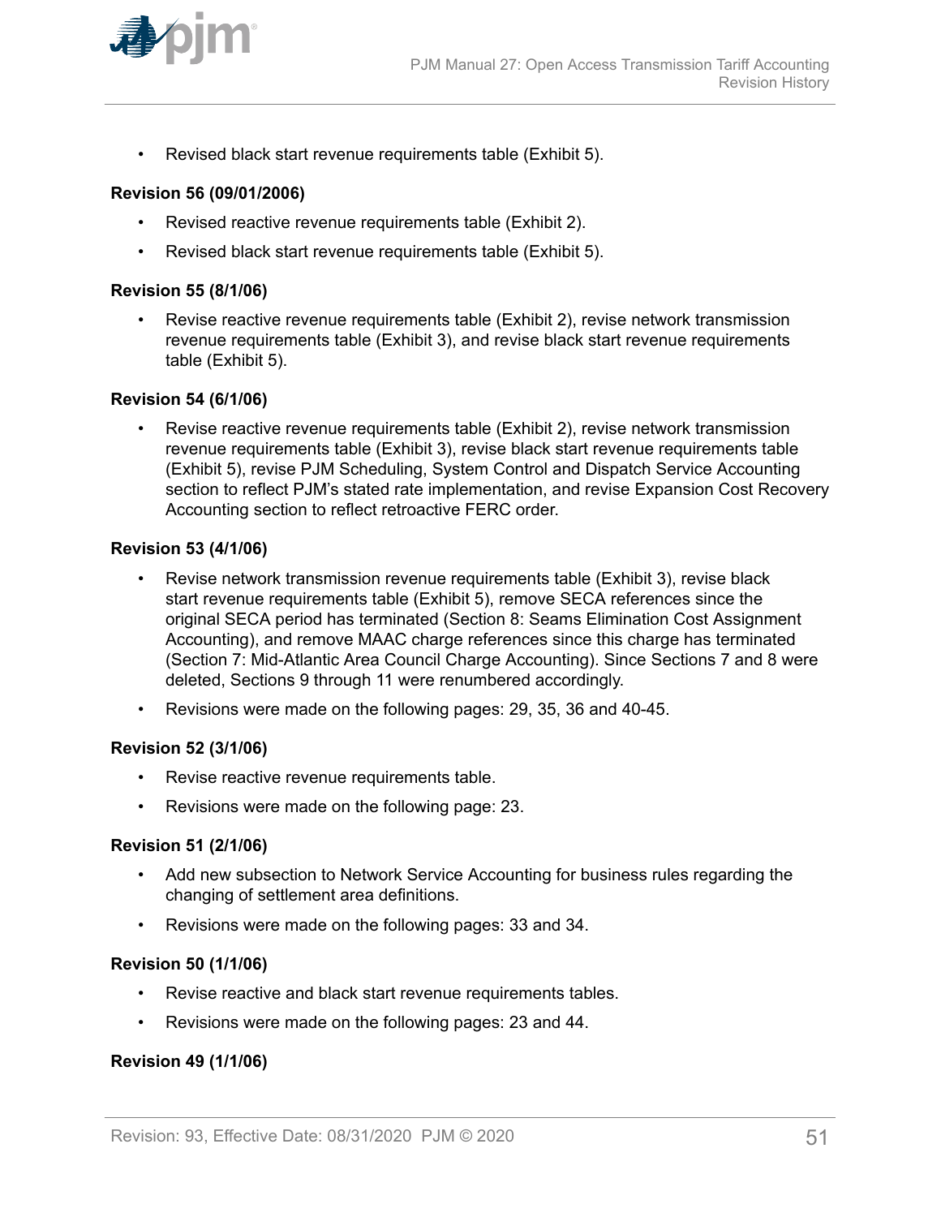- Revised black start revenue requirements table (Exhibit 5).

**Revision 56 (09/01/2006)**

- Revised reactive revenue requirements table (Exhibit 2).
- Revised black start revenue requirements table (Exhibit 5).

**Revision 55 (8/1/06)**

- Revise reactive revenue requirements table (Exhibit 2), revise network transmission revenue requirements table (Exhibit 3), and revise black start revenue requirements table (Exhibit 5).

**Revision 54 (6/1/06)**

- Revise reactive revenue requirements table (Exhibit 2), revise network transmission revenue requirements table (Exhibit 3), revise black start revenue requirements table (Exhibit 5), revise PJM Scheduling, System Control and Dispatch Service Accounting section to reflect PJM's stated rate implementation, and revise Expansion Cost Recovery Accounting section to reflect retroactive FERC order.

**Revision 53 (4/1/06)**

- Revise network transmission revenue requirements table (Exhibit 3), revise black start revenue requirements table (Exhibit 5), remove SECA references since the original SECA period has terminated (Section 8: Seams Elimination Cost Assignment Accounting), and remove MAAC charge references since this charge has terminated (Section 7: Mid-Atlantic Area Council Charge Accounting). Since Sections 7 and 8 were deleted, Sections 9 through 11 were renumbered accordingly.
- Revisions were made on the following pages: 29, 35, 36 and 40-45.

**Revision 52 (3/1/06)**

- Revise reactive revenue requirements table.
- Revisions were made on the following page: 23.

**Revision 51 (2/1/06)**

- Add new subsection to Network Service Accounting for business rules regarding the changing of settlement area definitions.
- Revisions were made on the following pages: 33 and 34.

**Revision 50 (1/1/06)**

- Revise reactive and black start revenue requirements tables.
- Revisions were made on the following pages: 23 and 44.

**Revision 49 (1/1/06)**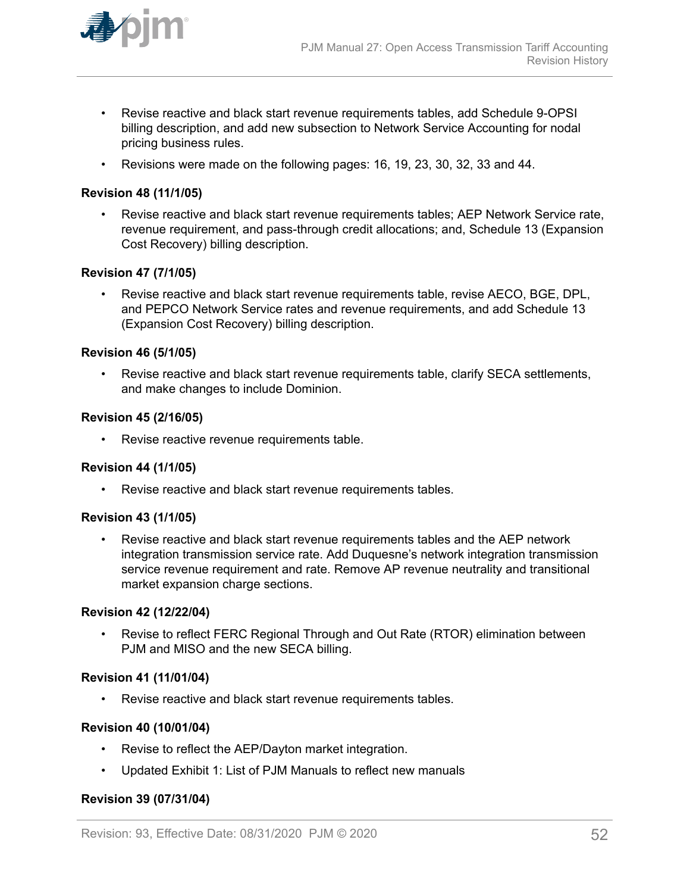- Revise reactive and black start revenue requirements tables, add Schedule 9-OPSI billing description, and add new subsection to Network Service Accounting for nodal pricing business rules.
- Revisions were made on the following pages: 16, 19, 23, 30, 32, 33 and 44.

**Revision 48 (11/1/05)**

- Revise reactive and black start revenue requirements tables; AEP Network Service rate, revenue requirement, and pass-through credit allocations; and, Schedule 13 (Expansion Cost Recovery) billing description.

**Revision 47 (7/1/05)**

- Revise reactive and black start revenue requirements table, revise AECO, BGE, DPL, and PEPCO Network Service rates and revenue requirements, and add Schedule 13 (Expansion Cost Recovery) billing description.

**Revision 46 (5/1/05)**

- Revise reactive and black start revenue requirements table, clarify SECA settlements, and make changes to include Dominion.

**Revision 45 (2/16/05)**

- Revise reactive revenue requirements table.

**Revision 44 (1/1/05)**

- Revise reactive and black start revenue requirements tables.

**Revision 43 (1/1/05)**

- Revise reactive and black start revenue requirements tables and the AEP network integration transmission service rate. Add Duquesne's network integration transmission service revenue requirement and rate. Remove AP revenue neutrality and transitional market expansion charge sections.

**Revision 42 (12/22/04)**

- Revise to reflect FERC Regional Through and Out Rate (RTOR) elimination between PJM and MISO and the new SECA billing.

**Revision 41 (11/01/04)**

- Revise reactive and black start revenue requirements tables.

**Revision 40 (10/01/04)**

- Revise to reflect the AEP/Dayton market integration.
- Updated Exhibit 1: List of PJM Manuals to reflect new manuals

**Revision 39 (07/31/04)**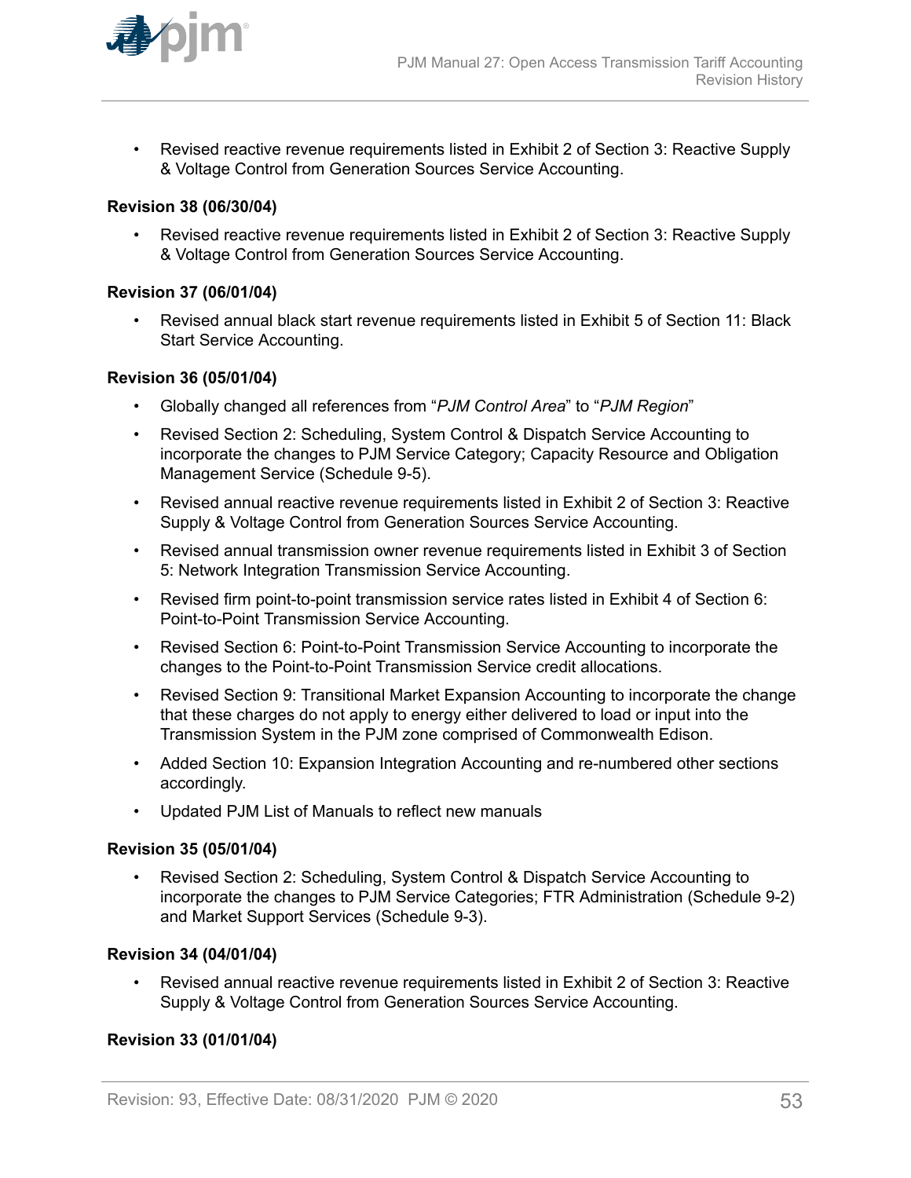- Revised reactive revenue requirements listed in Exhibit 2 of Section 3: Reactive Supply & Voltage Control from Generation Sources Service Accounting.

**Revision 38 (06/30/04)**

- Revised reactive revenue requirements listed in Exhibit 2 of Section 3: Reactive Supply & Voltage Control from Generation Sources Service Accounting.

**Revision 37 (06/01/04)**

- Revised annual black start revenue requirements listed in Exhibit 5 of Section 11: Black Start Service Accounting.

**Revision 36 (05/01/04)**

- Globally changed all references from "*PJM Control Area*" to "*PJM Region*"
- Revised Section 2: Scheduling, System Control & Dispatch Service Accounting to incorporate the changes to PJM Service Category; Capacity Resource and Obligation Management Service (Schedule 9-5).
- Revised annual reactive revenue requirements listed in Exhibit 2 of Section 3: Reactive Supply & Voltage Control from Generation Sources Service Accounting.
- Revised annual transmission owner revenue requirements listed in Exhibit 3 of Section 5: Network Integration Transmission Service Accounting.
- Revised firm point-to-point transmission service rates listed in Exhibit 4 of Section 6: Point-to-Point Transmission Service Accounting.
- Revised Section 6: Point-to-Point Transmission Service Accounting to incorporate the changes to the Point-to-Point Transmission Service credit allocations.
- Revised Section 9: Transitional Market Expansion Accounting to incorporate the change that these charges do not apply to energy either delivered to load or input into the Transmission System in the PJM zone comprised of Commonwealth Edison.
- Added Section 10: Expansion Integration Accounting and re-numbered other sections accordingly.
- Updated PJM List of Manuals to reflect new manuals

**Revision 35 (05/01/04)**

- Revised Section 2: Scheduling, System Control & Dispatch Service Accounting to incorporate the changes to PJM Service Categories; FTR Administration (Schedule 9-2) and Market Support Services (Schedule 9-3).

**Revision 34 (04/01/04)**

- Revised annual reactive revenue requirements listed in Exhibit 2 of Section 3: Reactive Supply & Voltage Control from Generation Sources Service Accounting.

**Revision 33 (01/01/04)**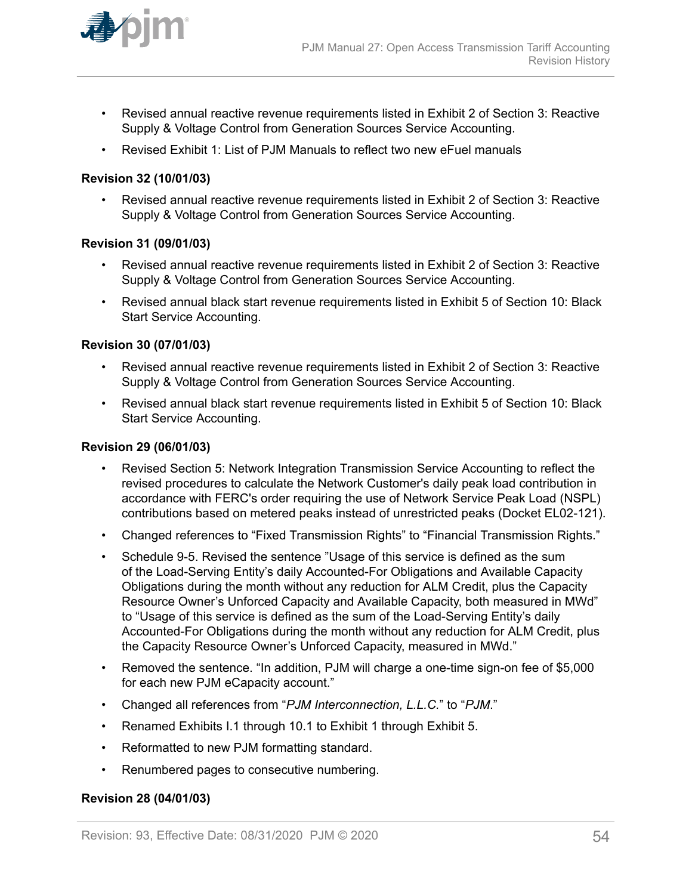- Revised annual reactive revenue requirements listed in Exhibit 2 of Section 3: Reactive Supply & Voltage Control from Generation Sources Service Accounting.
- Revised Exhibit 1: List of PJM Manuals to reflect two new eFuel manuals

**Revision 32 (10/01/03)**

- Revised annual reactive revenue requirements listed in Exhibit 2 of Section 3: Reactive Supply & Voltage Control from Generation Sources Service Accounting.

**Revision 31 (09/01/03)**

- Revised annual reactive revenue requirements listed in Exhibit 2 of Section 3: Reactive Supply & Voltage Control from Generation Sources Service Accounting.
- Revised annual black start revenue requirements listed in Exhibit 5 of Section 10: Black Start Service Accounting.

**Revision 30 (07/01/03)**

- Revised annual reactive revenue requirements listed in Exhibit 2 of Section 3: Reactive Supply & Voltage Control from Generation Sources Service Accounting.
- Revised annual black start revenue requirements listed in Exhibit 5 of Section 10: Black Start Service Accounting.

**Revision 29 (06/01/03)**

- Revised Section 5: Network Integration Transmission Service Accounting to reflect the revised procedures to calculate the Network Customer's daily peak load contribution in accordance with FERC's order requiring the use of Network Service Peak Load (NSPL) contributions based on metered peaks instead of unrestricted peaks (Docket EL02-121).
- Changed references to “Fixed Transmission Rights” to “Financial Transmission Rights.”
- Schedule 9-5. Revised the sentence ”Usage of this service is defined as the sum of the Load-Serving Entity’s daily Accounted-For Obligations and Available Capacity Obligations during the month without any reduction for ALM Credit, plus the Capacity Resource Owner’s Unforced Capacity and Available Capacity, both measured in MWd” to “Usage of this service is defined as the sum of the Load-Serving Entity’s daily Accounted-For Obligations during the month without any reduction for ALM Credit, plus the Capacity Resource Owner’s Unforced Capacity, measured in MWd.”
- Removed the sentence. “In addition, PJM will charge a one-time sign-on fee of $5,000 for each new PJM eCapacity account.”
- Changed all references from “*PJM Interconnection, L.L.C.*” to “*PJM*.”
- Renamed Exhibits I.1 through 10.1 to Exhibit 1 through Exhibit 5.
- Reformatted to new PJM formatting standard.
- Renumbered pages to consecutive numbering.

**Revision 28 (04/01/03)**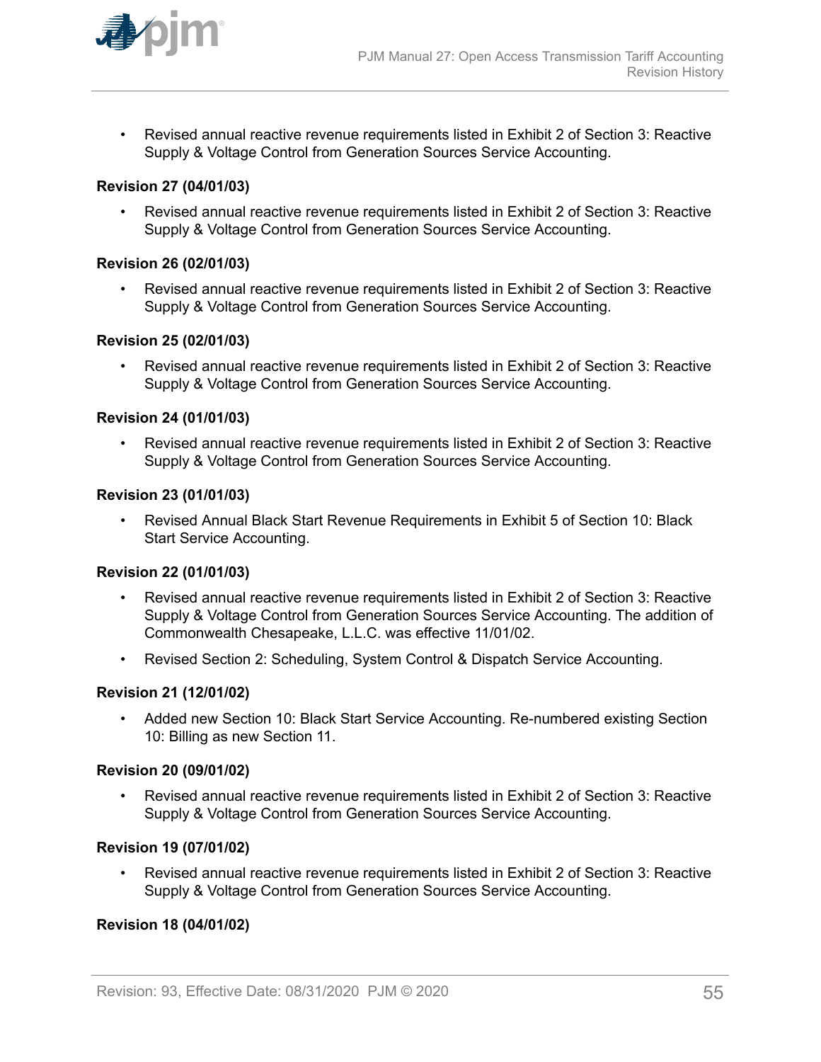- Revised annual reactive revenue requirements listed in Exhibit 2 of Section 3: Reactive Supply & Voltage Control from Generation Sources Service Accounting.

**Revision 27 (04/01/03)**

- Revised annual reactive revenue requirements listed in Exhibit 2 of Section 3: Reactive Supply & Voltage Control from Generation Sources Service Accounting.

**Revision 26 (02/01/03)**

- Revised annual reactive revenue requirements listed in Exhibit 2 of Section 3: Reactive Supply & Voltage Control from Generation Sources Service Accounting.

**Revision 25 (02/01/03)**

- Revised annual reactive revenue requirements listed in Exhibit 2 of Section 3: Reactive Supply & Voltage Control from Generation Sources Service Accounting.

**Revision 24 (01/01/03)**

- Revised annual reactive revenue requirements listed in Exhibit 2 of Section 3: Reactive Supply & Voltage Control from Generation Sources Service Accounting.

**Revision 23 (01/01/03)**

- Revised Annual Black Start Revenue Requirements in Exhibit 5 of Section 10: Black Start Service Accounting.

**Revision 22 (01/01/03)**

- Revised annual reactive revenue requirements listed in Exhibit 2 of Section 3: Reactive Supply & Voltage Control from Generation Sources Service Accounting. The addition of Commonwealth Chesapeake, L.L.C. was effective 11/01/02.
- Revised Section 2: Scheduling, System Control & Dispatch Service Accounting.

**Revision 21 (12/01/02)**

- Added new Section 10: Black Start Service Accounting. Re-numbered existing Section 10: Billing as new Section 11.

**Revision 20 (09/01/02)**

- Revised annual reactive revenue requirements listed in Exhibit 2 of Section 3: Reactive Supply & Voltage Control from Generation Sources Service Accounting.

**Revision 19 (07/01/02)**

- Revised annual reactive revenue requirements listed in Exhibit 2 of Section 3: Reactive Supply & Voltage Control from Generation Sources Service Accounting.

**Revision 18 (04/01/02)**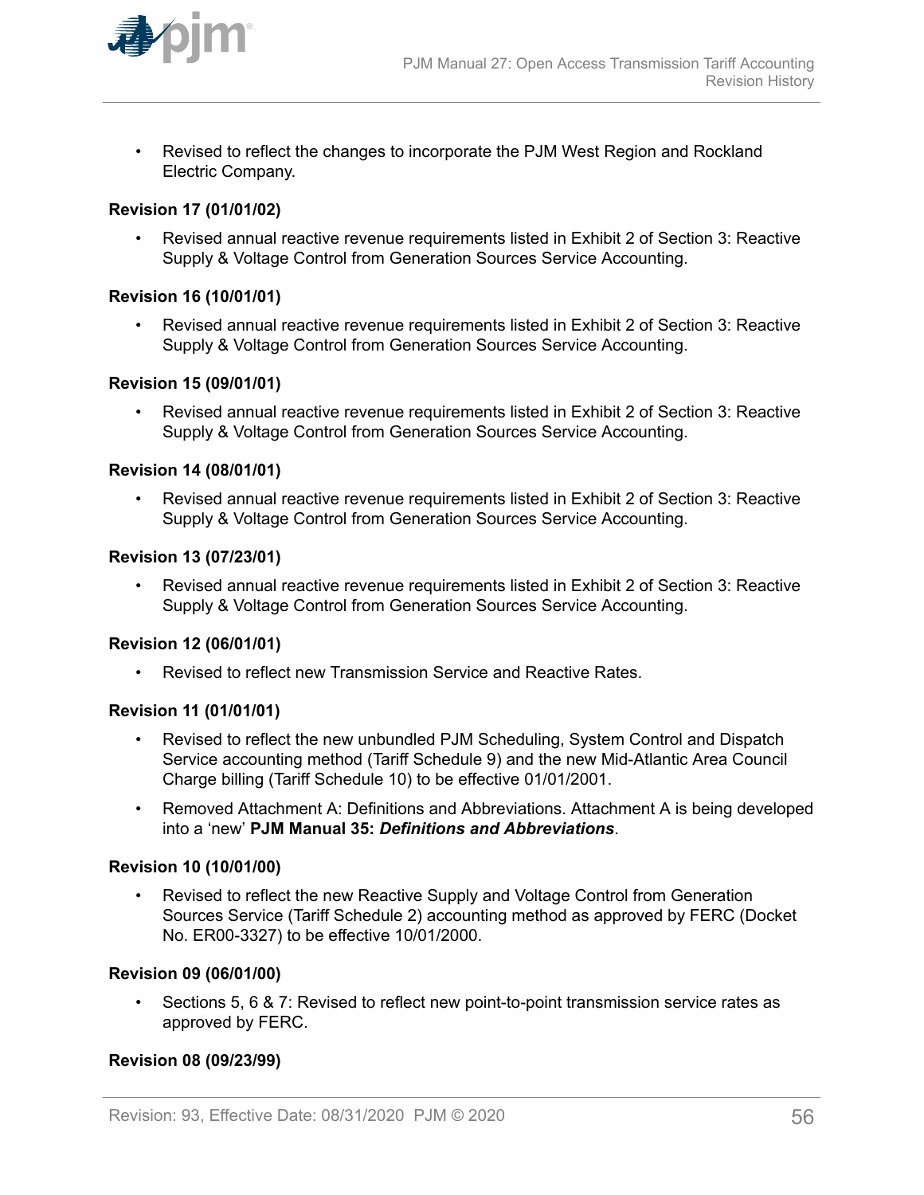- Revised to reflect the changes to incorporate the PJM West Region and Rockland Electric Company.

**Revision 17 (01/01/02)**

- Revised annual reactive revenue requirements listed in Exhibit 2 of Section 3: Reactive Supply & Voltage Control from Generation Sources Service Accounting.

**Revision 16 (10/01/01)**

- Revised annual reactive revenue requirements listed in Exhibit 2 of Section 3: Reactive Supply & Voltage Control from Generation Sources Service Accounting.

**Revision 15 (09/01/01)**

- Revised annual reactive revenue requirements listed in Exhibit 2 of Section 3: Reactive Supply & Voltage Control from Generation Sources Service Accounting.

**Revision 14 (08/01/01)**

- Revised annual reactive revenue requirements listed in Exhibit 2 of Section 3: Reactive Supply & Voltage Control from Generation Sources Service Accounting.

**Revision 13 (07/23/01)**

- Revised annual reactive revenue requirements listed in Exhibit 2 of Section 3: Reactive Supply & Voltage Control from Generation Sources Service Accounting.

**Revision 12 (06/01/01)**

- Revised to reflect new Transmission Service and Reactive Rates.

**Revision 11 (01/01/01)**

- Revised to reflect the new unbundled PJM Scheduling, System Control and Dispatch Service accounting method (Tariff Schedule 9) and the new Mid-Atlantic Area Council Charge billing (Tariff Schedule 10) to be effective 01/01/2001.
- Removed Attachment A: Definitions and Abbreviations. Attachment A is being developed into a 'new' **PJM Manual 35: *Definitions and Abbreviations***.

**Revision 10 (10/01/00)**

- Revised to reflect the new Reactive Supply and Voltage Control from Generation Sources Service (Tariff Schedule 2) accounting method as approved by FERC (Docket No. ER00-3327) to be effective 10/01/2000.

**Revision 09 (06/01/00)**

- Sections 5, 6 & 7: Revised to reflect new point-to-point transmission service rates as approved by FERC.

**Revision 08 (09/23/99)**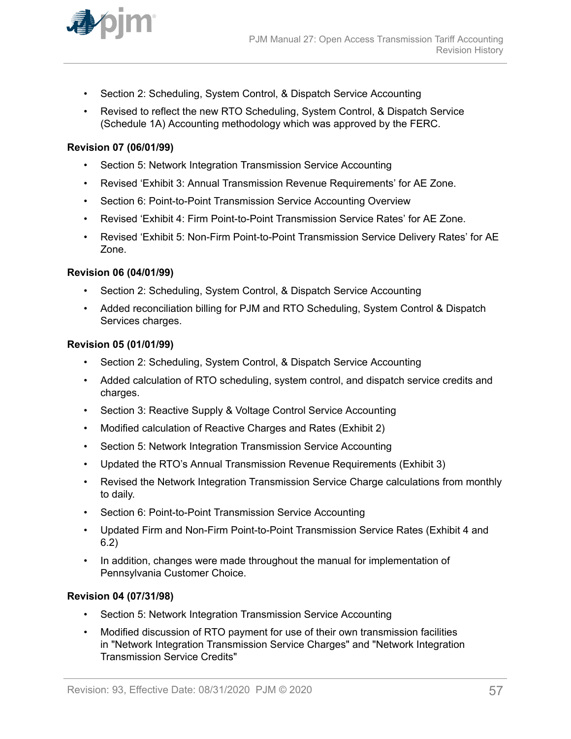- Section 2: Scheduling, System Control, & Dispatch Service Accounting
- Revised to reflect the new RTO Scheduling, System Control, & Dispatch Service (Schedule 1A) Accounting methodology which was approved by the FERC.

**Revision 07 (06/01/99)**

- Section 5: Network Integration Transmission Service Accounting
- Revised 'Exhibit 3: Annual Transmission Revenue Requirements' for AE Zone.
- Section 6: Point-to-Point Transmission Service Accounting Overview
- Revised 'Exhibit 4: Firm Point-to-Point Transmission Service Rates' for AE Zone.
- Revised 'Exhibit 5: Non-Firm Point-to-Point Transmission Service Delivery Rates' for AE Zone.

**Revision 06 (04/01/99)**

- Section 2: Scheduling, System Control, & Dispatch Service Accounting
- Added reconciliation billing for PJM and RTO Scheduling, System Control & Dispatch Services charges.

**Revision 05 (01/01/99)**

- Section 2: Scheduling, System Control, & Dispatch Service Accounting
- Added calculation of RTO scheduling, system control, and dispatch service credits and charges.
- Section 3: Reactive Supply & Voltage Control Service Accounting
- Modified calculation of Reactive Charges and Rates (Exhibit 2)
- Section 5: Network Integration Transmission Service Accounting
- Updated the RTO's Annual Transmission Revenue Requirements (Exhibit 3)
- Revised the Network Integration Transmission Service Charge calculations from monthly to daily.
- Section 6: Point-to-Point Transmission Service Accounting
- Updated Firm and Non-Firm Point-to-Point Transmission Service Rates (Exhibit 4 and 6.2)
- In addition, changes were made throughout the manual for implementation of Pennsylvania Customer Choice.

**Revision 04 (07/31/98)**

- Section 5: Network Integration Transmission Service Accounting
- Modified discussion of RTO payment for use of their own transmission facilities in "Network Integration Transmission Service Charges" and "Network Integration Transmission Service Credits"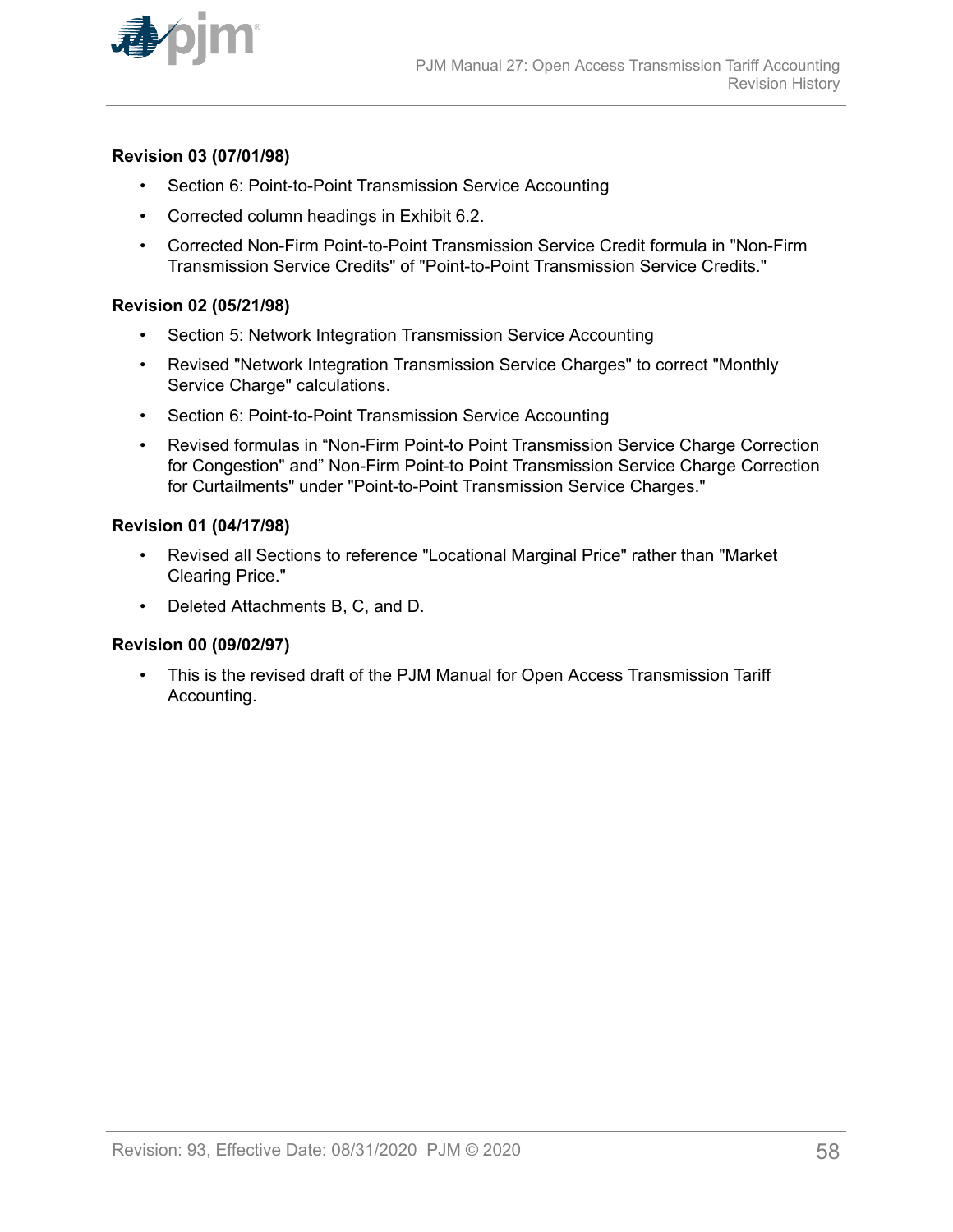**Revision 03 (07/01/98)**

- Section 6: Point-to-Point Transmission Service Accounting
- Corrected column headings in Exhibit 6.2.
- Corrected Non-Firm Point-to-Point Transmission Service Credit formula in "Non-Firm Transmission Service Credits" of "Point-to-Point Transmission Service Credits."

**Revision 02 (05/21/98)**

- Section 5: Network Integration Transmission Service Accounting
- Revised "Network Integration Transmission Service Charges" to correct "Monthly Service Charge" calculations.
- Section 6: Point-to-Point Transmission Service Accounting
- Revised formulas in "Non-Firm Point-to Point Transmission Service Charge Correction for Congestion" and" Non-Firm Point-to Point Transmission Service Charge Correction for Curtailments" under "Point-to-Point Transmission Service Charges."

**Revision 01 (04/17/98)**

- Revised all Sections to reference "Locational Marginal Price" rather than "Market Clearing Price."
- Deleted Attachments B, C, and D.

**Revision 00 (09/02/97)**

- This is the revised draft of the PJM Manual for Open Access Transmission Tariff Accounting.